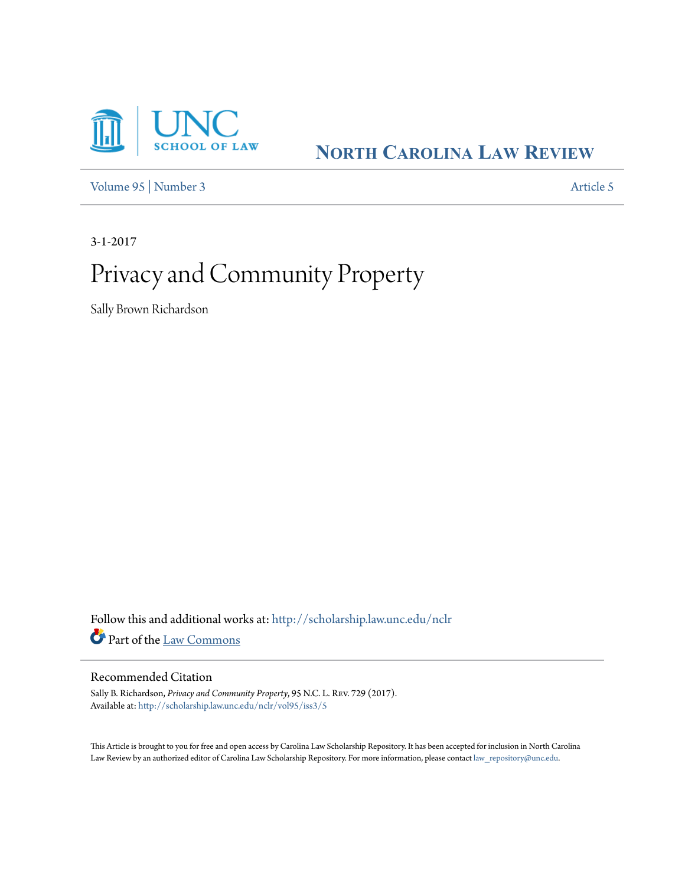UNC SCHOOL OF LAW

NORTH CAROLINA LAW REVIEW

Volume 95 | Number 3 Article 5

3-1-2017

# Privacy and Community Property

Sally Brown Richardson

Follow this and additional works at: http://scholarship.law.unc.edu/nclr

Part of the Law Commons

## Recommended Citation

Sally B. Richardson, *Privacy and Community Property*, 95 N.C. L. Rev. 729 (2017).
Available at: http://scholarship.law.unc.edu/nclr/vol95/iss3/5

This Article is brought to you for free and open access by Carolina Law Scholarship Repository. It has been accepted for inclusion in North Carolina Law Review by an authorized editor of Carolina Law Scholarship Repository. For more information, please contact law_repository@unc.edu.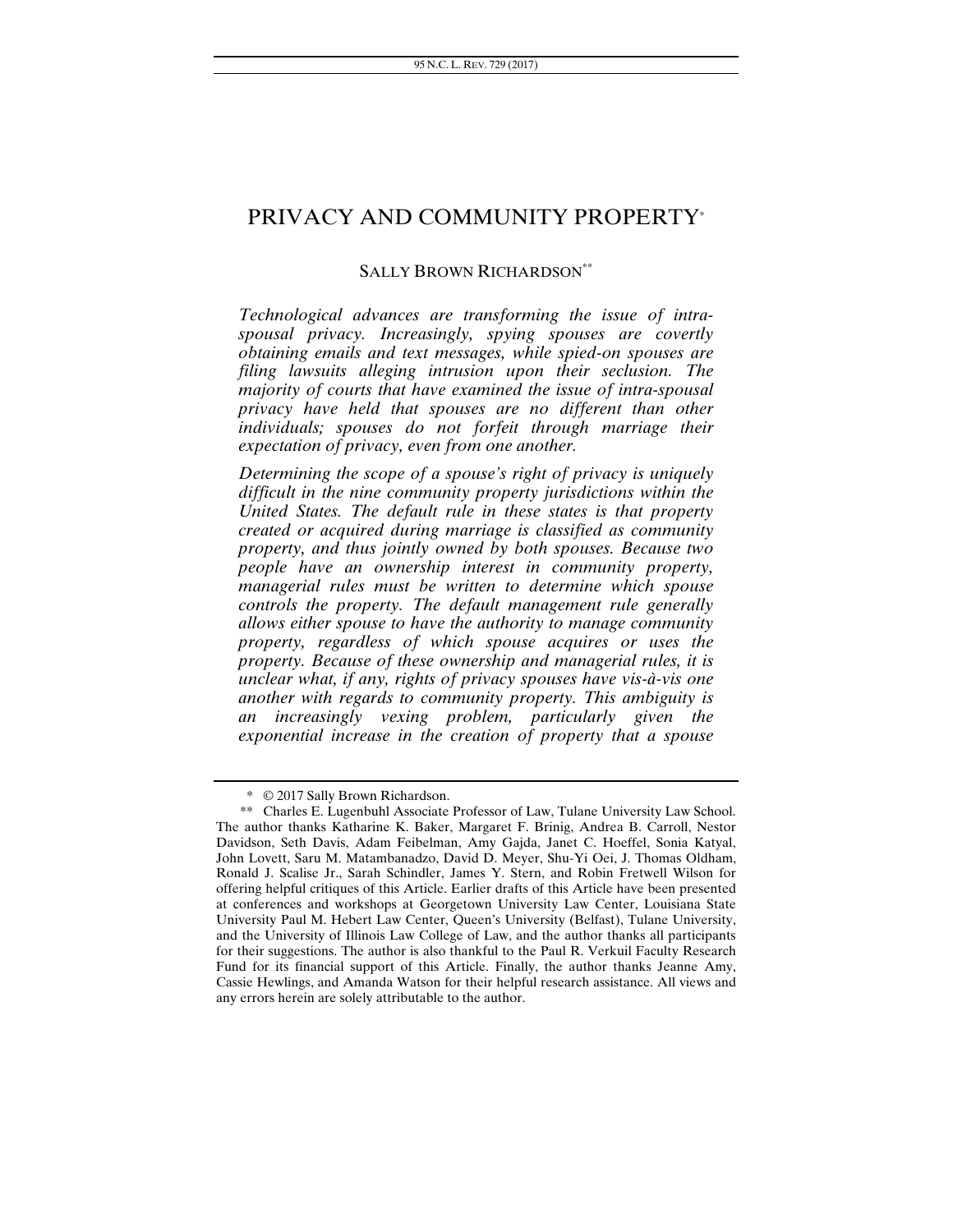# PRIVACY AND COMMUNITY PROPERTY[*]

SALLY BROWN RICHARDSON[**]

*Technological advances are transforming the issue of intra-spousal privacy. Increasingly, spying spouses are covertly obtaining emails and text messages, while spied-on spouses are filing lawsuits alleging intrusion upon their seclusion. The majority of courts that have examined the issue of intra-spousal privacy have held that spouses are no different than other individuals; spouses do not forfeit through marriage their expectation of privacy, even from one another.*

*Determining the scope of a spouse's right of privacy is uniquely difficult in the nine community property jurisdictions within the United States. The default rule in these states is that property created or acquired during marriage is classified as community property, and thus jointly owned by both spouses. Because two people have an ownership interest in community property, managerial rules must be written to determine which spouse controls the property. The default management rule generally allows either spouse to have the authority to manage community property, regardless of which spouse acquires or uses the property. Because of these ownership and managerial rules, it is unclear what, if any, rights of privacy spouses have vis-à-vis one another with regards to community property. This ambiguity is an increasingly vexing problem, particularly given the exponential increase in the creation of property that a spouse*

---

\* © 2017 Sally Brown Richardson.

\*\* Charles E. Lugenbuhl Associate Professor of Law, Tulane University Law School. The author thanks Katharine K. Baker, Margaret F. Brinig, Andrea B. Carroll, Nestor Davidson, Seth Davis, Adam Feibelman, Amy Gajda, Janet C. Hoeffel, Sonia Katyal, John Lovett, Saru M. Matambanadzo, David D. Meyer, Shu-Yi Oei, J. Thomas Oldham, Ronald J. Scalise Jr., Sarah Schindler, James Y. Stern, and Robin Fretwell Wilson for offering helpful critiques of this Article. Earlier drafts of this Article have been presented at conferences and workshops at Georgetown University Law Center, Louisiana State University Paul M. Hebert Law Center, Queen's University (Belfast), Tulane University, and the University of Illinois Law College of Law, and the author thanks all participants for their suggestions. The author is also thankful to the Paul R. Verkuil Faculty Research Fund for its financial support of this Article. Finally, the author thanks Jeanne Amy, Cassie Hewlings, and Amanda Watson for their helpful research assistance. All views and any errors herein are solely attributable to the author.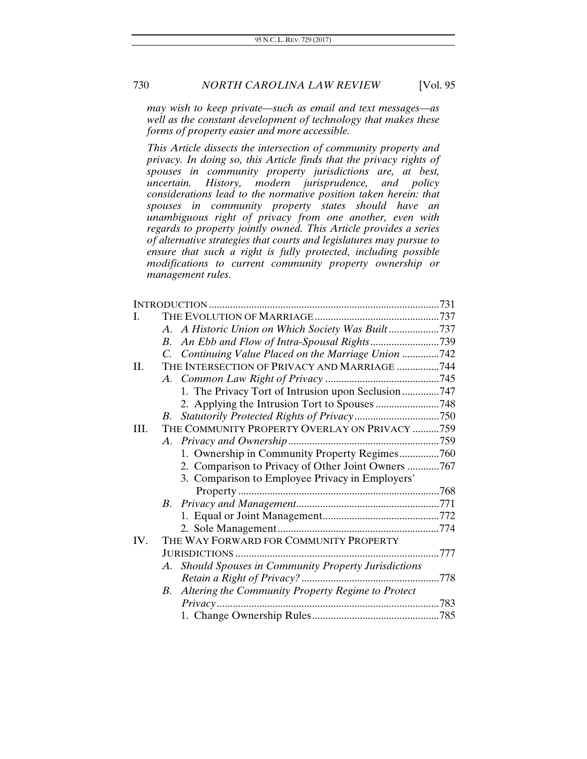*may wish to keep private—such as email and text messages—as well as the constant development of technology that makes these forms of property easier and more accessible.*

*This Article dissects the intersection of community property and privacy. In doing so, this Article finds that the privacy rights of spouses in community property jurisdictions are, at best, uncertain. History, modern jurisprudence, and policy considerations lead to the normative position taken herein: that spouses in community property states should have an unambiguous right of privacy from one another, even with regards to property jointly owned. This Article provides a series of alternative strategies that courts and legislatures may pursue to ensure that such a right is fully protected, including possible modifications to current community property ownership or management rules.*

INTRODUCTION ....... 731

I. THE EVOLUTION OF MARRIAGE ....... 737
- A. *A Historic Union on Which Society Was Built* ....... 737
- B. *An Ebb and Flow of Intra-Spousal Rights* ....... 739
- C. *Continuing Value Placed on the Marriage Union* ....... 742

II. THE INTERSECTION OF PRIVACY AND MARRIAGE ....... 744
- A. *Common Law Right of Privacy* ....... 745
  1. The Privacy Tort of Intrusion upon Seclusion ....... 747
  2. Applying the Intrusion Tort to Spouses ....... 748
- B. *Statutorily Protected Rights of Privacy* ....... 750

III. THE COMMUNITY PROPERTY OVERLAY ON PRIVACY ....... 759
- A. *Privacy and Ownership* ....... 759
  1. Ownership in Community Property Regimes ....... 760
  2. Comparison to Privacy of Other Joint Owners ....... 767
  3. Comparison to Employee Privacy in Employers' Property ....... 768
- B. *Privacy and Management* ....... 771
  1. Equal or Joint Management ....... 772
  2. Sole Management ....... 774

IV. THE WAY FORWARD FOR COMMUNITY PROPERTY JURISDICTIONS ....... 777
- A. *Should Spouses in Community Property Jurisdictions Retain a Right of Privacy?* ....... 778
- B. *Altering the Community Property Regime to Protect Privacy* ....... 783
  1. Change Ownership Rules ....... 785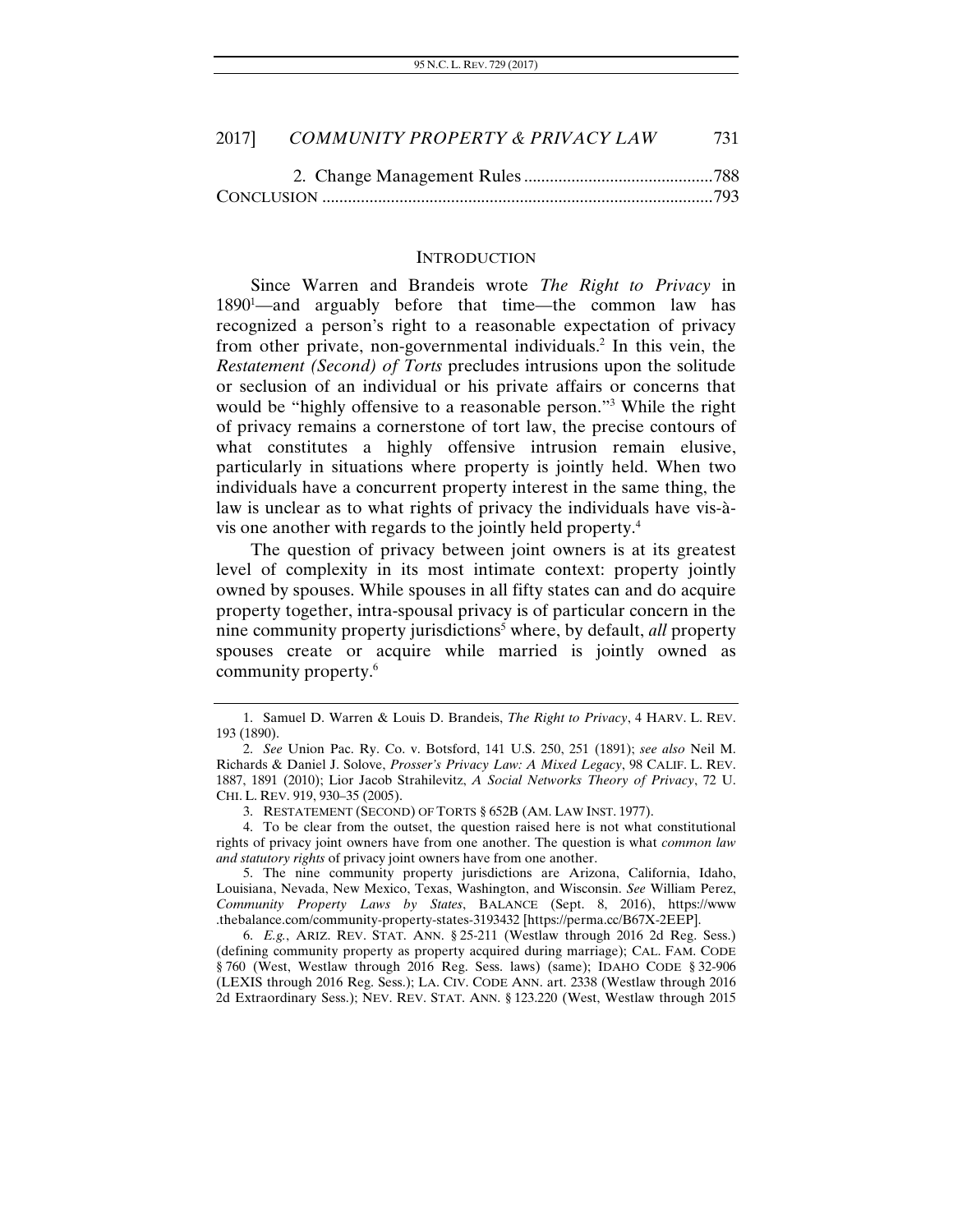2. Change Management Rules ............................................788

CONCLUSION ..........................................................................................793

## INTRODUCTION

Since Warren and Brandeis wrote *The Right to Privacy* in 1890[1]—and arguably before that time—the common law has recognized a person's right to a reasonable expectation of privacy from other private, non-governmental individuals.[2] In this vein, the *Restatement (Second) of Torts* precludes intrusions upon the solitude or seclusion of an individual or his private affairs or concerns that would be "highly offensive to a reasonable person."[3] While the right of privacy remains a cornerstone of tort law, the precise contours of what constitutes a highly offensive intrusion remain elusive, particularly in situations where property is jointly held. When two individuals have a concurrent property interest in the same thing, the law is unclear as to what rights of privacy the individuals have vis-à-vis one another with regards to the jointly held property.[4]

The question of privacy between joint owners is at its greatest level of complexity in its most intimate context: property jointly owned by spouses. While spouses in all fifty states can and do acquire property together, intra-spousal privacy is of particular concern in the nine community property jurisdictions[5] where, by default, *all* property spouses create or acquire while married is jointly owned as community property.[6]

---

1. Samuel D. Warren & Louis D. Brandeis, *The Right to Privacy*, 4 HARV. L. REV. 193 (1890).

2. *See* Union Pac. Ry. Co. v. Botsford, 141 U.S. 250, 251 (1891); *see also* Neil M. Richards & Daniel J. Solove, *Prosser's Privacy Law: A Mixed Legacy*, 98 CALIF. L. REV. 1887, 1891 (2010); Lior Jacob Strahilevitz, *A Social Networks Theory of Privacy*, 72 U. CHI. L. REV. 919, 930–35 (2005).

3. RESTATEMENT (SECOND) OF TORTS § 652B (AM. LAW INST. 1977).

4. To be clear from the outset, the question raised here is not what constitutional rights of privacy joint owners have from one another. The question is what *common law and statutory rights* of privacy joint owners have from one another.

5. The nine community property jurisdictions are Arizona, California, Idaho, Louisiana, Nevada, New Mexico, Texas, Washington, and Wisconsin. *See* William Perez, *Community Property Laws by States*, BALANCE (Sept. 8, 2016), https://www.thebalance.com/community-property-states-3193432 [https://perma.cc/B67X-2EEP].

6. *E.g.*, ARIZ. REV. STAT. ANN. § 25-211 (Westlaw through 2016 2d Reg. Sess.) (defining community property as property acquired during marriage); CAL. FAM. CODE § 760 (West, Westlaw through 2016 Reg. Sess. laws) (same); IDAHO CODE § 32-906 (LEXIS through 2016 Reg. Sess.); LA. CIV. CODE ANN. art. 2338 (Westlaw through 2016 2d Extraordinary Sess.); NEV. REV. STAT. ANN. § 123.220 (West, Westlaw through 2015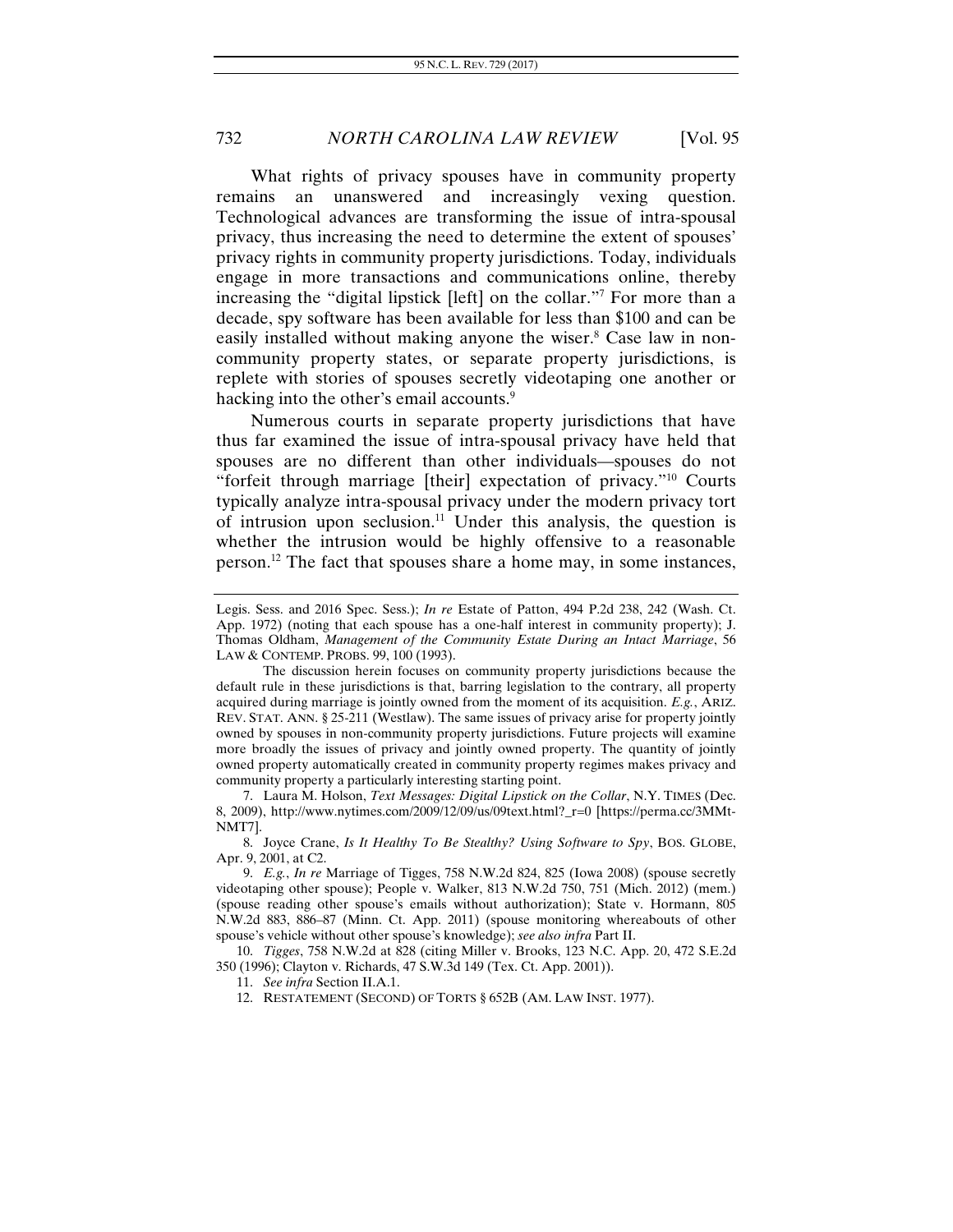What rights of privacy spouses have in community property remains an unanswered and increasingly vexing question. Technological advances are transforming the issue of intra-spousal privacy, thus increasing the need to determine the extent of spouses' privacy rights in community property jurisdictions. Today, individuals engage in more transactions and communications online, thereby increasing the "digital lipstick [left] on the collar."[7] For more than a decade, spy software has been available for less than $100 and can be easily installed without making anyone the wiser.[8] Case law in non-community property states, or separate property jurisdictions, is replete with stories of spouses secretly videotaping one another or hacking into the other's email accounts.[9]

Numerous courts in separate property jurisdictions that have thus far examined the issue of intra-spousal privacy have held that spouses are no different than other individuals—spouses do not "forfeit through marriage [their] expectation of privacy."[10] Courts typically analyze intra-spousal privacy under the modern privacy tort of intrusion upon seclusion.[11] Under this analysis, the question is whether the intrusion would be highly offensive to a reasonable person.[12] The fact that spouses share a home may, in some instances,

---

Legis. Sess. and 2016 Spec. Sess.); *In re* Estate of Patton, 494 P.2d 238, 242 (Wash. Ct. App. 1972) (noting that each spouse has a one-half interest in community property); J. Thomas Oldham, *Management of the Community Estate During an Intact Marriage*, 56 LAW & CONTEMP. PROBS. 99, 100 (1993).

The discussion herein focuses on community property jurisdictions because the default rule in these jurisdictions is that, barring legislation to the contrary, all property acquired during marriage is jointly owned from the moment of its acquisition. *E.g.*, ARIZ. REV. STAT. ANN. § 25-211 (Westlaw). The same issues of privacy arise for property jointly owned by spouses in non-community property jurisdictions. Future projects will examine more broadly the issues of privacy and jointly owned property. The quantity of jointly owned property automatically created in community property regimes makes privacy and community property a particularly interesting starting point.

7. Laura M. Holson, *Text Messages: Digital Lipstick on the Collar*, N.Y. TIMES (Dec. 8, 2009), http://www.nytimes.com/2009/12/09/us/09text.html?_r=0 [https://perma.cc/3MMt-NMT7].

8. Joyce Crane, *Is It Healthy To Be Stealthy? Using Software to Spy*, BOS. GLOBE, Apr. 9, 2001, at C2.

9. *E.g.*, *In re* Marriage of Tigges, 758 N.W.2d 824, 825 (Iowa 2008) (spouse secretly videotaping other spouse); People v. Walker, 813 N.W.2d 750, 751 (Mich. 2012) (mem.) (spouse reading other spouse's emails without authorization); State v. Hormann, 805 N.W.2d 883, 886–87 (Minn. Ct. App. 2011) (spouse monitoring whereabouts of other spouse's vehicle without other spouse's knowledge); *see also infra* Part II.

10. *Tigges*, 758 N.W.2d at 828 (citing Miller v. Brooks, 123 N.C. App. 20, 472 S.E.2d 350 (1996); Clayton v. Richards, 47 S.W.3d 149 (Tex. Ct. App. 2001)).

11. *See infra* Section II.A.1.

12. RESTATEMENT (SECOND) OF TORTS § 652B (AM. LAW INST. 1977).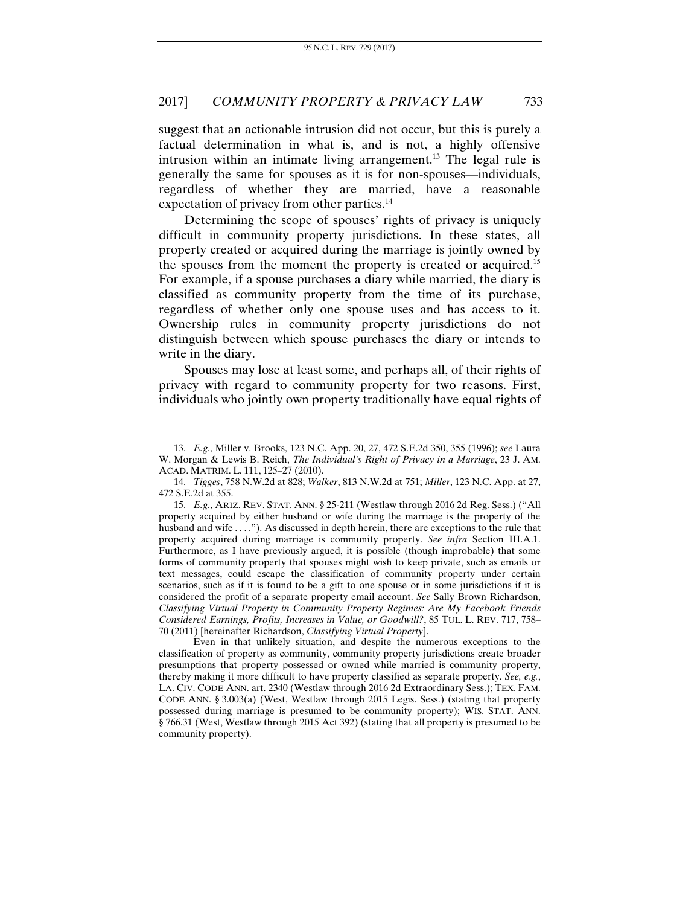suggest that an actionable intrusion did not occur, but this is purely a factual determination in what is, and is not, a highly offensive intrusion within an intimate living arrangement.[13] The legal rule is generally the same for spouses as it is for non-spouses—individuals, regardless of whether they are married, have a reasonable expectation of privacy from other parties.[14]

Determining the scope of spouses' rights of privacy is uniquely difficult in community property jurisdictions. In these states, all property created or acquired during the marriage is jointly owned by the spouses from the moment the property is created or acquired.[15] For example, if a spouse purchases a diary while married, the diary is classified as community property from the time of its purchase, regardless of whether only one spouse uses and has access to it. Ownership rules in community property jurisdictions do not distinguish between which spouse purchases the diary or intends to write in the diary.

Spouses may lose at least some, and perhaps all, of their rights of privacy with regard to community property for two reasons. First, individuals who jointly own property traditionally have equal rights of

---

13. *E.g.*, Miller v. Brooks, 123 N.C. App. 20, 27, 472 S.E.2d 350, 355 (1996); *see* Laura W. Morgan & Lewis B. Reich, *The Individual's Right of Privacy in a Marriage*, 23 J. AM. ACAD. MATRIM. L. 111, 125–27 (2010).

14. *Tigges*, 758 N.W.2d at 828; *Walker*, 813 N.W.2d at 751; *Miller*, 123 N.C. App. at 27, 472 S.E.2d at 355.

15. *E.g.*, ARIZ. REV. STAT. ANN. § 25-211 (Westlaw through 2016 2d Reg. Sess.) ("All property acquired by either husband or wife during the marriage is the property of the husband and wife . . . ."). As discussed in depth herein, there are exceptions to the rule that property acquired during marriage is community property. *See infra* Section III.A.1. Furthermore, as I have previously argued, it is possible (though improbable) that some forms of community property that spouses might wish to keep private, such as emails or text messages, could escape the classification of community property under certain scenarios, such as if it is found to be a gift to one spouse or in some jurisdictions if it is considered the profit of a separate property email account. *See* Sally Brown Richardson, *Classifying Virtual Property in Community Property Regimes: Are My Facebook Friends Considered Earnings, Profits, Increases in Value, or Goodwill?*, 85 TUL. L. REV. 717, 758–70 (2011) [hereinafter Richardson, *Classifying Virtual Property*].

Even in that unlikely situation, and despite the numerous exceptions to the classification of property as community, community property jurisdictions create broader presumptions that property possessed or owned while married is community property, thereby making it more difficult to have property classified as separate property. *See, e.g.*, LA. CIV. CODE ANN. art. 2340 (Westlaw through 2016 2d Extraordinary Sess.); TEX. FAM. CODE ANN. § 3.003(a) (West, Westlaw through 2015 Legis. Sess.) (stating that property possessed during marriage is presumed to be community property); WIS. STAT. ANN. § 766.31 (West, Westlaw through 2015 Act 392) (stating that all property is presumed to be community property).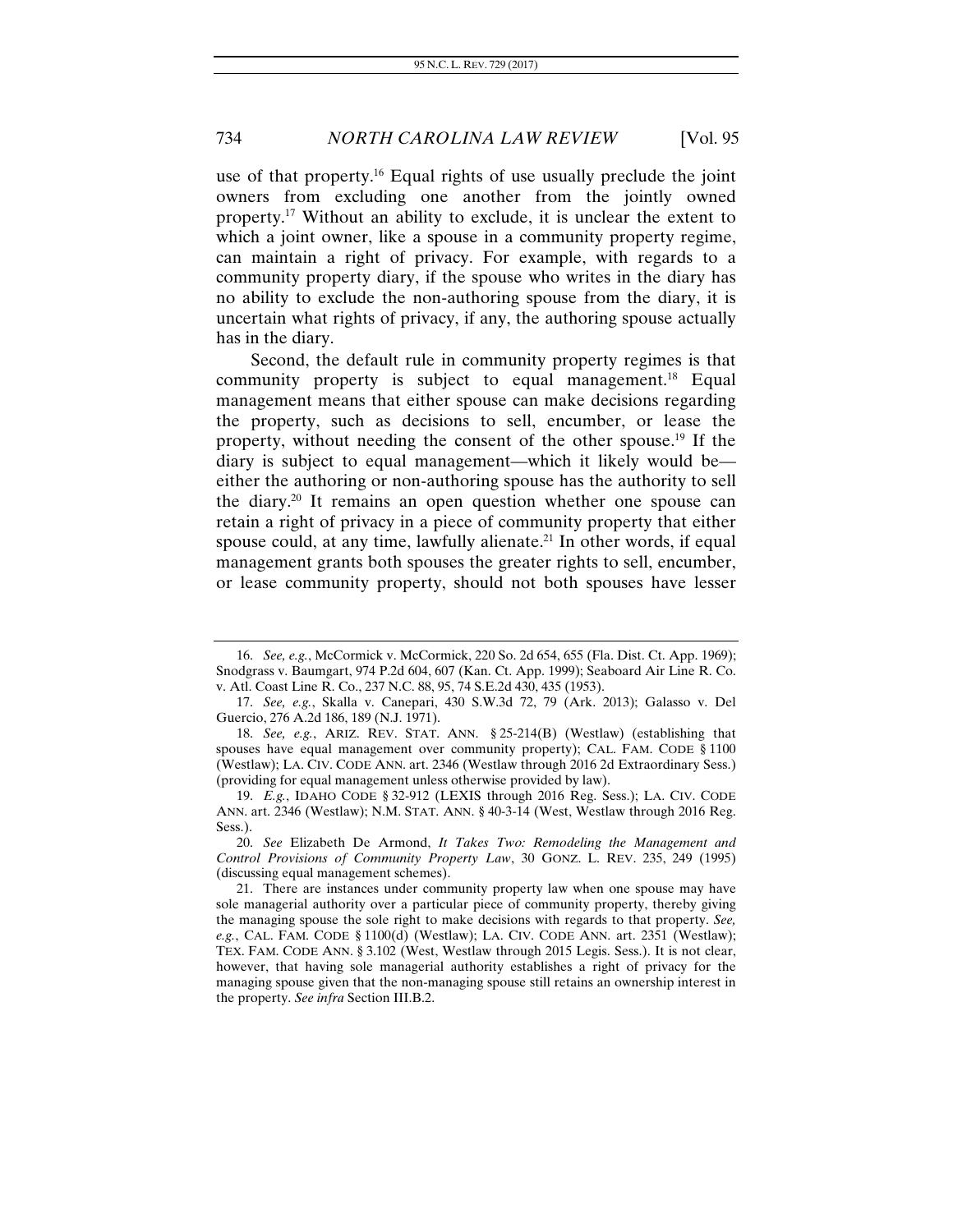use of that property.[16] Equal rights of use usually preclude the joint owners from excluding one another from the jointly owned property.[17] Without an ability to exclude, it is unclear the extent to which a joint owner, like a spouse in a community property regime, can maintain a right of privacy. For example, with regards to a community property diary, if the spouse who writes in the diary has no ability to exclude the non-authoring spouse from the diary, it is uncertain what rights of privacy, if any, the authoring spouse actually has in the diary.

Second, the default rule in community property regimes is that community property is subject to equal management.[18] Equal management means that either spouse can make decisions regarding the property, such as decisions to sell, encumber, or lease the property, without needing the consent of the other spouse.[19] If the diary is subject to equal management—which it likely would be—either the authoring or non-authoring spouse has the authority to sell the diary.[20] It remains an open question whether one spouse can retain a right of privacy in a piece of community property that either spouse could, at any time, lawfully alienate.[21] In other words, if equal management grants both spouses the greater rights to sell, encumber, or lease community property, should not both spouses have lesser

---

16. *See, e.g.*, McCormick v. McCormick, 220 So. 2d 654, 655 (Fla. Dist. Ct. App. 1969); Snodgrass v. Baumgart, 974 P.2d 604, 607 (Kan. Ct. App. 1999); Seaboard Air Line R. Co. v. Atl. Coast Line R. Co., 237 N.C. 88, 95, 74 S.E.2d 430, 435 (1953).

17. *See, e.g.*, Skalla v. Canepari, 430 S.W.3d 72, 79 (Ark. 2013); Galasso v. Del Guercio, 276 A.2d 186, 189 (N.J. 1971).

18. *See, e.g.*, ARIZ. REV. STAT. ANN. § 25-214(B) (Westlaw) (establishing that spouses have equal management over community property); CAL. FAM. CODE § 1100 (Westlaw); LA. CIV. CODE ANN. art. 2346 (Westlaw through 2016 2d Extraordinary Sess.) (providing for equal management unless otherwise provided by law).

19. *E.g.*, IDAHO CODE § 32-912 (LEXIS through 2016 Reg. Sess.); LA. CIV. CODE ANN. art. 2346 (Westlaw); N.M. STAT. ANN. § 40-3-14 (West, Westlaw through 2016 Reg. Sess.).

20. *See* Elizabeth De Armond, *It Takes Two: Remodeling the Management and Control Provisions of Community Property Law*, 30 GONZ. L. REV. 235, 249 (1995) (discussing equal management schemes).

21. There are instances under community property law when one spouse may have sole managerial authority over a particular piece of community property, thereby giving the managing spouse the sole right to make decisions with regards to that property. *See, e.g.*, CAL. FAM. CODE § 1100(d) (Westlaw); LA. CIV. CODE ANN. art. 2351 (Westlaw); TEX. FAM. CODE ANN. § 3.102 (West, Westlaw through 2015 Legis. Sess.). It is not clear, however, that having sole managerial authority establishes a right of privacy for the managing spouse given that the non-managing spouse still retains an ownership interest in the property. *See infra* Section III.B.2.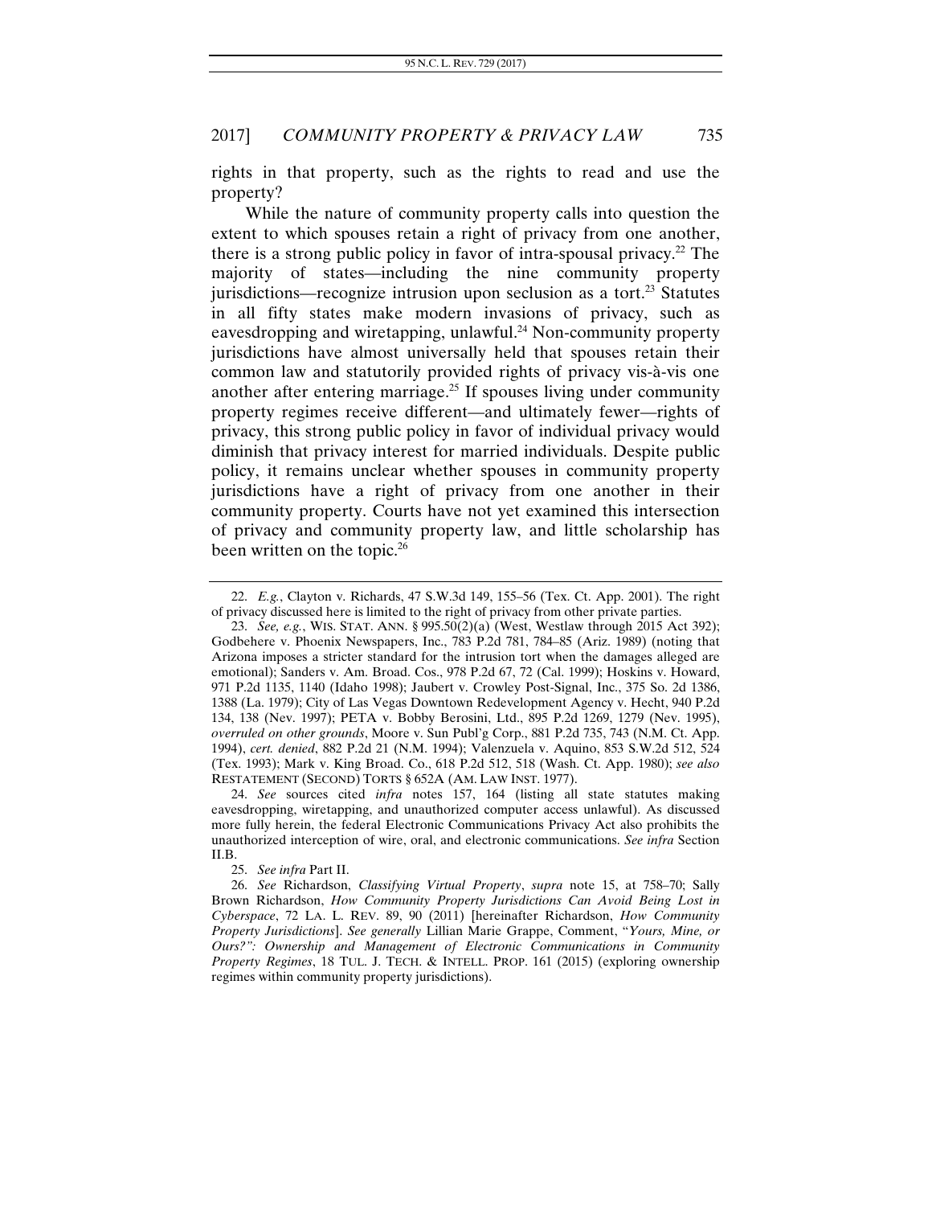rights in that property, such as the rights to read and use the property?

While the nature of community property calls into question the extent to which spouses retain a right of privacy from one another, there is a strong public policy in favor of intra-spousal privacy.[22] The majority of states—including the nine community property jurisdictions—recognize intrusion upon seclusion as a tort.[23] Statutes in all fifty states make modern invasions of privacy, such as eavesdropping and wiretapping, unlawful.[24] Non-community property jurisdictions have almost universally held that spouses retain their common law and statutorily provided rights of privacy vis-à-vis one another after entering marriage.[25] If spouses living under community property regimes receive different—and ultimately fewer—rights of privacy, this strong public policy in favor of individual privacy would diminish that privacy interest for married individuals. Despite public policy, it remains unclear whether spouses in community property jurisdictions have a right of privacy from one another in their community property. Courts have not yet examined this intersection of privacy and community property law, and little scholarship has been written on the topic.[26]

---

22. *E.g.*, Clayton v. Richards, 47 S.W.3d 149, 155–56 (Tex. Ct. App. 2001). The right of privacy discussed here is limited to the right of privacy from other private parties.

23. *See, e.g.*, WIS. STAT. ANN. § 995.50(2)(a) (West, Westlaw through 2015 Act 392); Godbehere v. Phoenix Newspapers, Inc., 783 P.2d 781, 784–85 (Ariz. 1989) (noting that Arizona imposes a stricter standard for the intrusion tort when the damages alleged are emotional); Sanders v. Am. Broad. Cos., 978 P.2d 67, 72 (Cal. 1999); Hoskins v. Howard, 971 P.2d 1135, 1140 (Idaho 1998); Jaubert v. Crowley Post-Signal, Inc., 375 So. 2d 1386, 1388 (La. 1979); City of Las Vegas Downtown Redevelopment Agency v. Hecht, 940 P.2d 134, 138 (Nev. 1997); PETA v. Bobby Berosini, Ltd., 895 P.2d 1269, 1279 (Nev. 1995), *overruled on other grounds*, Moore v. Sun Publ'g Corp., 881 P.2d 735, 743 (N.M. Ct. App. 1994), *cert. denied*, 882 P.2d 21 (N.M. 1994); Valenzuela v. Aquino, 853 S.W.2d 512, 524 (Tex. 1993); Mark v. King Broad. Co., 618 P.2d 512, 518 (Wash. Ct. App. 1980); *see also* RESTATEMENT (SECOND) TORTS § 652A (AM. LAW INST. 1977).

24. *See* sources cited *infra* notes 157, 164 (listing all state statutes making eavesdropping, wiretapping, and unauthorized computer access unlawful). As discussed more fully herein, the federal Electronic Communications Privacy Act also prohibits the unauthorized interception of wire, oral, and electronic communications. *See infra* Section II.B.

25. *See infra* Part II.

26. *See* Richardson, *Classifying Virtual Property*, *supra* note 15, at 758–70; Sally Brown Richardson, *How Community Property Jurisdictions Can Avoid Being Lost in Cyberspace*, 72 LA. L. REV. 89, 90 (2011) [hereinafter Richardson, *How Community Property Jurisdictions*]. *See generally* Lillian Marie Grappe, Comment, "*Yours, Mine, or Ours?": Ownership and Management of Electronic Communications in Community Property Regimes*, 18 TUL. J. TECH. & INTELL. PROP. 161 (2015) (exploring ownership regimes within community property jurisdictions).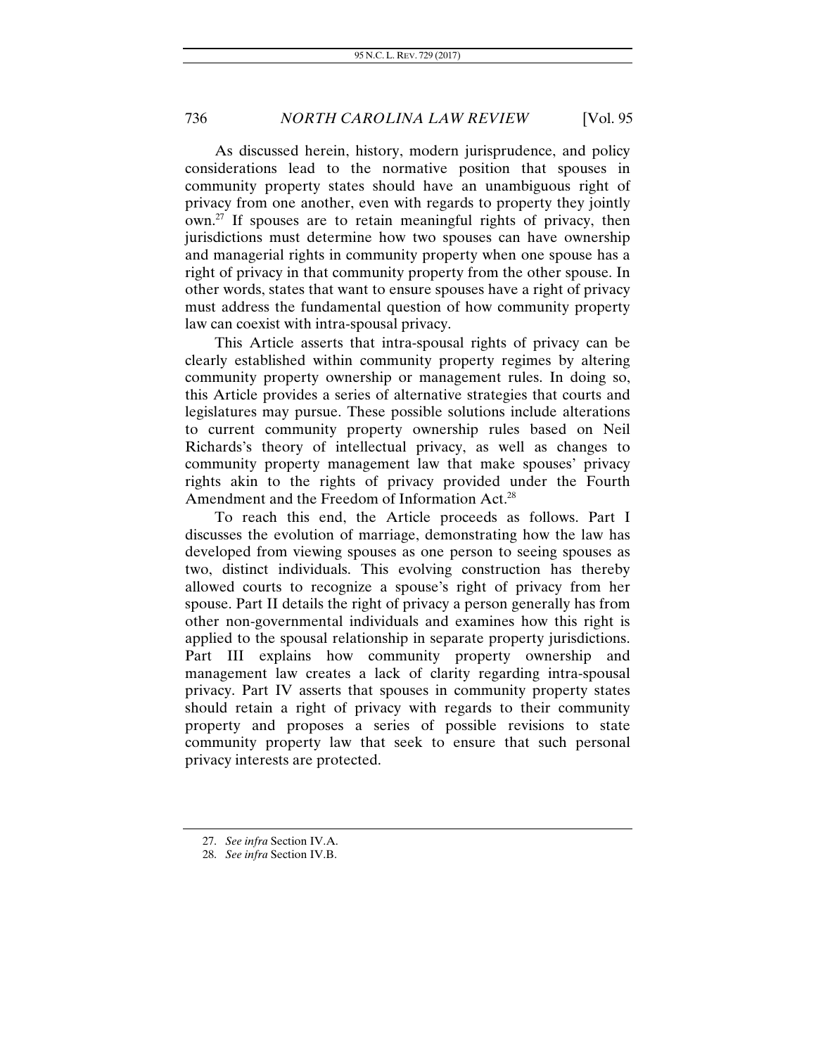As discussed herein, history, modern jurisprudence, and policy considerations lead to the normative position that spouses in community property states should have an unambiguous right of privacy from one another, even with regards to property they jointly own.[27] If spouses are to retain meaningful rights of privacy, then jurisdictions must determine how two spouses can have ownership and managerial rights in community property when one spouse has a right of privacy in that community property from the other spouse. In other words, states that want to ensure spouses have a right of privacy must address the fundamental question of how community property law can coexist with intra-spousal privacy.

This Article asserts that intra-spousal rights of privacy can be clearly established within community property regimes by altering community property ownership or management rules. In doing so, this Article provides a series of alternative strategies that courts and legislatures may pursue. These possible solutions include alterations to current community property ownership rules based on Neil Richards's theory of intellectual privacy, as well as changes to community property management law that make spouses' privacy rights akin to the rights of privacy provided under the Fourth Amendment and the Freedom of Information Act.[28]

To reach this end, the Article proceeds as follows. Part I discusses the evolution of marriage, demonstrating how the law has developed from viewing spouses as one person to seeing spouses as two, distinct individuals. This evolving construction has thereby allowed courts to recognize a spouse's right of privacy from her spouse. Part II details the right of privacy a person generally has from other non-governmental individuals and examines how this right is applied to the spousal relationship in separate property jurisdictions. Part III explains how community property ownership and management law creates a lack of clarity regarding intra-spousal privacy. Part IV asserts that spouses in community property states should retain a right of privacy with regards to their community property and proposes a series of possible revisions to state community property law that seek to ensure that such personal privacy interests are protected.

---

27. *See infra* Section IV.A.

28. *See infra* Section IV.B.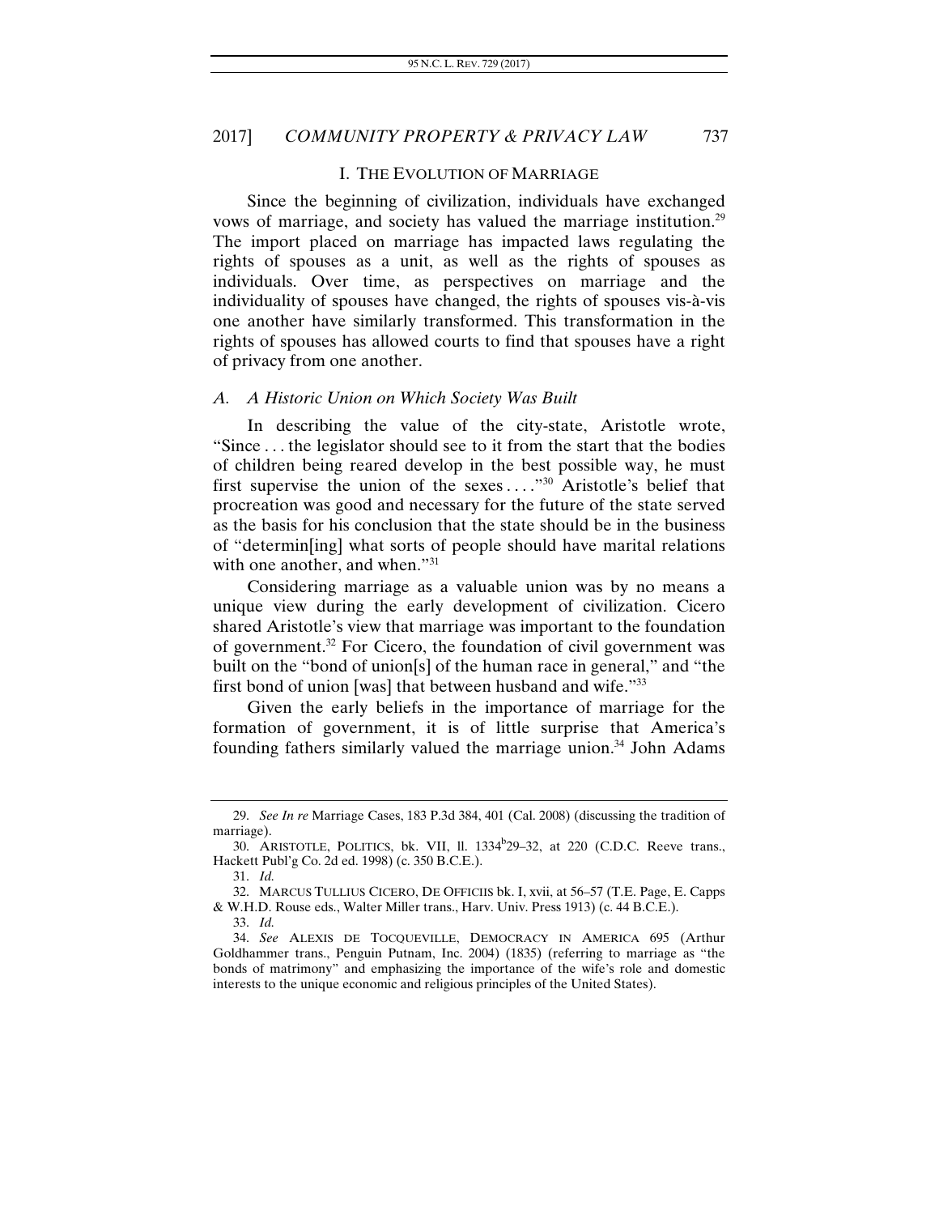## I. THE EVOLUTION OF MARRIAGE

Since the beginning of civilization, individuals have exchanged vows of marriage, and society has valued the marriage institution.[29] The import placed on marriage has impacted laws regulating the rights of spouses as a unit, as well as the rights of spouses as individuals. Over time, as perspectives on marriage and the individuality of spouses have changed, the rights of spouses vis-à-vis one another have similarly transformed. This transformation in the rights of spouses has allowed courts to find that spouses have a right of privacy from one another.

### *A. A Historic Union on Which Society Was Built*

In describing the value of the city-state, Aristotle wrote, "Since . . . the legislator should see to it from the start that the bodies of children being reared develop in the best possible way, he must first supervise the union of the sexes . . . ."[30] Aristotle's belief that procreation was good and necessary for the future of the state served as the basis for his conclusion that the state should be in the business of "determin[ing] what sorts of people should have marital relations with one another, and when."[31]

Considering marriage as a valuable union was by no means a unique view during the early development of civilization. Cicero shared Aristotle's view that marriage was important to the foundation of government.[32] For Cicero, the foundation of civil government was built on the "bond of union[s] of the human race in general," and "the first bond of union [was] that between husband and wife."[33]

Given the early beliefs in the importance of marriage for the formation of government, it is of little surprise that America's founding fathers similarly valued the marriage union.[34] John Adams

---

29. *See In re* Marriage Cases, 183 P.3d 384, 401 (Cal. 2008) (discussing the tradition of marriage).

30. ARISTOTLE, POLITICS, bk. VII, ll. $1334^b$29–32, at 220 (C.D.C. Reeve trans., Hackett Publ'g Co. 2d ed. 1998) (c. 350 B.C.E.).

31. *Id.*

32. MARCUS TULLIUS CICERO, DE OFFICIIS bk. I, xvii, at 56–57 (T.E. Page, E. Capps & W.H.D. Rouse eds., Walter Miller trans., Harv. Univ. Press 1913) (c. 44 B.C.E.).

33. *Id.*

34. *See* ALEXIS DE TOCQUEVILLE, DEMOCRACY IN AMERICA 695 (Arthur Goldhammer trans., Penguin Putnam, Inc. 2004) (1835) (referring to marriage as "the bonds of matrimony" and emphasizing the importance of the wife's role and domestic interests to the unique economic and religious principles of the United States).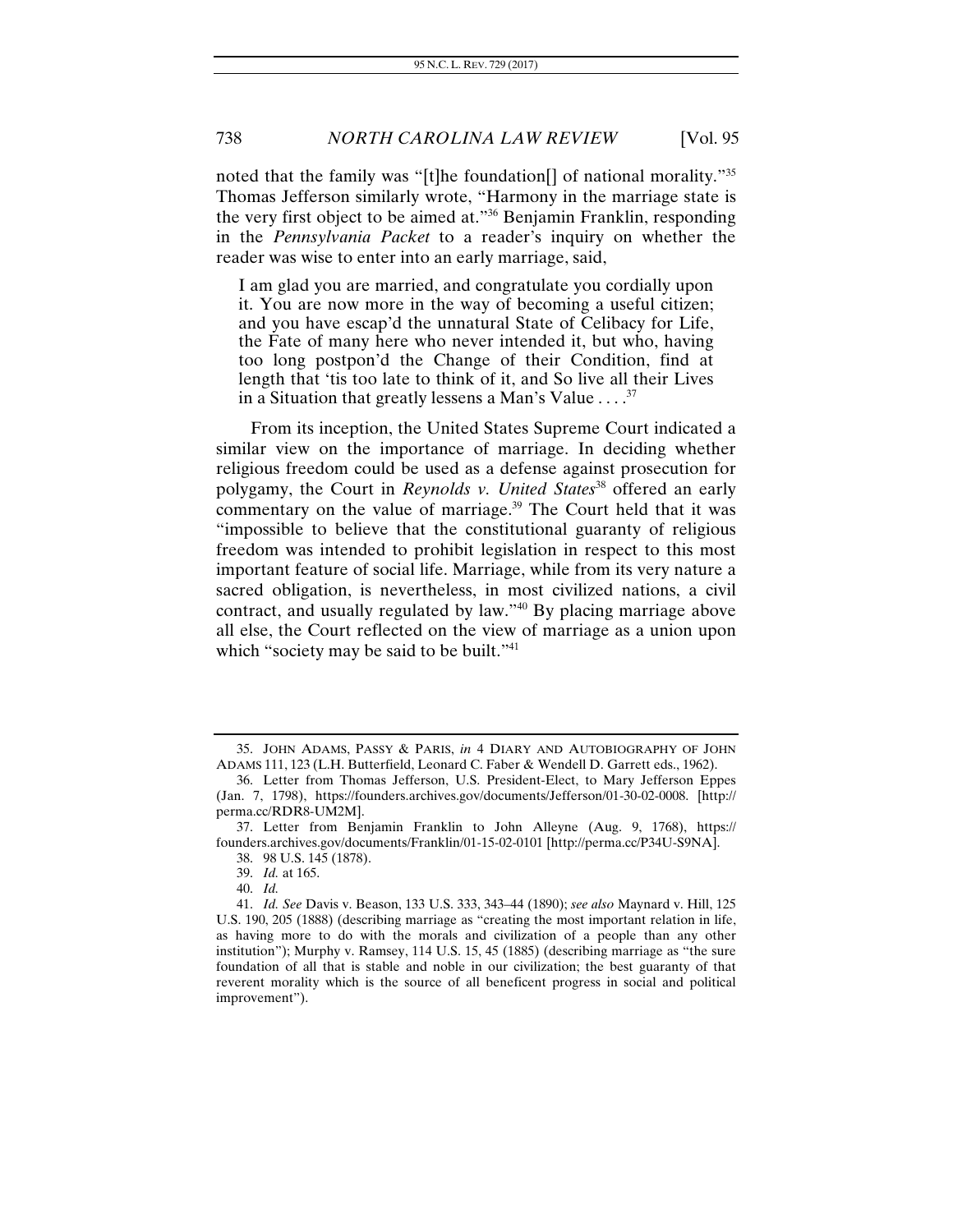noted that the family was "[t]he foundation[] of national morality."[35] Thomas Jefferson similarly wrote, "Harmony in the marriage state is the very first object to be aimed at."[36] Benjamin Franklin, responding in the *Pennsylvania Packet* to a reader's inquiry on whether the reader was wise to enter into an early marriage, said,

> I am glad you are married, and congratulate you cordially upon it. You are now more in the way of becoming a useful citizen; and you have escap'd the unnatural State of Celibacy for Life, the Fate of many here who never intended it, but who, having too long postpon'd the Change of their Condition, find at length that 'tis too late to think of it, and So live all their Lives in a Situation that greatly lessens a Man's Value . . . .[37]

From its inception, the United States Supreme Court indicated a similar view on the importance of marriage. In deciding whether religious freedom could be used as a defense against prosecution for polygamy, the Court in *Reynolds v. United States*[38] offered an early commentary on the value of marriage.[39] The Court held that it was "impossible to believe that the constitutional guaranty of religious freedom was intended to prohibit legislation in respect to this most important feature of social life. Marriage, while from its very nature a sacred obligation, is nevertheless, in most civilized nations, a civil contract, and usually regulated by law."[40] By placing marriage above all else, the Court reflected on the view of marriage as a union upon which "society may be said to be built."[41]

---

35. JOHN ADAMS, PASSY & PARIS, *in* 4 DIARY AND AUTOBIOGRAPHY OF JOHN ADAMS 111, 123 (L.H. Butterfield, Leonard C. Faber & Wendell D. Garrett eds., 1962).

36. Letter from Thomas Jefferson, U.S. President-Elect, to Mary Jefferson Eppes (Jan. 7, 1798), https://founders.archives.gov/documents/Jefferson/01-30-02-0008. [http://perma.cc/RDR8-UM2M].

37. Letter from Benjamin Franklin to John Alleyne (Aug. 9, 1768), https://founders.archives.gov/documents/Franklin/01-15-02-0101 [http://perma.cc/P34U-S9NA].

38. 98 U.S. 145 (1878).

39. *Id.* at 165.

40. *Id.*

41. *Id. See* Davis v. Beason, 133 U.S. 333, 343–44 (1890); *see also* Maynard v. Hill, 125 U.S. 190, 205 (1888) (describing marriage as "creating the most important relation in life, as having more to do with the morals and civilization of a people than any other institution"); Murphy v. Ramsey, 114 U.S. 15, 45 (1885) (describing marriage as "the sure foundation of all that is stable and noble in our civilization; the best guaranty of that reverent morality which is the source of all beneficent progress in social and political improvement").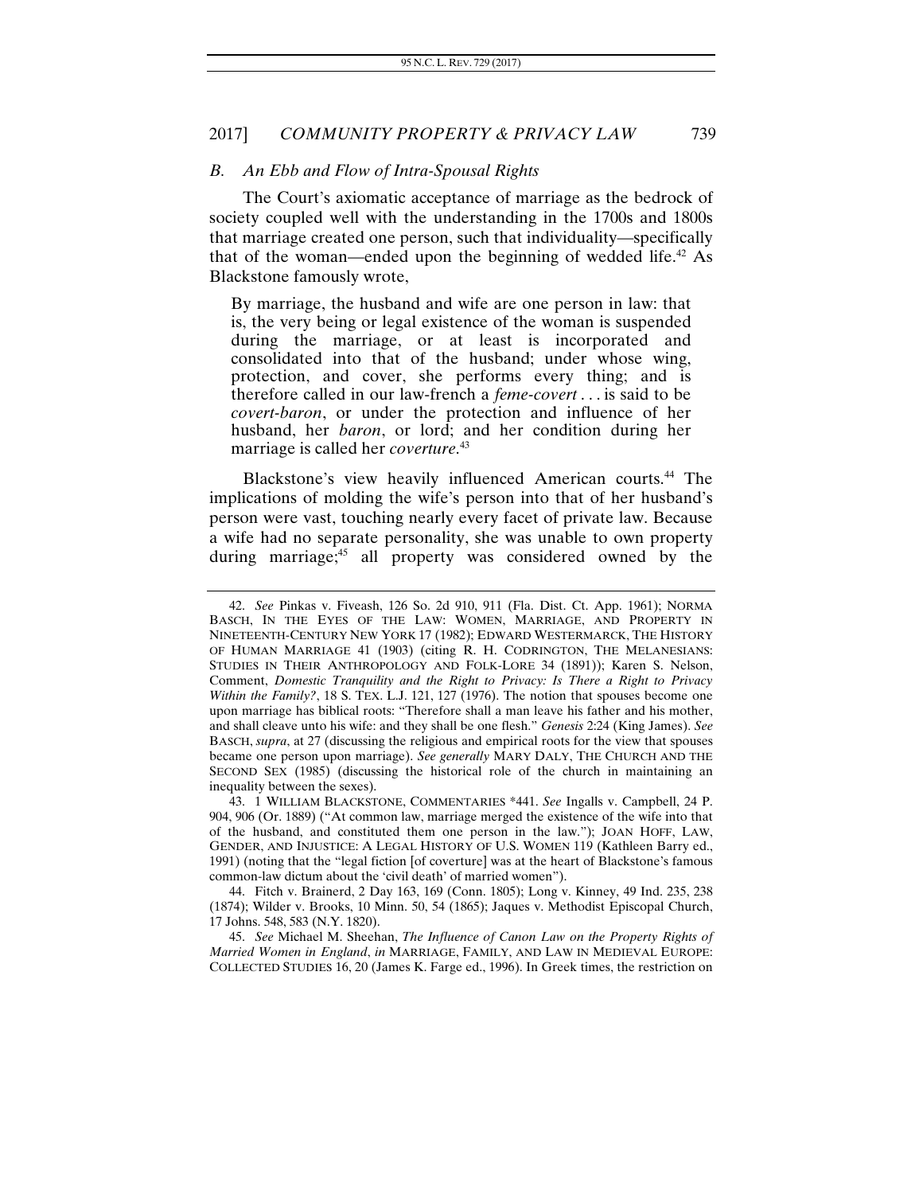### *B. An Ebb and Flow of Intra-Spousal Rights*

The Court's axiomatic acceptance of marriage as the bedrock of society coupled well with the understanding in the 1700s and 1800s that marriage created one person, such that individuality—specifically that of the woman—ended upon the beginning of wedded life.[42] As Blackstone famously wrote,

> By marriage, the husband and wife are one person in law: that is, the very being or legal existence of the woman is suspended during the marriage, or at least is incorporated and consolidated into that of the husband; under whose wing, protection, and cover, she performs every thing; and is therefore called in our law-french a *feme-covert* . . . is said to be *covert-baron*, or under the protection and influence of her husband, her *baron*, or lord; and her condition during her marriage is called her *coverture*.[43]

Blackstone's view heavily influenced American courts.[44] The implications of molding the wife's person into that of her husband's person were vast, touching nearly every facet of private law. Because a wife had no separate personality, she was unable to own property during marriage;[45] all property was considered owned by the

---

42. *See* Pinkas v. Fiveash, 126 So. 2d 910, 911 (Fla. Dist. Ct. App. 1961); NORMA BASCH, IN THE EYES OF THE LAW: WOMEN, MARRIAGE, AND PROPERTY IN NINETEENTH-CENTURY NEW YORK 17 (1982); EDWARD WESTERMARCK, THE HISTORY OF HUMAN MARRIAGE 41 (1903) (citing R. H. CODRINGTON, THE MELANESIANS: STUDIES IN THEIR ANTHROPOLOGY AND FOLK-LORE 34 (1891)); Karen S. Nelson, Comment, *Domestic Tranquility and the Right to Privacy: Is There a Right to Privacy Within the Family?*, 18 S. TEX. L.J. 121, 127 (1976). The notion that spouses become one upon marriage has biblical roots: "Therefore shall a man leave his father and his mother, and shall cleave unto his wife: and they shall be one flesh." *Genesis* 2:24 (King James). *See* BASCH, *supra*, at 27 (discussing the religious and empirical roots for the view that spouses became one person upon marriage). *See generally* MARY DALY, THE CHURCH AND THE SECOND SEX (1985) (discussing the historical role of the church in maintaining an inequality between the sexes).

43. 1 WILLIAM BLACKSTONE, COMMENTARIES *441. *See* Ingalls v. Campbell, 24 P. 904, 906 (Or. 1889) ("At common law, marriage merged the existence of the wife into that of the husband, and constituted them one person in the law."); JOAN HOFF, LAW, GENDER, AND INJUSTICE: A LEGAL HISTORY OF U.S. WOMEN 119 (Kathleen Barry ed., 1991) (noting that the "legal fiction [of coverture] was at the heart of Blackstone's famous common-law dictum about the 'civil death' of married women").

44. Fitch v. Brainerd, 2 Day 163, 169 (Conn. 1805); Long v. Kinney, 49 Ind. 235, 238 (1874); Wilder v. Brooks, 10 Minn. 50, 54 (1865); Jaques v. Methodist Episcopal Church, 17 Johns. 548, 583 (N.Y. 1820).

45. *See* Michael M. Sheehan, *The Influence of Canon Law on the Property Rights of Married Women in England*, *in* MARRIAGE, FAMILY, AND LAW IN MEDIEVAL EUROPE: COLLECTED STUDIES 16, 20 (James K. Farge ed., 1996). In Greek times, the restriction on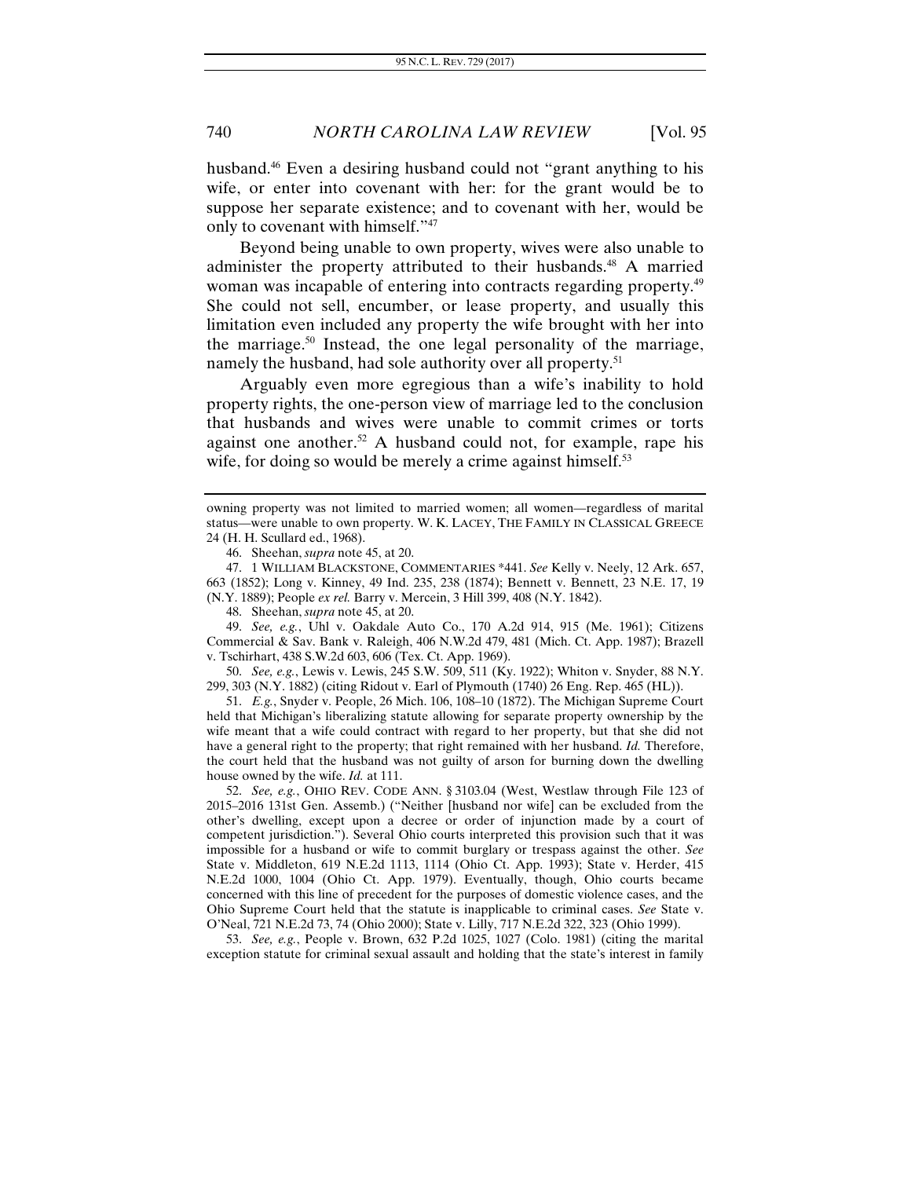husband.[46] Even a desiring husband could not "grant anything to his wife, or enter into covenant with her: for the grant would be to suppose her separate existence; and to covenant with her, would be only to covenant with himself."[47]

Beyond being unable to own property, wives were also unable to administer the property attributed to their husbands.[48] A married woman was incapable of entering into contracts regarding property.[49] She could not sell, encumber, or lease property, and usually this limitation even included any property the wife brought with her into the marriage.[50] Instead, the one legal personality of the marriage, namely the husband, had sole authority over all property.[51]

Arguably even more egregious than a wife's inability to hold property rights, the one-person view of marriage led to the conclusion that husbands and wives were unable to commit crimes or torts against one another.[52] A husband could not, for example, rape his wife, for doing so would be merely a crime against himself.[53]

---

owning property was not limited to married women; all women—regardless of marital status—were unable to own property. W. K. LACEY, THE FAMILY IN CLASSICAL GREECE 24 (H. H. Scullard ed., 1968).

46. Sheehan, *supra* note 45, at 20.

47. 1 WILLIAM BLACKSTONE, COMMENTARIES *441. *See* Kelly v. Neely, 12 Ark. 657, 663 (1852); Long v. Kinney, 49 Ind. 235, 238 (1874); Bennett v. Bennett, 23 N.E. 17, 19 (N.Y. 1889); People *ex rel.* Barry v. Mercein, 3 Hill 399, 408 (N.Y. 1842).

48. Sheehan, *supra* note 45, at 20.

49. *See, e.g.*, Uhl v. Oakdale Auto Co., 170 A.2d 914, 915 (Me. 1961); Citizens Commercial & Sav. Bank v. Raleigh, 406 N.W.2d 479, 481 (Mich. Ct. App. 1987); Brazell v. Tschirhart, 438 S.W.2d 603, 606 (Tex. Ct. App. 1969).

50. *See, e.g.*, Lewis v. Lewis, 245 S.W. 509, 511 (Ky. 1922); Whiton v. Snyder, 88 N.Y. 299, 303 (N.Y. 1882) (citing Ridout v. Earl of Plymouth (1740) 26 Eng. Rep. 465 (HL)).

51. *E.g.*, Snyder v. People, 26 Mich. 106, 108–10 (1872). The Michigan Supreme Court held that Michigan's liberalizing statute allowing for separate property ownership by the wife meant that a wife could contract with regard to her property, but that she did not have a general right to the property; that right remained with her husband. *Id.* Therefore, the court held that the husband was not guilty of arson for burning down the dwelling house owned by the wife. *Id.* at 111.

52. *See, e.g.*, OHIO REV. CODE ANN. § 3103.04 (West, Westlaw through File 123 of 2015–2016 131st Gen. Assemb.) ("Neither [husband nor wife] can be excluded from the other's dwelling, except upon a decree or order of injunction made by a court of competent jurisdiction."). Several Ohio courts interpreted this provision such that it was impossible for a husband or wife to commit burglary or trespass against the other. *See* State v. Middleton, 619 N.E.2d 1113, 1114 (Ohio Ct. App. 1993); State v. Herder, 415 N.E.2d 1000, 1004 (Ohio Ct. App. 1979). Eventually, though, Ohio courts became concerned with this line of precedent for the purposes of domestic violence cases, and the Ohio Supreme Court held that the statute is inapplicable to criminal cases. *See* State v. O'Neal, 721 N.E.2d 73, 74 (Ohio 2000); State v. Lilly, 717 N.E.2d 322, 323 (Ohio 1999).

53. *See, e.g.*, People v. Brown, 632 P.2d 1025, 1027 (Colo. 1981) (citing the marital exception statute for criminal sexual assault and holding that the state's interest in family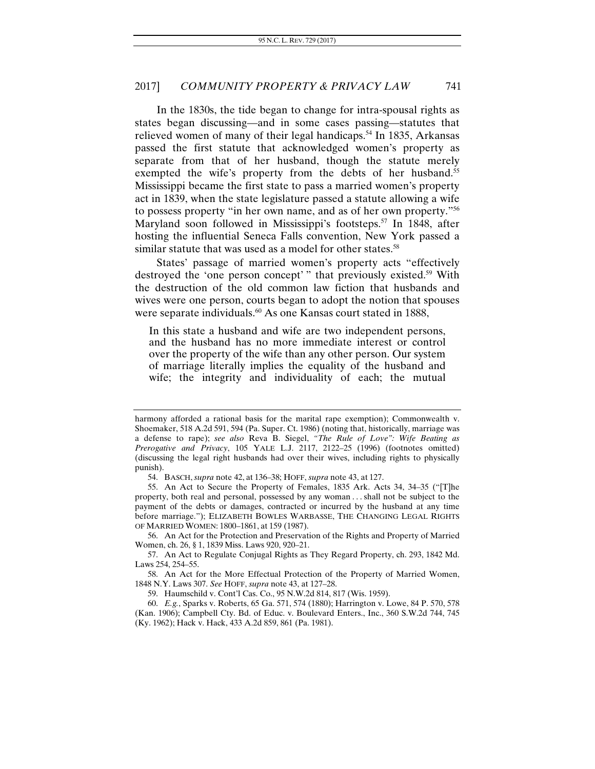In the 1830s, the tide began to change for intra-spousal rights as states began discussing—and in some cases passing—statutes that relieved women of many of their legal handicaps.[54] In 1835, Arkansas passed the first statute that acknowledged women's property as separate from that of her husband, though the statute merely exempted the wife's property from the debts of her husband.[55] Mississippi became the first state to pass a married women's property act in 1839, when the state legislature passed a statute allowing a wife to possess property "in her own name, and as of her own property."[56] Maryland soon followed in Mississippi's footsteps.[57] In 1848, after hosting the influential Seneca Falls convention, New York passed a similar statute that was used as a model for other states.[58]

States' passage of married women's property acts "effectively destroyed the 'one person concept'" that previously existed.[59] With the destruction of the old common law fiction that husbands and wives were one person, courts began to adopt the notion that spouses were separate individuals.[60] As one Kansas court stated in 1888,

> In this state a husband and wife are two independent persons, and the husband has no more immediate interest or control over the property of the wife than any other person. Our system of marriage literally implies the equality of the husband and wife; the integrity and individuality of each; the mutual

---

harmony afforded a rational basis for the marital rape exemption); Commonwealth v. Shoemaker, 518 A.2d 591, 594 (Pa. Super. Ct. 1986) (noting that, historically, marriage was a defense to rape); *see also* Reva B. Siegel, *"The Rule of Love": Wife Beating as Prerogative and Privacy*, 105 YALE L.J. 2117, 2122–25 (1996) (footnotes omitted) (discussing the legal right husbands had over their wives, including rights to physically punish).

54. BASCH, *supra* note 42, at 136–38; HOFF, *supra* note 43, at 127.

55. An Act to Secure the Property of Females, 1835 Ark. Acts 34, 34–35 ("[T]he property, both real and personal, possessed by any woman . . . shall not be subject to the payment of the debts or damages, contracted or incurred by the husband at any time before marriage."); ELIZABETH BOWLES WARBASSE, THE CHANGING LEGAL RIGHTS OF MARRIED WOMEN: 1800–1861, at 159 (1987).

56. An Act for the Protection and Preservation of the Rights and Property of Married Women, ch. 26, § 1, 1839 Miss. Laws 920, 920–21.

57. An Act to Regulate Conjugal Rights as They Regard Property, ch. 293, 1842 Md. Laws 254, 254–55.

58. An Act for the More Effectual Protection of the Property of Married Women, 1848 N.Y. Laws 307. *See* HOFF, *supra* note 43, at 127–28.

59. Haumschild v. Cont'l Cas. Co., 95 N.W.2d 814, 817 (Wis. 1959).

60. *E.g.*, Sparks v. Roberts, 65 Ga. 571, 574 (1880); Harrington v. Lowe, 84 P. 570, 578 (Kan. 1906); Campbell Cty. Bd. of Educ. v. Boulevard Enters., Inc., 360 S.W.2d 744, 745 (Ky. 1962); Hack v. Hack, 433 A.2d 859, 861 (Pa. 1981).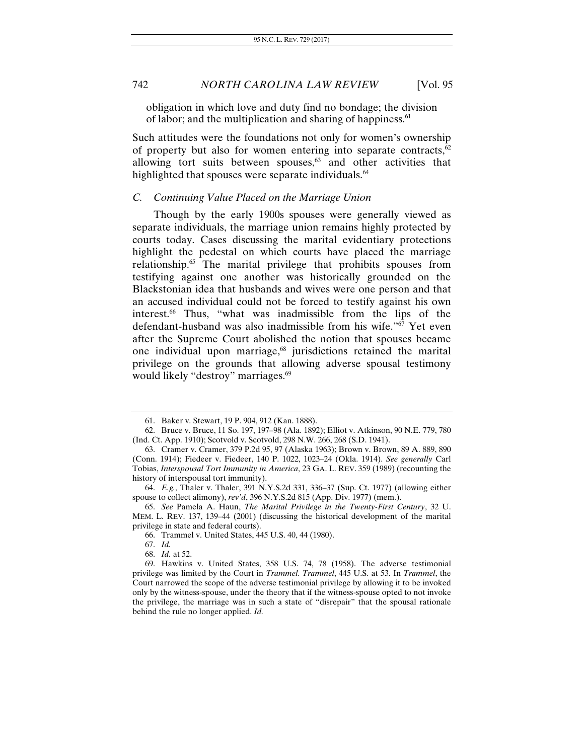obligation in which love and duty find no bondage; the division of labor; and the multiplication and sharing of happiness.[61]

Such attitudes were the foundations not only for women's ownership of property but also for women entering into separate contracts,[62] allowing tort suits between spouses,[63] and other activities that highlighted that spouses were separate individuals.[64]

### C. Continuing Value Placed on the Marriage Union

Though by the early 1900s spouses were generally viewed as separate individuals, the marriage union remains highly protected by courts today. Cases discussing the marital evidentiary protections highlight the pedestal on which courts have placed the marriage relationship.[65] The marital privilege that prohibits spouses from testifying against one another was historically grounded on the Blackstonian idea that husbands and wives were one person and that an accused individual could not be forced to testify against his own interest.[66] Thus, "what was inadmissible from the lips of the defendant-husband was also inadmissible from his wife."[67] Yet even after the Supreme Court abolished the notion that spouses became one individual upon marriage,[68] jurisdictions retained the marital privilege on the grounds that allowing adverse spousal testimony would likely "destroy" marriages.[69]

---

61. Baker v. Stewart, 19 P. 904, 912 (Kan. 1888).

62. Bruce v. Bruce, 11 So. 197, 197–98 (Ala. 1892); Elliot v. Atkinson, 90 N.E. 779, 780 (Ind. Ct. App. 1910); Scotvold v. Scotvold, 298 N.W. 266, 268 (S.D. 1941).

63. Cramer v. Cramer, 379 P.2d 95, 97 (Alaska 1963); Brown v. Brown, 89 A. 889, 890 (Conn. 1914); Fiedeer v. Fiedeer, 140 P. 1022, 1023–24 (Okla. 1914). *See generally* Carl Tobias, *Interspousal Tort Immunity in America*, 23 GA. L. REV. 359 (1989) (recounting the history of interspousal tort immunity).

64. *E.g.*, Thaler v. Thaler, 391 N.Y.S.2d 331, 336–37 (Sup. Ct. 1977) (allowing either spouse to collect alimony), *rev'd*, 396 N.Y.S.2d 815 (App. Div. 1977) (mem.).

65. *See* Pamela A. Haun, *The Marital Privilege in the Twenty-First Century*, 32 U. MEM. L. REV. 137, 139–44 (2001) (discussing the historical development of the marital privilege in state and federal courts).

66. Trammel v. United States, 445 U.S. 40, 44 (1980).

67. *Id.*

68. *Id.* at 52.

69. Hawkins v. United States, 358 U.S. 74, 78 (1958). The adverse testimonial privilege was limited by the Court in *Trammel*. *Trammel*, 445 U.S. at 53. In *Trammel*, the Court narrowed the scope of the adverse testimonial privilege by allowing it to be invoked only by the witness-spouse, under the theory that if the witness-spouse opted to not invoke the privilege, the marriage was in such a state of "disrepair" that the spousal rationale behind the rule no longer applied. *Id.*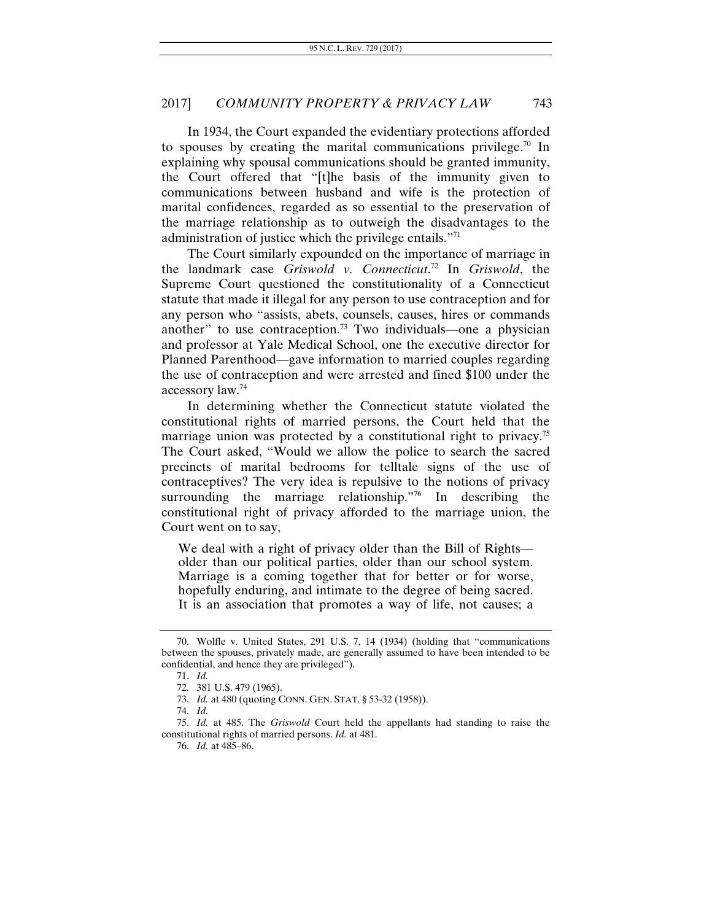In 1934, the Court expanded the evidentiary protections afforded to spouses by creating the marital communications privilege.[70] In explaining why spousal communications should be granted immunity, the Court offered that "[t]he basis of the immunity given to communications between husband and wife is the protection of marital confidences, regarded as so essential to the preservation of the marriage relationship as to outweigh the disadvantages to the administration of justice which the privilege entails."[71]

The Court similarly expounded on the importance of marriage in the landmark case *Griswold v. Connecticut*.[72] In *Griswold*, the Supreme Court questioned the constitutionality of a Connecticut statute that made it illegal for any person to use contraception and for any person who "assists, abets, counsels, causes, hires or commands another" to use contraception.[73] Two individuals—one a physician and professor at Yale Medical School, one the executive director for Planned Parenthood—gave information to married couples regarding the use of contraception and were arrested and fined $100 under the accessory law.[74]

In determining whether the Connecticut statute violated the constitutional rights of married persons, the Court held that the marriage union was protected by a constitutional right to privacy.[75] The Court asked, "Would we allow the police to search the sacred precincts of marital bedrooms for telltale signs of the use of contraceptives? The very idea is repulsive to the notions of privacy surrounding the marriage relationship."[76] In describing the constitutional right of privacy afforded to the marriage union, the Court went on to say,

> We deal with a right of privacy older than the Bill of Rights—older than our political parties, older than our school system. Marriage is a coming together that for better or for worse, hopefully enduring, and intimate to the degree of being sacred. It is an association that promotes a way of life, not causes; a

---

70. Wolfle v. United States, 291 U.S. 7, 14 (1934) (holding that "communications between the spouses, privately made, are generally assumed to have been intended to be confidential, and hence they are privileged").

71. *Id.*

72. 381 U.S. 479 (1965).

73. *Id.* at 480 (quoting CONN. GEN. STAT. § 53-32 (1958)).

74. *Id.*

75. *Id.* at 485. The *Griswold* Court held the appellants had standing to raise the constitutional rights of married persons. *Id.* at 481.

76. *Id.* at 485–86.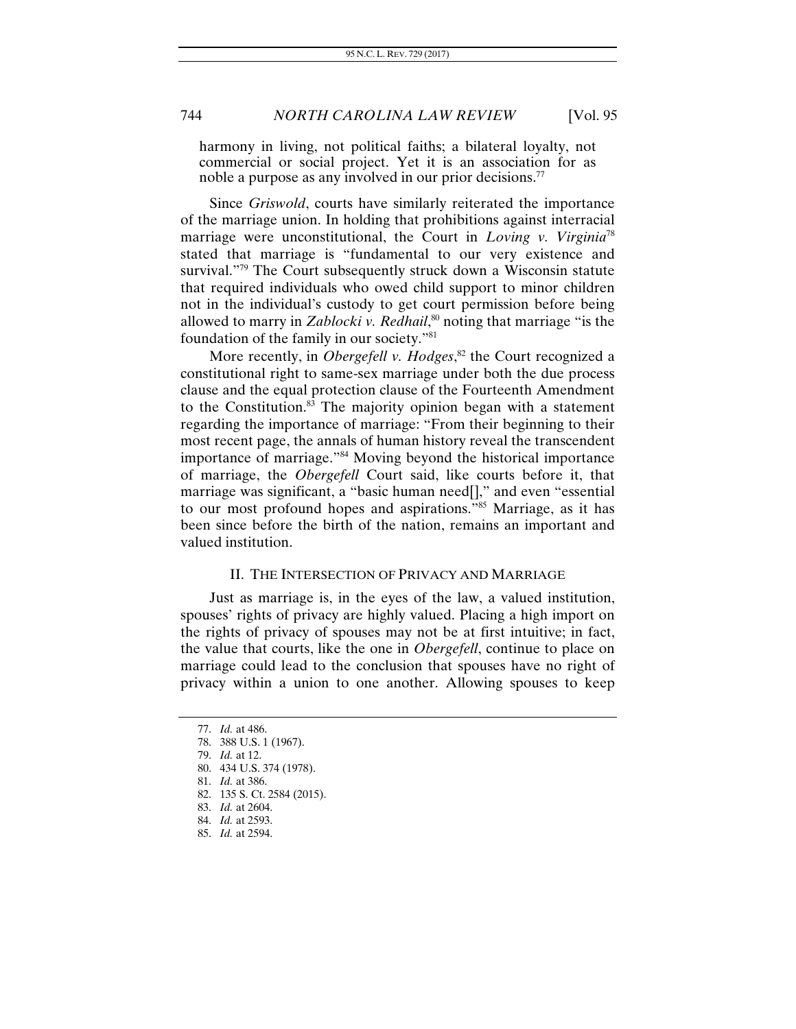> harmony in living, not political faiths; a bilateral loyalty, not commercial or social project. Yet it is an association for as noble a purpose as any involved in our prior decisions.[77]

Since *Griswold*, courts have similarly reiterated the importance of the marriage union. In holding that prohibitions against interracial marriage were unconstitutional, the Court in *Loving v. Virginia*[78] stated that marriage is "fundamental to our very existence and survival."[79] The Court subsequently struck down a Wisconsin statute that required individuals who owed child support to minor children not in the individual's custody to get court permission before being allowed to marry in *Zablocki v. Redhail*,[80] noting that marriage "is the foundation of the family in our society."[81]

More recently, in *Obergefell v. Hodges*,[82] the Court recognized a constitutional right to same-sex marriage under both the due process clause and the equal protection clause of the Fourteenth Amendment to the Constitution.[83] The majority opinion began with a statement regarding the importance of marriage: "From their beginning to their most recent page, the annals of human history reveal the transcendent importance of marriage."[84] Moving beyond the historical importance of marriage, the *Obergefell* Court said, like courts before it, that marriage was significant, a "basic human need[]," and even "essential to our most profound hopes and aspirations."[85] Marriage, as it has been since before the birth of the nation, remains an important and valued institution.

## II. THE INTERSECTION OF PRIVACY AND MARRIAGE

Just as marriage is, in the eyes of the law, a valued institution, spouses' rights of privacy are highly valued. Placing a high import on the rights of privacy of spouses may not be at first intuitive; in fact, the value that courts, like the one in *Obergefell*, continue to place on marriage could lead to the conclusion that spouses have no right of privacy within a union to one another. Allowing spouses to keep

---

77. *Id.* at 486.
78. 388 U.S. 1 (1967).
79. *Id.* at 12.
80. 434 U.S. 374 (1978).
81. *Id.* at 386.
82. 135 S. Ct. 2584 (2015).
83. *Id.* at 2604.
84. *Id.* at 2593.
85. *Id.* at 2594.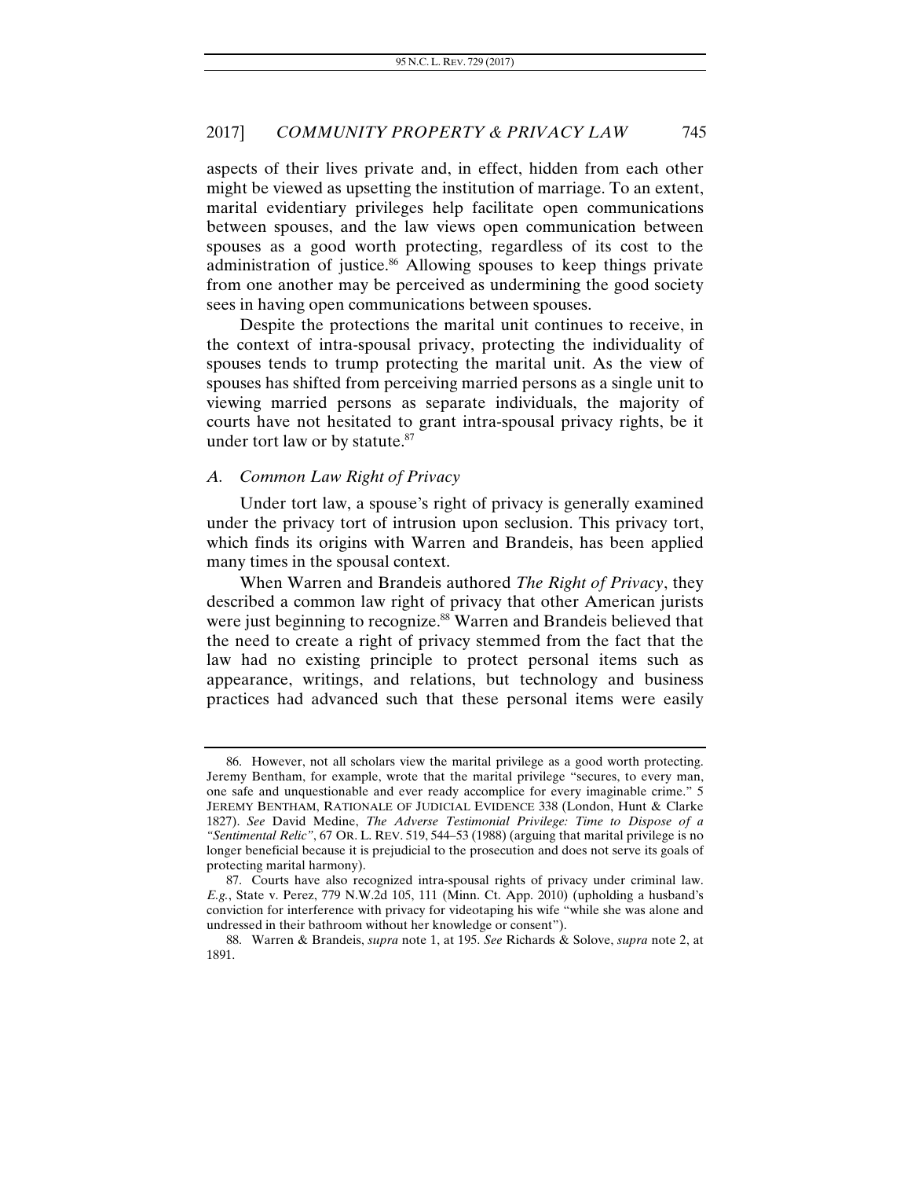aspects of their lives private and, in effect, hidden from each other might be viewed as upsetting the institution of marriage. To an extent, marital evidentiary privileges help facilitate open communications between spouses, and the law views open communication between spouses as a good worth protecting, regardless of its cost to the administration of justice.[86] Allowing spouses to keep things private from one another may be perceived as undermining the good society sees in having open communications between spouses.

Despite the protections the marital unit continues to receive, in the context of intra-spousal privacy, protecting the individuality of spouses tends to trump protecting the marital unit. As the view of spouses has shifted from perceiving married persons as a single unit to viewing married persons as separate individuals, the majority of courts have not hesitated to grant intra-spousal privacy rights, be it under tort law or by statute.[87]

### *A. Common Law Right of Privacy*

Under tort law, a spouse's right of privacy is generally examined under the privacy tort of intrusion upon seclusion. This privacy tort, which finds its origins with Warren and Brandeis, has been applied many times in the spousal context.

When Warren and Brandeis authored *The Right of Privacy*, they described a common law right of privacy that other American jurists were just beginning to recognize.[88] Warren and Brandeis believed that the need to create a right of privacy stemmed from the fact that the law had no existing principle to protect personal items such as appearance, writings, and relations, but technology and business practices had advanced such that these personal items were easily

---

86. However, not all scholars view the marital privilege as a good worth protecting. Jeremy Bentham, for example, wrote that the marital privilege "secures, to every man, one safe and unquestionable and ever ready accomplice for every imaginable crime." 5 JEREMY BENTHAM, RATIONALE OF JUDICIAL EVIDENCE 338 (London, Hunt & Clarke 1827). *See* David Medine, *The Adverse Testimonial Privilege: Time to Dispose of a "Sentimental Relic"*, 67 OR. L. REV. 519, 544–53 (1988) (arguing that marital privilege is no longer beneficial because it is prejudicial to the prosecution and does not serve its goals of protecting marital harmony).

87. Courts have also recognized intra-spousal rights of privacy under criminal law. *E.g.*, State v. Perez, 779 N.W.2d 105, 111 (Minn. Ct. App. 2010) (upholding a husband's conviction for interference with privacy for videotaping his wife "while she was alone and undressed in their bathroom without her knowledge or consent").

88. Warren & Brandeis, *supra* note 1, at 195. *See* Richards & Solove, *supra* note 2, at 1891.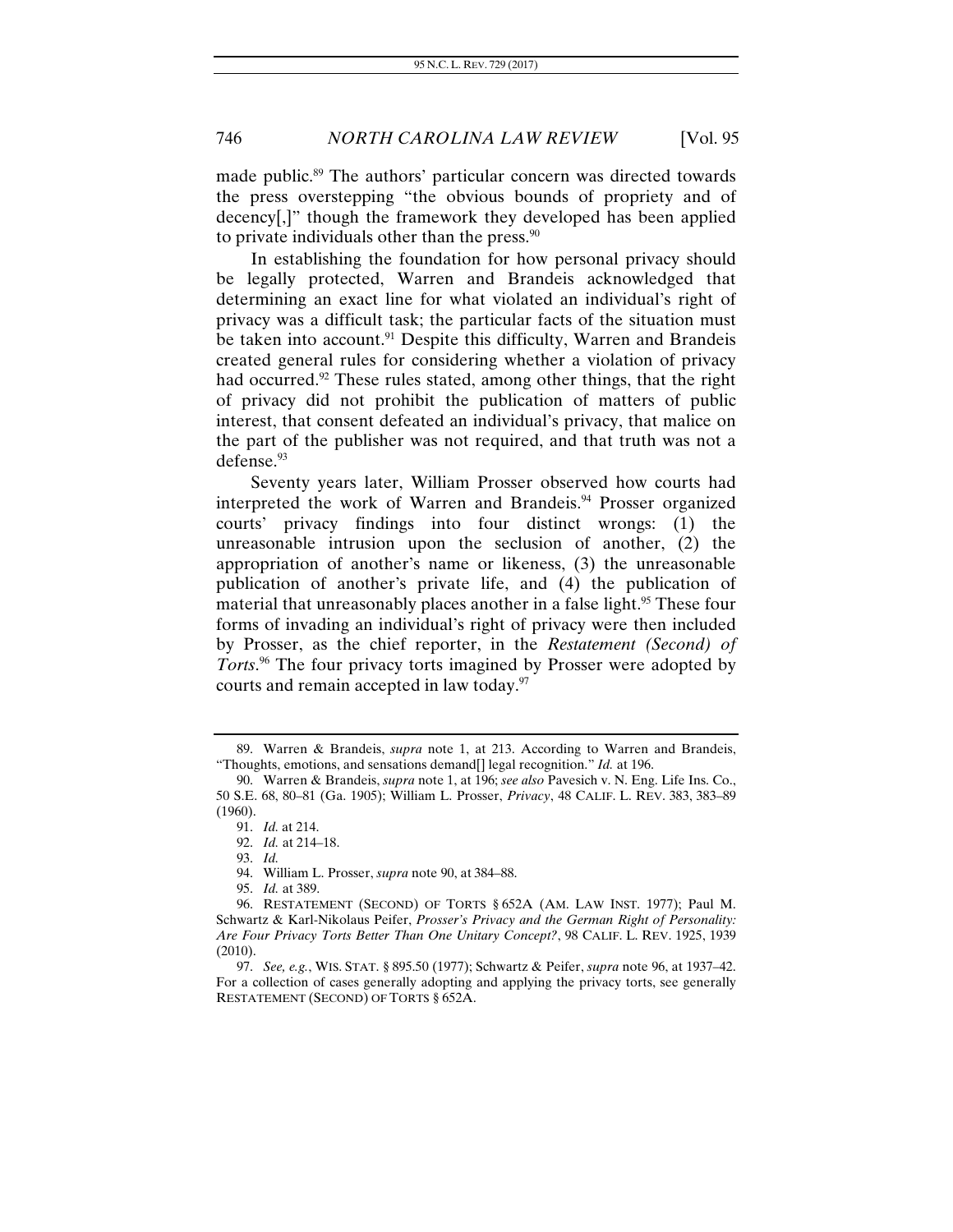made public.[89] The authors' particular concern was directed towards the press overstepping "the obvious bounds of propriety and of decency[,]" though the framework they developed has been applied to private individuals other than the press.[90]

In establishing the foundation for how personal privacy should be legally protected, Warren and Brandeis acknowledged that determining an exact line for what violated an individual's right of privacy was a difficult task; the particular facts of the situation must be taken into account.[91] Despite this difficulty, Warren and Brandeis created general rules for considering whether a violation of privacy had occurred.[92] These rules stated, among other things, that the right of privacy did not prohibit the publication of matters of public interest, that consent defeated an individual's privacy, that malice on the part of the publisher was not required, and that truth was not a defense.[93]

Seventy years later, William Prosser observed how courts had interpreted the work of Warren and Brandeis.[94] Prosser organized courts' privacy findings into four distinct wrongs: (1) the unreasonable intrusion upon the seclusion of another, (2) the appropriation of another's name or likeness, (3) the unreasonable publication of another's private life, and (4) the publication of material that unreasonably places another in a false light.[95] These four forms of invading an individual's right of privacy were then included by Prosser, as the chief reporter, in the *Restatement (Second) of Torts*.[96] The four privacy torts imagined by Prosser were adopted by courts and remain accepted in law today.[97]

---

89. Warren & Brandeis, *supra* note 1, at 213. According to Warren and Brandeis, "Thoughts, emotions, and sensations demand[] legal recognition." *Id.* at 196.

90. Warren & Brandeis, *supra* note 1, at 196; *see also* Pavesich v. N. Eng. Life Ins. Co., 50 S.E. 68, 80–81 (Ga. 1905); William L. Prosser, *Privacy*, 48 CALIF. L. REV. 383, 383–89 (1960).

91. *Id.* at 214.

92. *Id.* at 214–18.

93. *Id.*

94. William L. Prosser, *supra* note 90, at 384–88.

95. *Id.* at 389.

96. RESTATEMENT (SECOND) OF TORTS § 652A (AM. LAW INST. 1977); Paul M. Schwartz & Karl-Nikolaus Peifer, *Prosser's Privacy and the German Right of Personality: Are Four Privacy Torts Better Than One Unitary Concept?*, 98 CALIF. L. REV. 1925, 1939 (2010).

97. *See, e.g.*, WIS. STAT. § 895.50 (1977); Schwartz & Peifer, *supra* note 96, at 1937–42. For a collection of cases generally adopting and applying the privacy torts, see generally RESTATEMENT (SECOND) OF TORTS § 652A.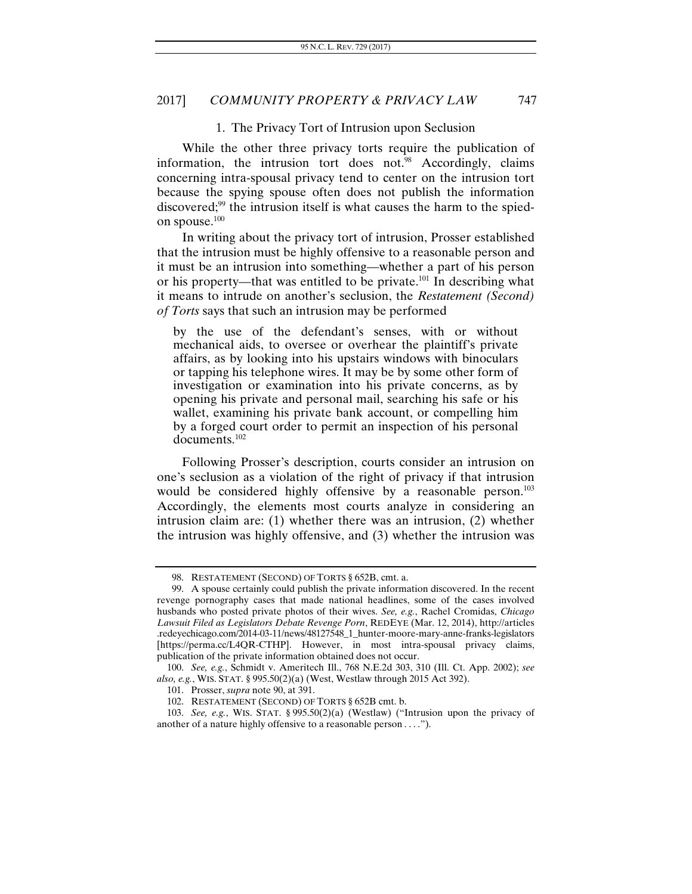### 1. The Privacy Tort of Intrusion upon Seclusion

While the other three privacy torts require the publication of information, the intrusion tort does not.[98] Accordingly, claims concerning intra-spousal privacy tend to center on the intrusion tort because the spying spouse often does not publish the information discovered;[99] the intrusion itself is what causes the harm to the spied-on spouse.[100]

In writing about the privacy tort of intrusion, Prosser established that the intrusion must be highly offensive to a reasonable person and it must be an intrusion into something—whether a part of his person or his property—that was entitled to be private.[101] In describing what it means to intrude on another's seclusion, the *Restatement (Second) of Torts* says that such an intrusion may be performed

> by the use of the defendant's senses, with or without mechanical aids, to oversee or overhear the plaintiff's private affairs, as by looking into his upstairs windows with binoculars or tapping his telephone wires. It may be by some other form of investigation or examination into his private concerns, as by opening his private and personal mail, searching his safe or his wallet, examining his private bank account, or compelling him by a forged court order to permit an inspection of his personal documents.[102]

Following Prosser's description, courts consider an intrusion on one's seclusion as a violation of the right of privacy if that intrusion would be considered highly offensive by a reasonable person.[103] Accordingly, the elements most courts analyze in considering an intrusion claim are: (1) whether there was an intrusion, (2) whether the intrusion was highly offensive, and (3) whether the intrusion was

---

98. RESTATEMENT (SECOND) OF TORTS § 652B, cmt. a.

99. A spouse certainly could publish the private information discovered. In the recent revenge pornography cases that made national headlines, some of the cases involved husbands who posted private photos of their wives. *See, e.g.*, Rachel Cromidas, *Chicago Lawsuit Filed as Legislators Debate Revenge Porn*, REDEYE (Mar. 12, 2014), http://articles.redeyechicago.com/2014-03-11/news/48127548_1_hunter-moore-mary-anne-franks-legislators [https://perma.cc/L4QR-CTHP]. However, in most intra-spousal privacy claims, publication of the private information obtained does not occur.

100. *See, e.g.*, Schmidt v. Ameritech Ill., 768 N.E.2d 303, 310 (Ill. Ct. App. 2002); *see also, e.g.*, WIS. STAT. § 995.50(2)(a) (West, Westlaw through 2015 Act 392).

101. Prosser, *supra* note 90, at 391.

102. RESTATEMENT (SECOND) OF TORTS § 652B cmt. b.

103. *See, e.g.*, WIS. STAT. § 995.50(2)(a) (Westlaw) ("Intrusion upon the privacy of another of a nature highly offensive to a reasonable person . . . .").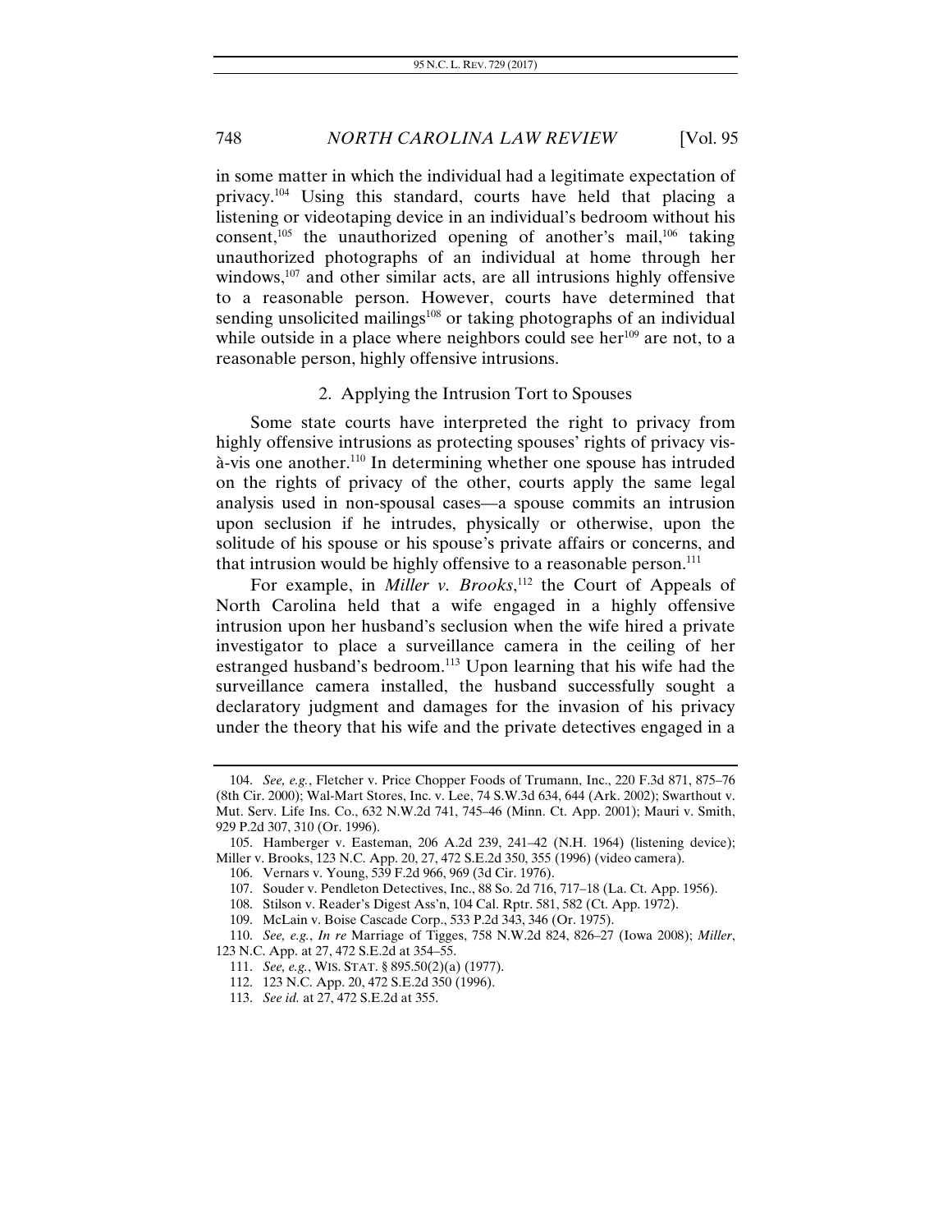in some matter in which the individual had a legitimate expectation of privacy.[104] Using this standard, courts have held that placing a listening or videotaping device in an individual's bedroom without his consent,[105] the unauthorized opening of another's mail,[106] taking unauthorized photographs of an individual at home through her windows,[107] and other similar acts, are all intrusions highly offensive to a reasonable person. However, courts have determined that sending unsolicited mailings[108] or taking photographs of an individual while outside in a place where neighbors could see her[109] are not, to a reasonable person, highly offensive intrusions.

### 2. Applying the Intrusion Tort to Spouses

Some state courts have interpreted the right to privacy from highly offensive intrusions as protecting spouses' rights of privacy vis-à-vis one another.[110] In determining whether one spouse has intruded on the rights of privacy of the other, courts apply the same legal analysis used in non-spousal cases—a spouse commits an intrusion upon seclusion if he intrudes, physically or otherwise, upon the solitude of his spouse or his spouse's private affairs or concerns, and that intrusion would be highly offensive to a reasonable person.[111]

For example, in *Miller v. Brooks*,[112] the Court of Appeals of North Carolina held that a wife engaged in a highly offensive intrusion upon her husband's seclusion when the wife hired a private investigator to place a surveillance camera in the ceiling of her estranged husband's bedroom.[113] Upon learning that his wife had the surveillance camera installed, the husband successfully sought a declaratory judgment and damages for the invasion of his privacy under the theory that his wife and the private detectives engaged in a

---

104. *See, e.g.*, Fletcher v. Price Chopper Foods of Trumann, Inc., 220 F.3d 871, 875–76 (8th Cir. 2000); Wal-Mart Stores, Inc. v. Lee, 74 S.W.3d 634, 644 (Ark. 2002); Swarthout v. Mut. Serv. Life Ins. Co., 632 N.W.2d 741, 745–46 (Minn. Ct. App. 2001); Mauri v. Smith, 929 P.2d 307, 310 (Or. 1996).

105. Hamberger v. Eastman, 206 A.2d 239, 241–42 (N.H. 1964) (listening device); Miller v. Brooks, 123 N.C. App. 20, 27, 472 S.E.2d 350, 355 (1996) (video camera).

106. Vernars v. Young, 539 F.2d 966, 969 (3d Cir. 1976).

107. Souder v. Pendleton Detectives, Inc., 88 So. 2d 716, 717–18 (La. Ct. App. 1956).

108. Stilson v. Reader's Digest Ass'n, 104 Cal. Rptr. 581, 582 (Ct. App. 1972).

109. McLain v. Boise Cascade Corp., 533 P.2d 343, 346 (Or. 1975).

110. *See, e.g.*, *In re* Marriage of Tigges, 758 N.W.2d 824, 826–27 (Iowa 2008); *Miller*, 123 N.C. App. at 27, 472 S.E.2d at 354–55.

111. *See, e.g.*, WIS. STAT. § 895.50(2)(a) (1977).

112. 123 N.C. App. 20, 472 S.E.2d 350 (1996).

113. *See id.* at 27, 472 S.E.2d at 355.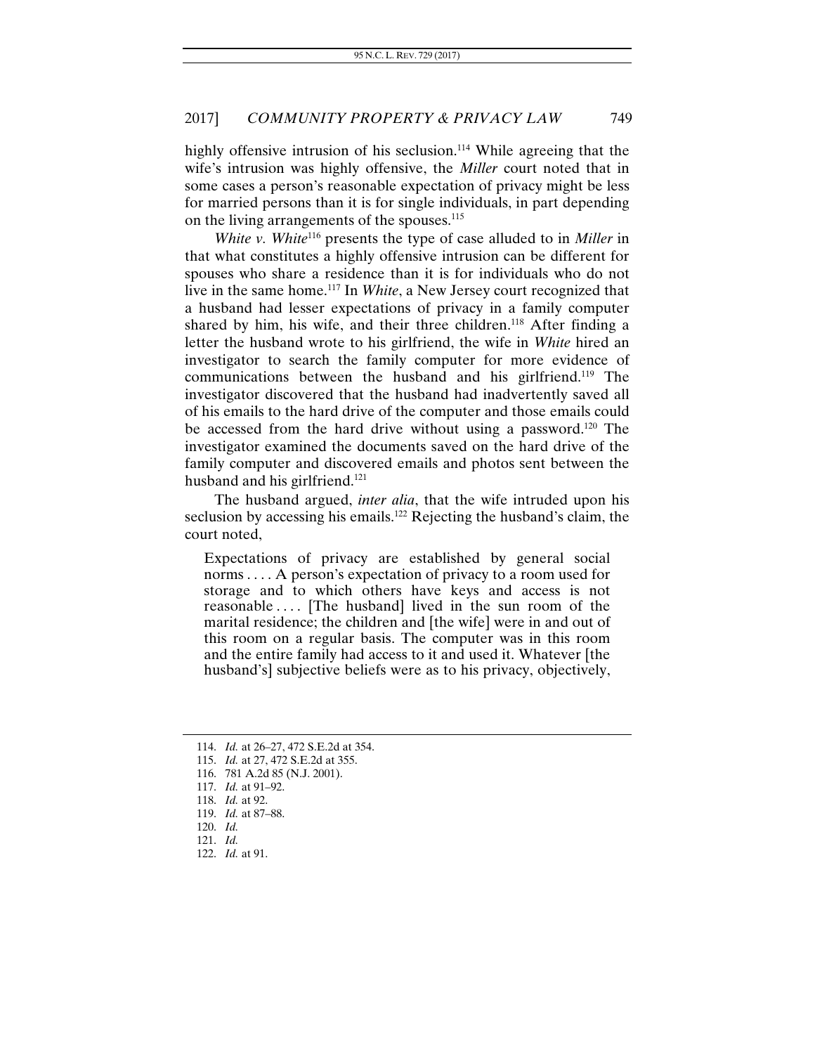highly offensive intrusion of his seclusion.[114] While agreeing that the wife's intrusion was highly offensive, the *Miller* court noted that in some cases a person's reasonable expectation of privacy might be less for married persons than it is for single individuals, in part depending on the living arrangements of the spouses.[115]

*White v. White*[116] presents the type of case alluded to in *Miller* in that what constitutes a highly offensive intrusion can be different for spouses who share a residence than it is for individuals who do not live in the same home.[117] In *White*, a New Jersey court recognized that a husband had lesser expectations of privacy in a family computer shared by him, his wife, and their three children.[118] After finding a letter the husband wrote to his girlfriend, the wife in *White* hired an investigator to search the family computer for more evidence of communications between the husband and his girlfriend.[119] The investigator discovered that the husband had inadvertently saved all of his emails to the hard drive of the computer and those emails could be accessed from the hard drive without using a password.[120] The investigator examined the documents saved on the hard drive of the family computer and discovered emails and photos sent between the husband and his girlfriend.[121]

The husband argued, *inter alia*, that the wife intruded upon his seclusion by accessing his emails.[122] Rejecting the husband's claim, the court noted,

> Expectations of privacy are established by general social norms . . . . A person's expectation of privacy to a room used for storage and to which others have keys and access is not reasonable . . . . [The husband] lived in the sun room of the marital residence; the children and [the wife] were in and out of this room on a regular basis. The computer was in this room and the entire family had access to it and used it. Whatever [the husband's] subjective beliefs were as to his privacy, objectively,

---

114. *Id.* at 26–27, 472 S.E.2d at 354.
115. *Id.* at 27, 472 S.E.2d at 355.
116. 781 A.2d 85 (N.J. 2001).
117. *Id.* at 91–92.
118. *Id.* at 92.
119. *Id.* at 87–88.
120. *Id.*
121. *Id.*
122. *Id.* at 91.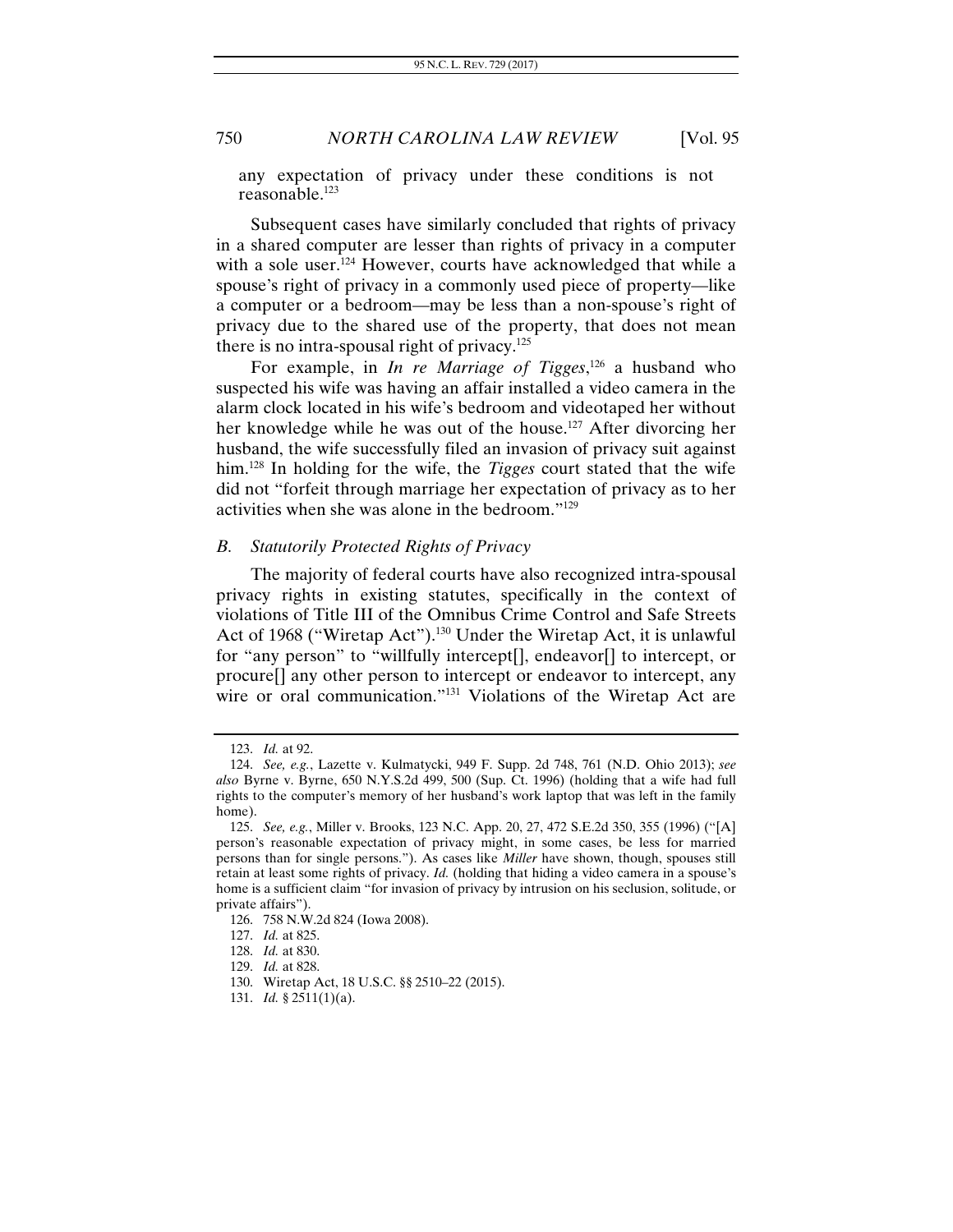any expectation of privacy under these conditions is not reasonable.[123]

Subsequent cases have similarly concluded that rights of privacy in a shared computer are lesser than rights of privacy in a computer with a sole user.[124] However, courts have acknowledged that while a spouse's right of privacy in a commonly used piece of property—like a computer or a bedroom—may be less than a non-spouse's right of privacy due to the shared use of the property, that does not mean there is no intra-spousal right of privacy.[125]

For example, in *In re Marriage of Tigges*,[126] a husband who suspected his wife was having an affair installed a video camera in the alarm clock located in his wife's bedroom and videotaped her without her knowledge while he was out of the house.[127] After divorcing her husband, the wife successfully filed an invasion of privacy suit against him.[128] In holding for the wife, the *Tigges* court stated that the wife did not "forfeit through marriage her expectation of privacy as to her activities when she was alone in the bedroom."[129]

### *B. Statutorily Protected Rights of Privacy*

The majority of federal courts have also recognized intra-spousal privacy rights in existing statutes, specifically in the context of violations of Title III of the Omnibus Crime Control and Safe Streets Act of 1968 ("Wiretap Act").[130] Under the Wiretap Act, it is unlawful for "any person" to "willfully intercept[], endeavor[] to intercept, or procure[] any other person to intercept or endeavor to intercept, any wire or oral communication."[131] Violations of the Wiretap Act are

---

123. *Id.* at 92.

124. *See, e.g.*, Lazette v. Kulmatycki, 949 F. Supp. 2d 748, 761 (N.D. Ohio 2013); *see also* Byrne v. Byrne, 650 N.Y.S.2d 499, 500 (Sup. Ct. 1996) (holding that a wife had full rights to the computer's memory of her husband's work laptop that was left in the family home).

125. *See, e.g.*, Miller v. Brooks, 123 N.C. App. 20, 27, 472 S.E.2d 350, 355 (1996) ("[A] person's reasonable expectation of privacy might, in some cases, be less for married persons than for single persons."). As cases like *Miller* have shown, though, spouses still retain at least some rights of privacy. *Id.* (holding that hiding a video camera in a spouse's home is a sufficient claim "for invasion of privacy by intrusion on his seclusion, solitude, or private affairs").

126. 758 N.W.2d 824 (Iowa 2008).

127. *Id.* at 825.

128. *Id.* at 830.

129. *Id.* at 828.

130. Wiretap Act, 18 U.S.C. §§ 2510–22 (2015).

131. *Id.* § 2511(1)(a).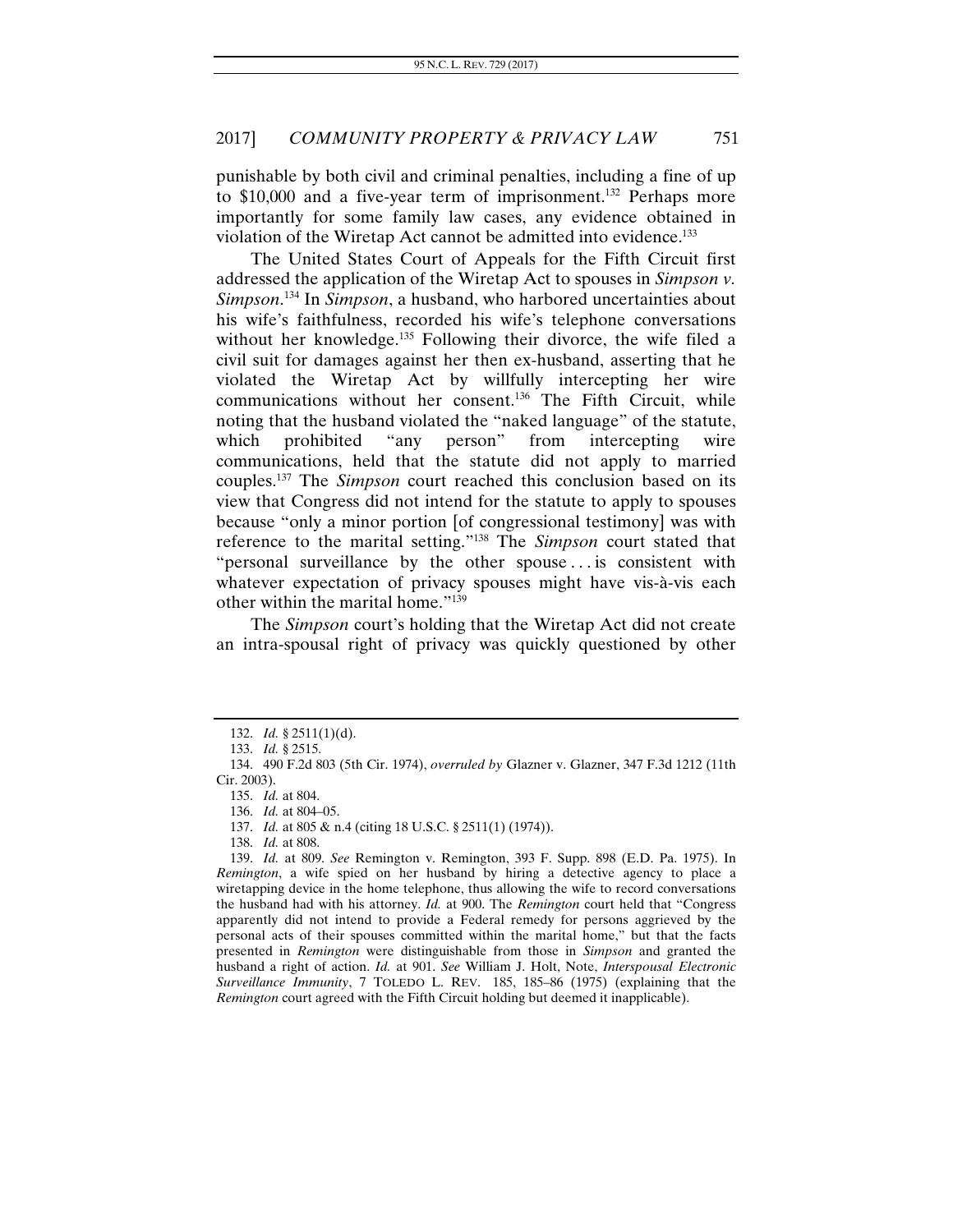punishable by both civil and criminal penalties, including a fine of up to $10,000 and a five-year term of imprisonment.[132] Perhaps more importantly for some family law cases, any evidence obtained in violation of the Wiretap Act cannot be admitted into evidence.[133]

The United States Court of Appeals for the Fifth Circuit first addressed the application of the Wiretap Act to spouses in *Simpson v. Simpson*.[134] In *Simpson*, a husband, who harbored uncertainties about his wife's faithfulness, recorded his wife's telephone conversations without her knowledge.[135] Following their divorce, the wife filed a civil suit for damages against her then ex-husband, asserting that he violated the Wiretap Act by willfully intercepting her wire communications without her consent.[136] The Fifth Circuit, while noting that the husband violated the "naked language" of the statute, which prohibited "any person" from intercepting wire communications, held that the statute did not apply to married couples.[137] The *Simpson* court reached this conclusion based on its view that Congress did not intend for the statute to apply to spouses because "only a minor portion [of congressional testimony] was with reference to the marital setting."[138] The *Simpson* court stated that "personal surveillance by the other spouse . . . is consistent with whatever expectation of privacy spouses might have vis-à-vis each other within the marital home."[139]

The *Simpson* court's holding that the Wiretap Act did not create an intra-spousal right of privacy was quickly questioned by other

---

132. *Id.* § 2511(1)(d).

133. *Id.* § 2515.

134. 490 F.2d 803 (5th Cir. 1974), *overruled by* Glazner v. Glazner, 347 F.3d 1212 (11th Cir. 2003).

135. *Id.* at 804.

136. *Id.* at 804–05.

137. *Id.* at 805 & n.4 (citing 18 U.S.C. § 2511(1) (1974)).

138. *Id.* at 808.

139. *Id.* at 809. *See* Remington v. Remington, 393 F. Supp. 898 (E.D. Pa. 1975). In *Remington*, a wife spied on her husband by hiring a detective agency to place a wiretapping device in the home telephone, thus allowing the wife to record conversations the husband had with his attorney. *Id.* at 900. The *Remington* court held that "Congress apparently did not intend to provide a Federal remedy for persons aggrieved by the personal acts of their spouses committed within the marital home," but that the facts presented in *Remington* were distinguishable from those in *Simpson* and granted the husband a right of action. *Id.* at 901. *See* William J. Holt, Note, *Interspousal Electronic Surveillance Immunity*, 7 TOLEDO L. REV. 185, 185–86 (1975) (explaining that the *Remington* court agreed with the Fifth Circuit holding but deemed it inapplicable).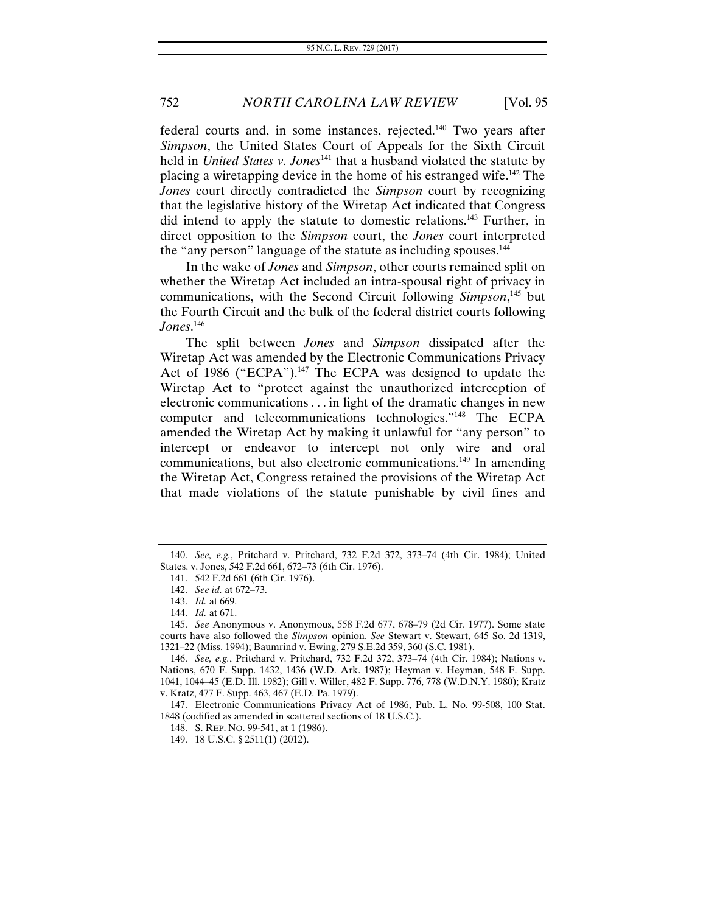federal courts and, in some instances, rejected.[140] Two years after *Simpson*, the United States Court of Appeals for the Sixth Circuit held in *United States v. Jones*[141] that a husband violated the statute by placing a wiretapping device in the home of his estranged wife.[142] The *Jones* court directly contradicted the *Simpson* court by recognizing that the legislative history of the Wiretap Act indicated that Congress did intend to apply the statute to domestic relations.[143] Further, in direct opposition to the *Simpson* court, the *Jones* court interpreted the "any person" language of the statute as including spouses.[144]

In the wake of *Jones* and *Simpson*, other courts remained split on whether the Wiretap Act included an intra-spousal right of privacy in communications, with the Second Circuit following *Simpson*,[145] but the Fourth Circuit and the bulk of the federal district courts following *Jones*.[146]

The split between *Jones* and *Simpson* dissipated after the Wiretap Act was amended by the Electronic Communications Privacy Act of 1986 ("ECPA").[147] The ECPA was designed to update the Wiretap Act to "protect against the unauthorized interception of electronic communications . . . in light of the dramatic changes in new computer and telecommunications technologies."[148] The ECPA amended the Wiretap Act by making it unlawful for "any person" to intercept or endeavor to intercept not only wire and oral communications, but also electronic communications.[149] In amending the Wiretap Act, Congress retained the provisions of the Wiretap Act that made violations of the statute punishable by civil fines and

---

140. *See, e.g.*, Pritchard v. Pritchard, 732 F.2d 372, 373–74 (4th Cir. 1984); United States. v. Jones, 542 F.2d 661, 672–73 (6th Cir. 1976).

141. 542 F.2d 661 (6th Cir. 1976).

142. *See id.* at 672–73.

143. *Id.* at 669.

144. *Id.* at 671.

145. *See* Anonymous v. Anonymous, 558 F.2d 677, 678–79 (2d Cir. 1977). Some state courts have also followed the *Simpson* opinion. *See* Stewart v. Stewart, 645 So. 2d 1319, 1321–22 (Miss. 1994); Baumrind v. Ewing, 279 S.E.2d 359, 360 (S.C. 1981).

146. *See, e.g.*, Pritchard v. Pritchard, 732 F.2d 372, 373–74 (4th Cir. 1984); Nations v. Nations, 670 F. Supp. 1432, 1436 (W.D. Ark. 1987); Heyman v. Heyman, 548 F. Supp. 1041, 1044–45 (E.D. Ill. 1982); Gill v. Willer, 482 F. Supp. 776, 778 (W.D.N.Y. 1980); Kratz v. Kratz, 477 F. Supp. 463, 467 (E.D. Pa. 1979).

147. Electronic Communications Privacy Act of 1986, Pub. L. No. 99-508, 100 Stat. 1848 (codified as amended in scattered sections of 18 U.S.C.).

148. S. REP. NO. 99-541, at 1 (1986).

149. 18 U.S.C. § 2511(1) (2012).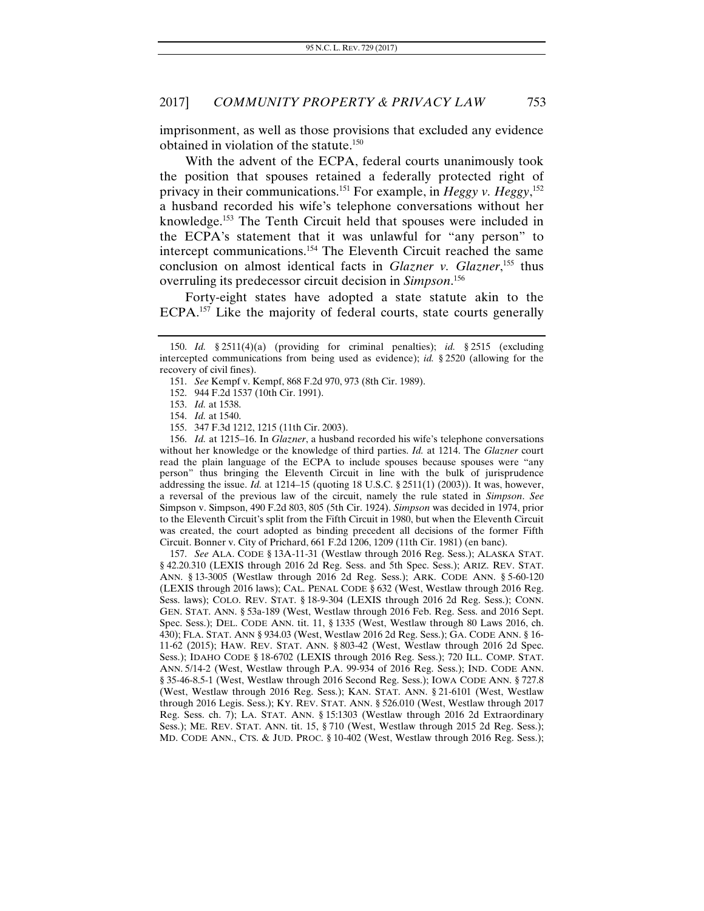imprisonment, as well as those provisions that excluded any evidence obtained in violation of the statute.[150]

With the advent of the ECPA, federal courts unanimously took the position that spouses retained a federally protected right of privacy in their communications.[151] For example, in *Heggy v. Heggy*,[152] a husband recorded his wife's telephone conversations without her knowledge.[153] The Tenth Circuit held that spouses were included in the ECPA's statement that it was unlawful for "any person" to intercept communications.[154] The Eleventh Circuit reached the same conclusion on almost identical facts in *Glazner v. Glazner*,[155] thus overruling its predecessor circuit decision in *Simpson*.[156]

Forty-eight states have adopted a state statute akin to the ECPA.[157] Like the majority of federal courts, state courts generally

---

150. *Id.* § 2511(4)(a) (providing for criminal penalties); *id.* § 2515 (excluding intercepted communications from being used as evidence); *id.* § 2520 (allowing for the recovery of civil fines).

151. *See* Kempf v. Kempf, 868 F.2d 970, 973 (8th Cir. 1989).

152. 944 F.2d 1537 (10th Cir. 1991).

153. *Id.* at 1538.

154. *Id.* at 1540.

155. 347 F.3d 1212, 1215 (11th Cir. 2003).

156. *Id.* at 1215–16. In *Glazner*, a husband recorded his wife's telephone conversations without her knowledge or the knowledge of third parties. *Id.* at 1214. The *Glazner* court read the plain language of the ECPA to include spouses because spouses were "any person" thus bringing the Eleventh Circuit in line with the bulk of jurisprudence addressing the issue. *Id.* at 1214–15 (quoting 18 U.S.C. § 2511(1) (2003)). It was, however, a reversal of the previous law of the circuit, namely the rule stated in *Simpson*. *See* Simpson v. Simpson, 490 F.2d 803, 805 (5th Cir. 1924). *Simpson* was decided in 1974, prior to the Eleventh Circuit's split from the Fifth Circuit in 1980, but when the Eleventh Circuit was created, the court adopted as binding precedent all decisions of the former Fifth Circuit. Bonner v. City of Prichard, 661 F.2d 1206, 1209 (11th Cir. 1981) (en banc).

157. *See* ALA. CODE § 13A-11-31 (Westlaw through 2016 Reg. Sess.); ALASKA STAT. § 42.20.310 (LEXIS through 2016 2d Reg. Sess. and 5th Spec. Sess.); ARIZ. REV. STAT. ANN. § 13-3005 (Westlaw through 2016 2d Reg. Sess.); ARK. CODE ANN. § 5-60-120 (LEXIS through 2016 laws); CAL. PENAL CODE § 632 (West, Westlaw through 2016 Reg. Sess. laws); COLO. REV. STAT. § 18-9-304 (LEXIS through 2016 2d Reg. Sess.); CONN. GEN. STAT. ANN. § 53a-189 (West, Westlaw through 2016 Feb. Reg. Sess. and 2016 Sept. Spec. Sess.); DEL. CODE ANN. tit. 11, § 1335 (West, Westlaw through 80 Laws 2016, ch. 430); FLA. STAT. ANN § 934.03 (West, Westlaw 2016 2d Reg. Sess.); GA. CODE ANN. § 16-11-62 (2015); HAW. REV. STAT. ANN. § 803-42 (West, Westlaw through 2016 2d Spec. Sess.); IDAHO CODE § 18-6702 (LEXIS through 2016 Reg. Sess.); 720 ILL. COMP. STAT. ANN. 5/14-2 (West, Westlaw through P.A. 99-934 of 2016 Reg. Sess.); IND. CODE ANN. § 35-46-8.5-1 (West, Westlaw through 2016 Second Reg. Sess.); IOWA CODE ANN. § 727.8 (West, Westlaw through 2016 Reg. Sess.); KAN. STAT. ANN. § 21-6101 (West, Westlaw through 2016 Legis. Sess.); KY. REV. STAT. ANN. § 526.010 (West, Westlaw through 2017 Reg. Sess. ch. 7); LA. STAT. ANN. § 15:1303 (Westlaw through 2016 2d Extraordinary Sess.); ME. REV. STAT. ANN. tit. 15, § 710 (West, Westlaw through 2015 2d Reg. Sess.); MD. CODE ANN., CTS. & JUD. PROC. § 10-402 (West, Westlaw through 2016 Reg. Sess.);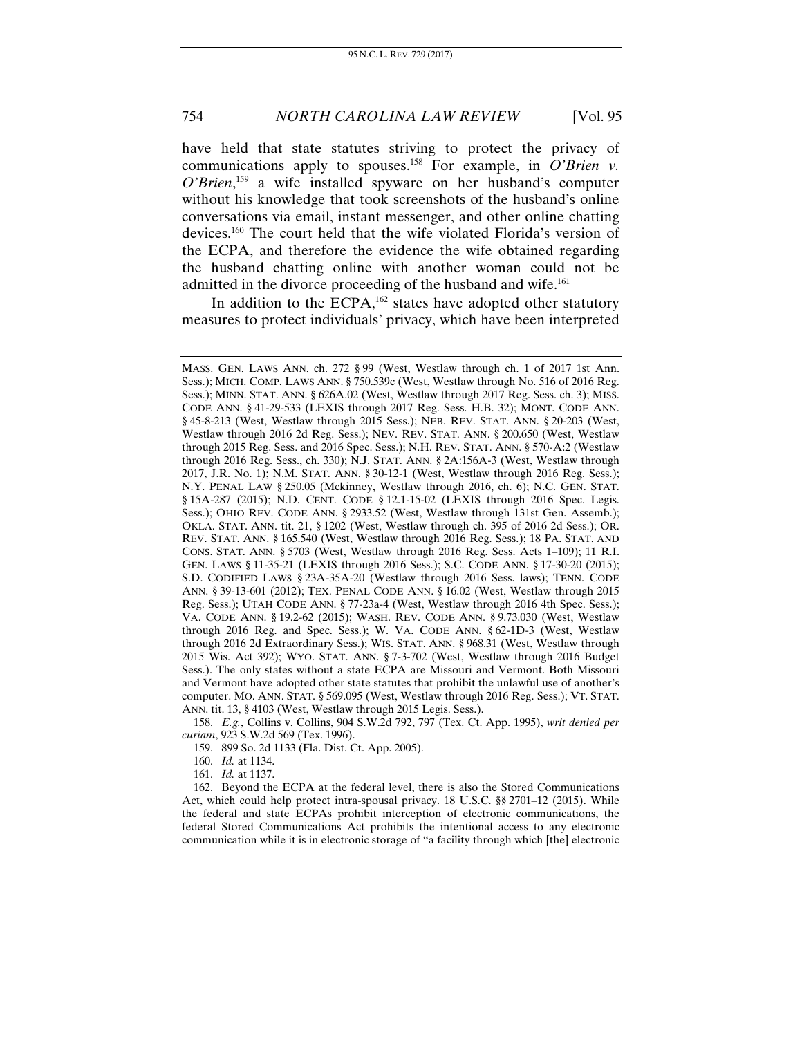have held that state statutes striving to protect the privacy of communications apply to spouses.[158] For example, in *O'Brien v. O'Brien*,[159] a wife installed spyware on her husband's computer without his knowledge that took screenshots of the husband's online conversations via email, instant messenger, and other online chatting devices.[160] The court held that the wife violated Florida's version of the ECPA, and therefore the evidence the wife obtained regarding the husband chatting online with another woman could not be admitted in the divorce proceeding of the husband and wife.[161]

In addition to the ECPA,[162] states have adopted other statutory measures to protect individuals' privacy, which have been interpreted

---

MASS. GEN. LAWS ANN. ch. 272 § 99 (West, Westlaw through ch. 1 of 2017 1st Ann. Sess.); MICH. COMP. LAWS ANN. § 750.539c (West, Westlaw through No. 516 of 2016 Reg. Sess.); MINN. STAT. ANN. § 626A.02 (West, Westlaw through 2017 Reg. Sess. ch. 3); MISS. CODE ANN. § 41-29-533 (LEXIS through 2017 Reg. Sess. H.B. 32); MONT. CODE ANN. § 45-8-213 (West, Westlaw through 2015 Sess.); NEB. REV. STAT. ANN. § 20-203 (West, Westlaw through 2016 2d Reg. Sess.); NEV. REV. STAT. ANN. § 200.650 (West, Westlaw through 2015 Reg. Sess. and 2016 Spec. Sess.); N.H. REV. STAT. ANN. § 570-A:2 (Westlaw through 2016 Reg. Sess., ch. 330); N.J. STAT. ANN. § 2A:156A-3 (West, Westlaw through 2017, J.R. No. 1); N.M. STAT. ANN. § 30-12-1 (West, Westlaw through 2016 Reg. Sess.); N.Y. PENAL LAW § 250.05 (Mckinney, Westlaw through 2016, ch. 6); N.C. GEN. STAT. § 15A-287 (2015); N.D. CENT. CODE § 12.1-15-02 (LEXIS through 2016 Spec. Legis. Sess.); OHIO REV. CODE ANN. § 2933.52 (West, Westlaw through 131st Gen. Assemb.); OKLA. STAT. ANN. tit. 21, § 1202 (West, Westlaw through ch. 395 of 2016 2d Sess.); OR. REV. STAT. ANN. § 165.540 (West, Westlaw through 2016 Reg. Sess.); 18 PA. STAT. AND CONS. STAT. ANN. § 5703 (West, Westlaw through 2016 Reg. Sess. Acts 1–109); 11 R.I. GEN. LAWS § 11-35-21 (LEXIS through 2016 Sess.); S.C. CODE ANN. § 17-30-20 (2015); S.D. CODIFIED LAWS § 23A-35A-20 (Westlaw through 2016 Sess. laws); TENN. CODE ANN. § 39-13-601 (2012); TEX. PENAL CODE ANN. § 16.02 (West, Westlaw through 2015 Reg. Sess.); UTAH CODE ANN. § 77-23a-4 (West, Westlaw through 2016 4th Spec. Sess.); VA. CODE ANN. § 19.2-62 (2015); WASH. REV. CODE ANN. § 9.73.030 (West, Westlaw through 2016 Reg. and Spec. Sess.); W. VA. CODE ANN. § 62-1D-3 (West, Westlaw through 2016 2d Extraordinary Sess.); WIS. STAT. ANN. § 968.31 (West, Westlaw through 2015 Wis. Act 392); WYO. STAT. ANN. § 7-3-702 (West, Westlaw through 2016 Budget Sess.). The only states without a state ECPA are Missouri and Vermont. Both Missouri and Vermont have adopted other state statutes that prohibit the unlawful use of another's computer. MO. ANN. STAT. § 569.095 (West, Westlaw through 2016 Reg. Sess.); VT. STAT. ANN. tit. 13, § 4103 (West, Westlaw through 2015 Legis. Sess.).

158. *E.g.*, Collins v. Collins, 904 S.W.2d 792, 797 (Tex. Ct. App. 1995), *writ denied per curiam*, 923 S.W.2d 569 (Tex. 1996).

159. 899 So. 2d 1133 (Fla. Dist. Ct. App. 2005).

160. *Id.* at 1134.

161. *Id.* at 1137.

162. Beyond the ECPA at the federal level, there is also the Stored Communications Act, which could help protect intra-spousal privacy. 18 U.S.C. §§ 2701–12 (2015). While the federal and state ECPAs prohibit interception of electronic communications, the federal Stored Communications Act prohibits the intentional access to any electronic communication while it is in electronic storage of "a facility through which [the] electronic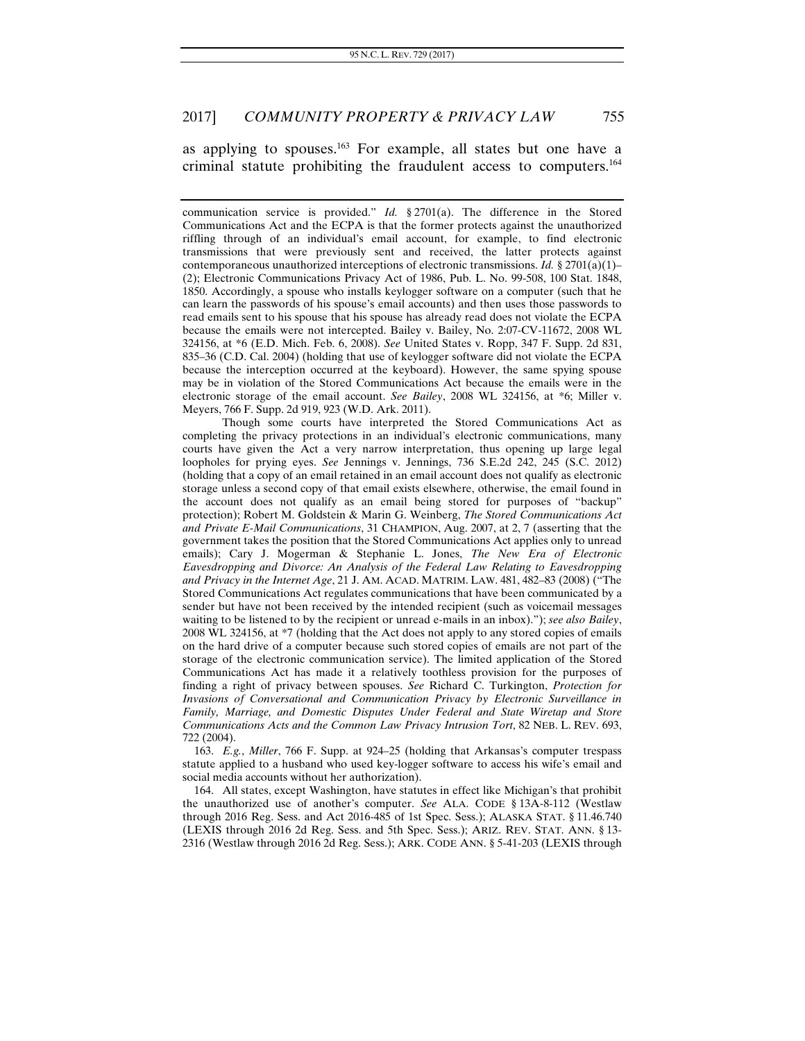as applying to spouses.[163] For example, all states but one have a criminal statute prohibiting the fraudulent access to computers.[164]

---

communication service is provided." *Id.* § 2701(a). The difference in the Stored Communications Act and the ECPA is that the former protects against the unauthorized riffling through of an individual's email account, for example, to find electronic transmissions that were previously sent and received, the latter protects against contemporaneous unauthorized interceptions of electronic transmissions. *Id.* § 2701(a)(1)–(2); Electronic Communications Privacy Act of 1986, Pub. L. No. 99-508, 100 Stat. 1848, 1850. Accordingly, a spouse who installs keylogger software on a computer (such that he can learn the passwords of his spouse's email accounts) and then uses those passwords to read emails sent to his spouse that his spouse has already read does not violate the ECPA because the emails were not intercepted. Bailey v. Bailey, No. 2:07-CV-11672, 2008 WL 324156, at *6 (E.D. Mich. Feb. 6, 2008). *See* United States v. Ropp, 347 F. Supp. 2d 831, 835–36 (C.D. Cal. 2004) (holding that use of keylogger software did not violate the ECPA because the interception occurred at the keyboard). However, the same spying spouse may be in violation of the Stored Communications Act because the emails were in the electronic storage of the email account. *See Bailey*, 2008 WL 324156, at *6; Miller v. Meyers, 766 F. Supp. 2d 919, 923 (W.D. Ark. 2011).

Though some courts have interpreted the Stored Communications Act as completing the privacy protections in an individual's electronic communications, many courts have given the Act a very narrow interpretation, thus opening up large legal loopholes for prying eyes. *See* Jennings v. Jennings, 736 S.E.2d 242, 245 (S.C. 2012) (holding that a copy of an email retained in an email account does not qualify as electronic storage unless a second copy of that email exists elsewhere, otherwise, the email found in the account does not qualify as an email being stored for purposes of "backup" protection); Robert M. Goldstein & Marin G. Weinberg, *The Stored Communications Act and Private E-Mail Communications*, 31 CHAMPION, Aug. 2007, at 2, 7 (asserting that the government takes the position that the Stored Communications Act applies only to unread emails); Cary J. Mogerman & Stephanie L. Jones, *The New Era of Electronic Eavesdropping and Divorce: An Analysis of the Federal Law Relating to Eavesdropping and Privacy in the Internet Age*, 21 J. AM. ACAD. MATRIM. LAW. 481, 482–83 (2008) ("The Stored Communications Act regulates communications that have been communicated by a sender but have not been received by the intended recipient (such as voicemail messages waiting to be listened to by the recipient or unread e-mails in an inbox)."); *see also Bailey*, 2008 WL 324156, at *7 (holding that the Act does not apply to any stored copies of emails on the hard drive of a computer because such stored copies of emails are not part of the storage of the electronic communication service). The limited application of the Stored Communications Act has made it a relatively toothless provision for the purposes of finding a right of privacy between spouses. *See* Richard C. Turkington, *Protection for Invasions of Conversational and Communication Privacy by Electronic Surveillance in Family, Marriage, and Domestic Disputes Under Federal and State Wiretap and Store Communications Acts and the Common Law Privacy Intrusion Tort*, 82 NEB. L. REV. 693, 722 (2004).

163. *E.g.*, *Miller*, 766 F. Supp. at 924–25 (holding that Arkansas's computer trespass statute applied to a husband who used key-logger software to access his wife's email and social media accounts without her authorization).

164. All states, except Washington, have statutes in effect like Michigan's that prohibit the unauthorized use of another's computer. *See* ALA. CODE § 13A-8-112 (Westlaw through 2016 Reg. Sess. and Act 2016-485 of 1st Spec. Sess.); ALASKA STAT. § 11.46.740 (LEXIS through 2016 2d Reg. Sess. and 5th Spec. Sess.); ARIZ. REV. STAT. ANN. § 13-2316 (Westlaw through 2016 2d Reg. Sess.); ARK. CODE ANN. § 5-41-203 (LEXIS through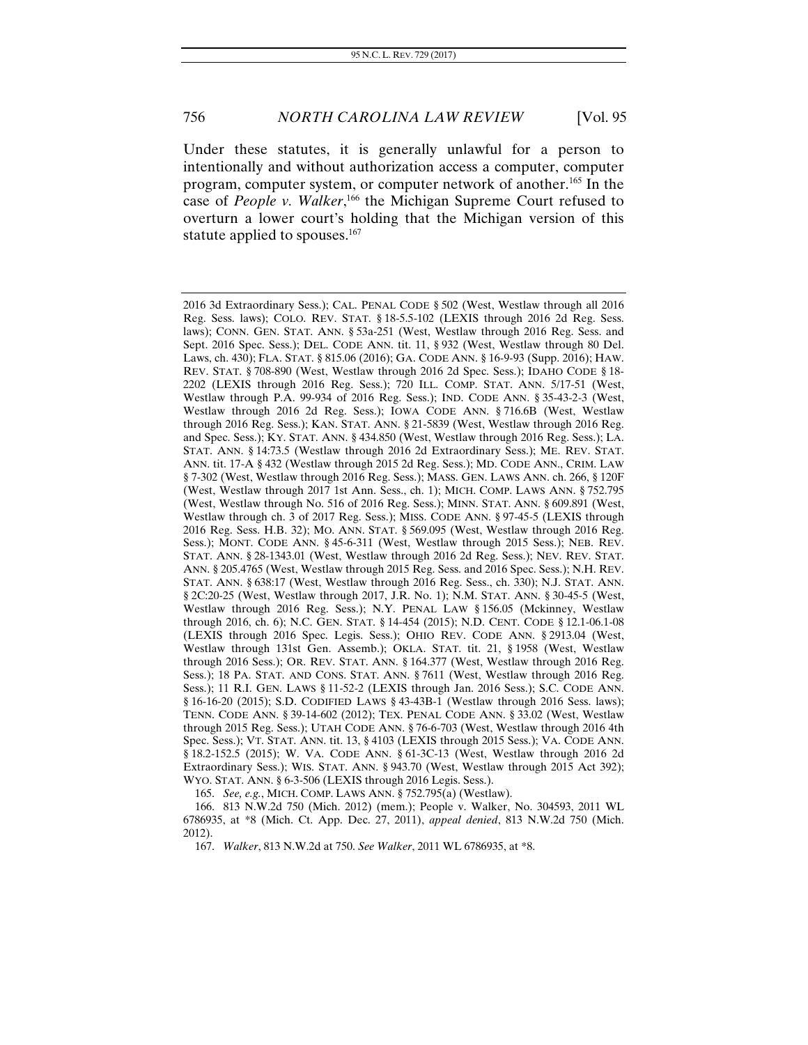Under these statutes, it is generally unlawful for a person to intentionally and without authorization access a computer, computer program, computer system, or computer network of another.[165] In the case of *People v. Walker*,[166] the Michigan Supreme Court refused to overturn a lower court's holding that the Michigan version of this statute applied to spouses.[167]

---

2016 3d Extraordinary Sess.); CAL. PENAL CODE § 502 (West, Westlaw through all 2016 Reg. Sess. laws); COLO. REV. STAT. § 18-5.5-102 (LEXIS through 2016 2d Reg. Sess. laws); CONN. GEN. STAT. ANN. § 53a-251 (West, Westlaw through 2016 Reg. Sess. and Sept. 2016 Spec. Sess.); DEL. CODE ANN. tit. 11, § 932 (West, Westlaw through 80 Del. Laws, ch. 430); FLA. STAT. § 815.06 (2016); GA. CODE ANN. § 16-9-93 (Supp. 2016); HAW. REV. STAT. § 708-890 (West, Westlaw through 2016 2d Spec. Sess.); IDAHO CODE § 18-2202 (LEXIS through 2016 Reg. Sess.); 720 ILL. COMP. STAT. ANN. 5/17-51 (West, Westlaw through P.A. 99-934 of 2016 Reg. Sess.); IND. CODE ANN. § 35-43-2-3 (West, Westlaw through 2016 2d Reg. Sess.); IOWA CODE ANN. § 716.6B (West, Westlaw through 2016 Reg. Sess.); KAN. STAT. ANN. § 21-5839 (West, Westlaw through 2016 Reg. and Spec. Sess.); KY. STAT. ANN. § 434.850 (West, Westlaw through 2016 Reg. Sess.); LA. STAT. ANN. § 14:73.5 (Westlaw through 2016 2d Extraordinary Sess.); ME. REV. STAT. ANN. tit. 17-A § 432 (Westlaw through 2015 2d Reg. Sess.); MD. CODE ANN., CRIM. LAW § 7-302 (West, Westlaw through 2016 Reg. Sess.); MASS. GEN. LAWS ANN. ch. 266, § 120F (West, Westlaw through 2017 1st Ann. Sess., ch. 1); MICH. COMP. LAWS ANN. § 752.795 (West, Westlaw through No. 516 of 2016 Reg. Sess.); MINN. STAT. ANN. § 609.891 (West, Westlaw through ch. 3 of 2017 Reg. Sess.); MISS. CODE ANN. § 97-45-5 (LEXIS through 2016 Reg. Sess. H.B. 32); MO. ANN. STAT. § 569.095 (West, Westlaw through 2016 Reg. Sess.); MONT. CODE ANN. § 45-6-311 (West, Westlaw through 2015 Sess.); NEB. REV. STAT. ANN. § 28-1343.01 (West, Westlaw through 2016 2d Reg. Sess.); NEV. REV. STAT. ANN. § 205.4765 (West, Westlaw through 2015 Reg. Sess. and 2016 Spec. Sess.); N.H. REV. STAT. ANN. § 638:17 (West, Westlaw through 2016 Reg. Sess., ch. 330); N.J. STAT. ANN. § 2C:20-25 (West, Westlaw through 2017, J.R. No. 1); N.M. STAT. ANN. § 30-45-5 (West, Westlaw through 2016 Reg. Sess.); N.Y. PENAL LAW § 156.05 (Mckinney, Westlaw through 2016, ch. 6); N.C. GEN. STAT. § 14-454 (2015); N.D. CENT. CODE § 12.1-06.1-08 (LEXIS through 2016 Spec. Legis. Sess.); OHIO REV. CODE ANN. § 2913.04 (West, Westlaw through 131st Gen. Assemb.); OKLA. STAT. tit. 21, § 1958 (West, Westlaw through 2016 Sess.); OR. REV. STAT. ANN. § 164.377 (West, Westlaw through 2016 Reg. Sess.); 18 PA. STAT. AND CONS. STAT. ANN. § 7611 (West, Westlaw through 2016 Reg. Sess.); 11 R.I. GEN. LAWS § 11-52-2 (LEXIS through Jan. 2016 Sess.); S.C. CODE ANN. § 16-16-20 (2015); S.D. CODIFIED LAWS § 43-43B-1 (Westlaw through 2016 Sess. laws); TENN. CODE ANN. § 39-14-602 (2012); TEX. PENAL CODE ANN. § 33.02 (West, Westlaw through 2015 Reg. Sess.); UTAH CODE ANN. § 76-6-703 (West, Westlaw through 2016 4th Spec. Sess.); VT. STAT. ANN. tit. 13, § 4103 (LEXIS through 2015 Sess.); VA. CODE ANN. § 18.2-152.5 (2015); W. VA. CODE ANN. § 61-3C-13 (West, Westlaw through 2016 2d Extraordinary Sess.); WIS. STAT. ANN. § 943.70 (West, Westlaw through 2015 Act 392); WYO. STAT. ANN. § 6-3-506 (LEXIS through 2016 Legis. Sess.).

165. *See, e.g.*, MICH. COMP. LAWS ANN. § 752.795(a) (Westlaw).

166. 813 N.W.2d 750 (Mich. 2012) (mem.); People v. Walker, No. 304593, 2011 WL 6786935, at *8 (Mich. Ct. App. Dec. 27, 2011), *appeal denied*, 813 N.W.2d 750 (Mich. 2012).

167. *Walker*, 813 N.W.2d at 750. *See Walker*, 2011 WL 6786935, at *8.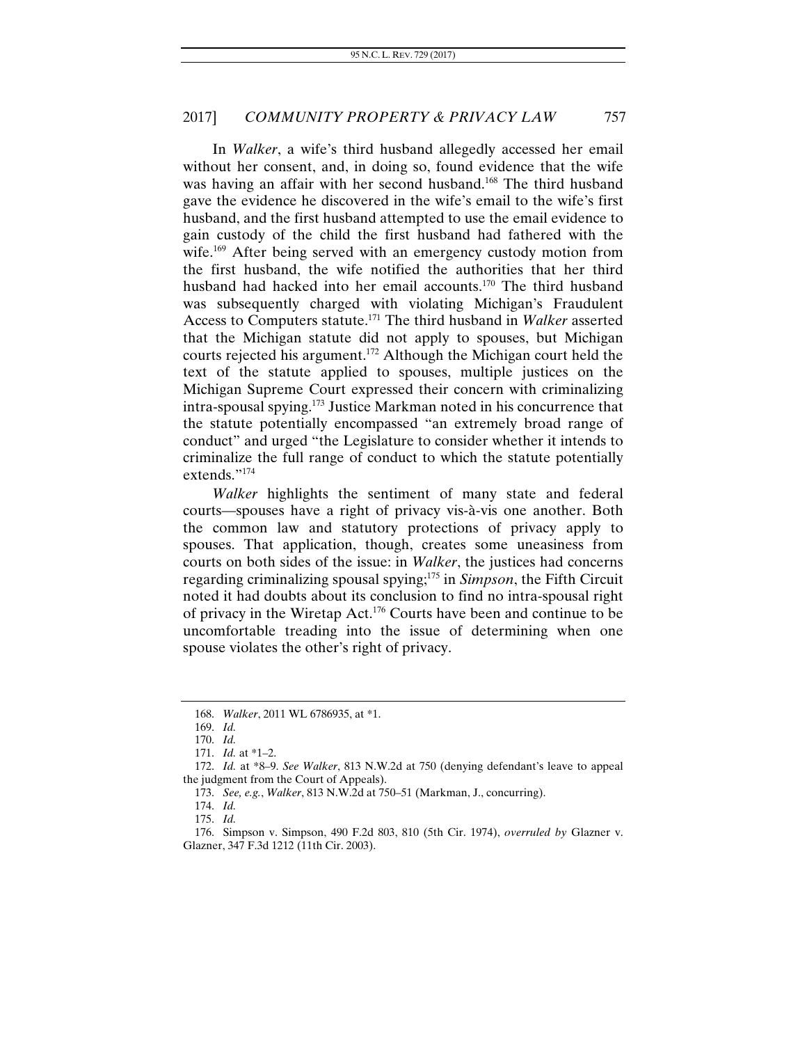In *Walker*, a wife's third husband allegedly accessed her email without her consent, and, in doing so, found evidence that the wife was having an affair with her second husband.[168] The third husband gave the evidence he discovered in the wife's email to the wife's first husband, and the first husband attempted to use the email evidence to gain custody of the child the first husband had fathered with the wife.[169] After being served with an emergency custody motion from the first husband, the wife notified the authorities that her third husband had hacked into her email accounts.[170] The third husband was subsequently charged with violating Michigan's Fraudulent Access to Computers statute.[171] The third husband in *Walker* asserted that the Michigan statute did not apply to spouses, but Michigan courts rejected his argument.[172] Although the Michigan court held the text of the statute applied to spouses, multiple justices on the Michigan Supreme Court expressed their concern with criminalizing intra-spousal spying.[173] Justice Markman noted in his concurrence that the statute potentially encompassed "an extremely broad range of conduct" and urged "the Legislature to consider whether it intends to criminalize the full range of conduct to which the statute potentially extends."[174]

*Walker* highlights the sentiment of many state and federal courts—spouses have a right of privacy vis-à-vis one another. Both the common law and statutory protections of privacy apply to spouses. That application, though, creates some uneasiness from courts on both sides of the issue: in *Walker*, the justices had concerns regarding criminalizing spousal spying;[175] in *Simpson*, the Fifth Circuit noted it had doubts about its conclusion to find no intra-spousal right of privacy in the Wiretap Act.[176] Courts have been and continue to be uncomfortable treading into the issue of determining when one spouse violates the other's right of privacy.

---

168. *Walker*, 2011 WL 6786935, at *1.

169. *Id.*

170. *Id.*

171. *Id.* at *1–2.

172. *Id.* at *8–9. *See Walker*, 813 N.W.2d at 750 (denying defendant's leave to appeal the judgment from the Court of Appeals).

173. *See, e.g.*, *Walker*, 813 N.W.2d at 750–51 (Markman, J., concurring).

174. *Id.*

175. *Id.*

176. Simpson v. Simpson, 490 F.2d 803, 810 (5th Cir. 1974), *overruled by* Glazner v. Glazner, 347 F.3d 1212 (11th Cir. 2003).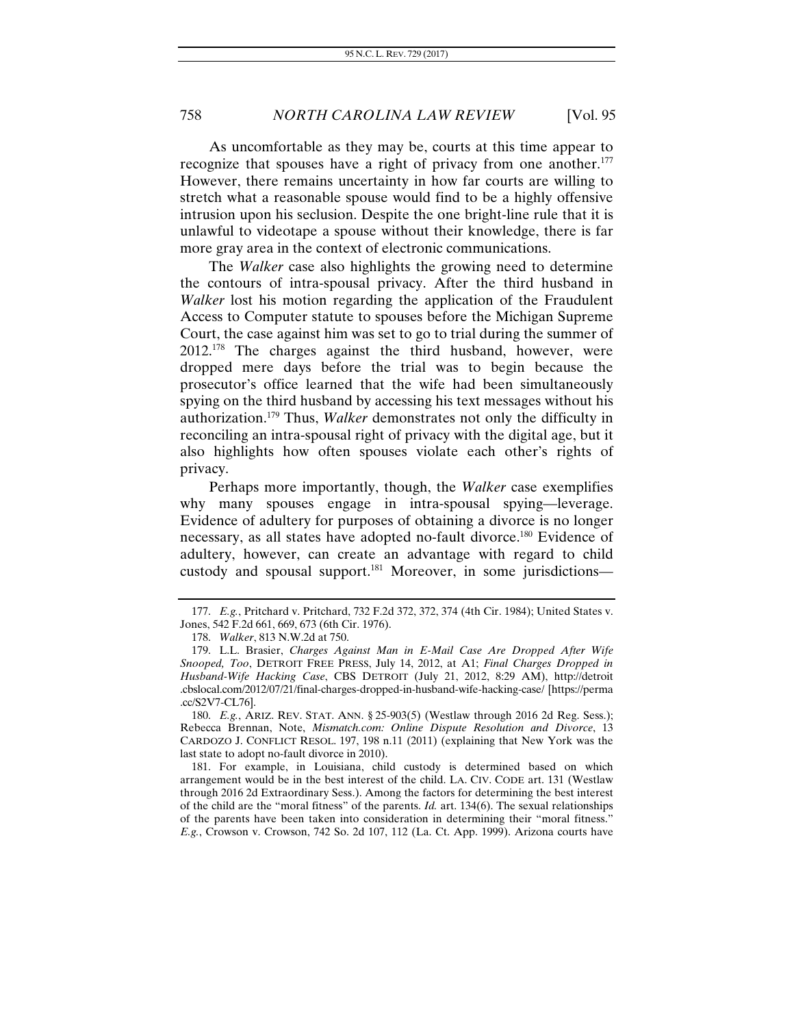As uncomfortable as they may be, courts at this time appear to recognize that spouses have a right of privacy from one another.[177] However, there remains uncertainty in how far courts are willing to stretch what a reasonable spouse would find to be a highly offensive intrusion upon his seclusion. Despite the one bright-line rule that it is unlawful to videotape a spouse without their knowledge, there is far more gray area in the context of electronic communications.

The *Walker* case also highlights the growing need to determine the contours of intra-spousal privacy. After the third husband in *Walker* lost his motion regarding the application of the Fraudulent Access to Computer statute to spouses before the Michigan Supreme Court, the case against him was set to go to trial during the summer of 2012.[178] The charges against the third husband, however, were dropped mere days before the trial was to begin because the prosecutor's office learned that the wife had been simultaneously spying on the third husband by accessing his text messages without his authorization.[179] Thus, *Walker* demonstrates not only the difficulty in reconciling an intra-spousal right of privacy with the digital age, but it also highlights how often spouses violate each other's rights of privacy.

Perhaps more importantly, though, the *Walker* case exemplifies why many spouses engage in intra-spousal spying—leverage. Evidence of adultery for purposes of obtaining a divorce is no longer necessary, as all states have adopted no-fault divorce.[180] Evidence of adultery, however, can create an advantage with regard to child custody and spousal support.[181] Moreover, in some jurisdictions—

---

177. *E.g.*, Pritchard v. Pritchard, 732 F.2d 372, 372, 374 (4th Cir. 1984); United States v. Jones, 542 F.2d 661, 669, 673 (6th Cir. 1976).

178. *Walker*, 813 N.W.2d at 750.

179. L.L. Brasier, *Charges Against Man in E-Mail Case Are Dropped After Wife Snooped, Too*, DETROIT FREE PRESS, July 14, 2012, at A1; *Final Charges Dropped in Husband-Wife Hacking Case*, CBS DETROIT (July 21, 2012, 8:29 AM), http://detroit.cbslocal.com/2012/07/21/final-charges-dropped-in-husband-wife-hacking-case/ [https://perma.cc/S2V7-CL76].

180. *E.g.*, ARIZ. REV. STAT. ANN. § 25-903(5) (Westlaw through 2016 2d Reg. Sess.); Rebecca Brennan, Note, *Mismatch.com: Online Dispute Resolution and Divorce*, 13 CARDOZO J. CONFLICT RESOL. 197, 198 n.11 (2011) (explaining that New York was the last state to adopt no-fault divorce in 2010).

181. For example, in Louisiana, child custody is determined based on which arrangement would be in the best interest of the child. LA. CIV. CODE art. 131 (Westlaw through 2016 2d Extraordinary Sess.). Among the factors for determining the best interest of the child are the "moral fitness" of the parents. *Id.* art. 134(6). The sexual relationships of the parents have been taken into consideration in determining their "moral fitness." *E.g.*, Crowson v. Crowson, 742 So. 2d 107, 112 (La. Ct. App. 1999). Arizona courts have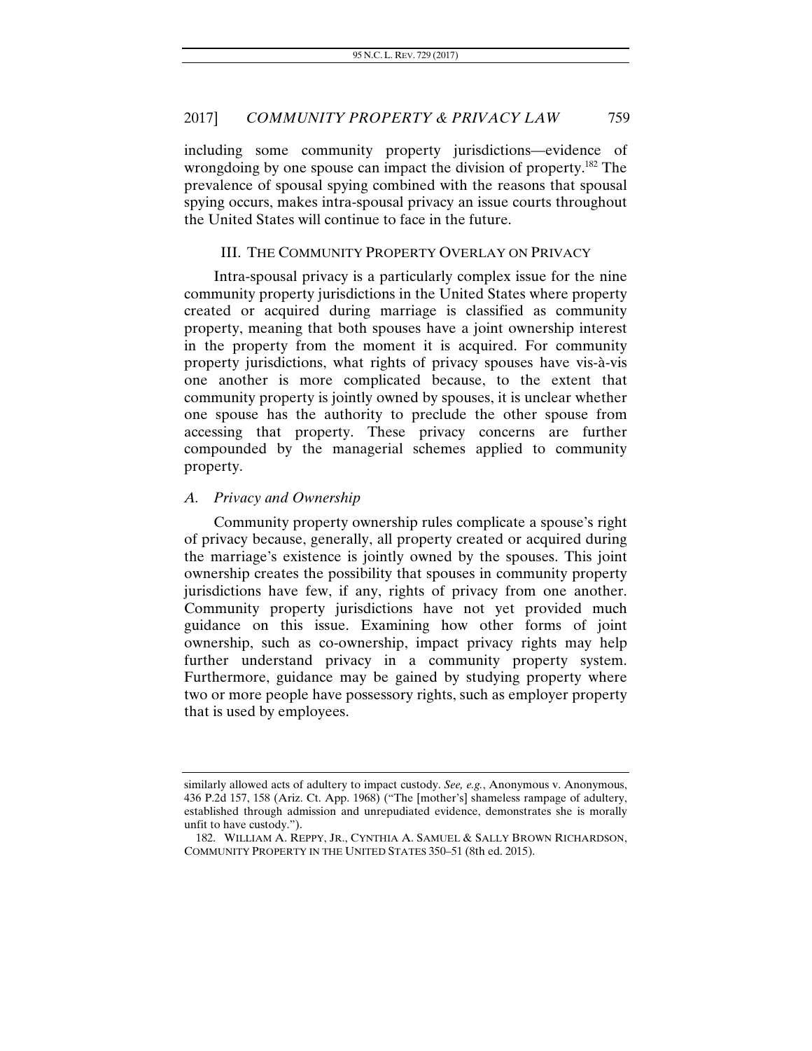including some community property jurisdictions—evidence of wrongdoing by one spouse can impact the division of property.[182] The prevalence of spousal spying combined with the reasons that spousal spying occurs, makes intra-spousal privacy an issue courts throughout the United States will continue to face in the future.

## III. THE COMMUNITY PROPERTY OVERLAY ON PRIVACY

Intra-spousal privacy is a particularly complex issue for the nine community property jurisdictions in the United States where property created or acquired during marriage is classified as community property, meaning that both spouses have a joint ownership interest in the property from the moment it is acquired. For community property jurisdictions, what rights of privacy spouses have vis-à-vis one another is more complicated because, to the extent that community property is jointly owned by spouses, it is unclear whether one spouse has the authority to preclude the other spouse from accessing that property. These privacy concerns are further compounded by the managerial schemes applied to community property.

### *A. Privacy and Ownership*

Community property ownership rules complicate a spouse's right of privacy because, generally, all property created or acquired during the marriage's existence is jointly owned by the spouses. This joint ownership creates the possibility that spouses in community property jurisdictions have few, if any, rights of privacy from one another. Community property jurisdictions have not yet provided much guidance on this issue. Examining how other forms of joint ownership, such as co-ownership, impact privacy rights may help further understand privacy in a community property system. Furthermore, guidance may be gained by studying property where two or more people have possessory rights, such as employer property that is used by employees.

---

similarly allowed acts of adultery to impact custody. *See, e.g.*, Anonymous v. Anonymous, 436 P.2d 157, 158 (Ariz. Ct. App. 1968) ("The [mother's] shameless rampage of adultery, established through admission and unrepudiated evidence, demonstrates she is morally unfit to have custody.").

182. WILLIAM A. REPPY, JR., CYNTHIA A. SAMUEL & SALLY BROWN RICHARDSON, COMMUNITY PROPERTY IN THE UNITED STATES 350–51 (8th ed. 2015).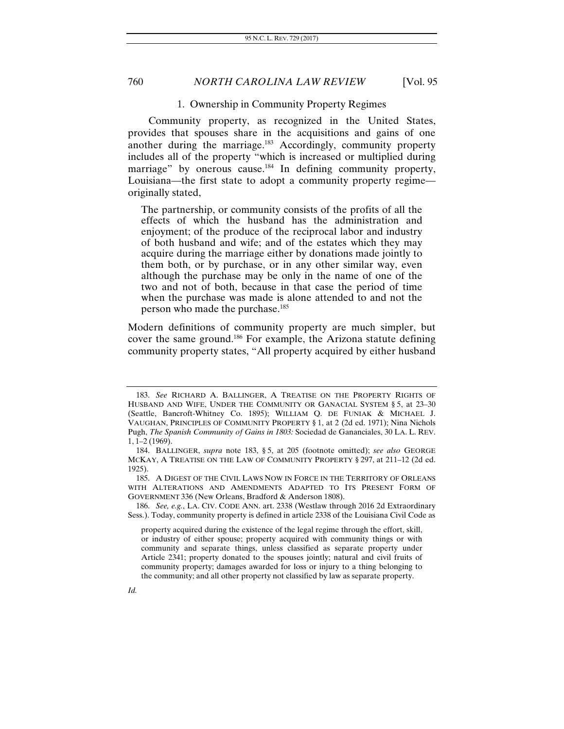### 1. Ownership in Community Property Regimes

Community property, as recognized in the United States, provides that spouses share in the acquisitions and gains of one another during the marriage.[183] Accordingly, community property includes all of the property "which is increased or multiplied during marriage" by onerous cause.[184] In defining community property, Louisiana—the first state to adopt a community property regime—originally stated,

> The partnership, or community consists of the profits of all the effects of which the husband has the administration and enjoyment; of the produce of the reciprocal labor and industry of both husband and wife; and of the estates which they may acquire during the marriage either by donations made jointly to them both, or by purchase, or in any other similar way, even although the purchase may be only in the name of one of the two and not of both, because in that case the period of time when the purchase was made is alone attended to and not the person who made the purchase.[185]

Modern definitions of community property are much simpler, but cover the same ground.[186] For example, the Arizona statute defining community property states, "All property acquired by either husband

---

183. *See* RICHARD A. BALLINGER, A TREATISE ON THE PROPERTY RIGHTS OF HUSBAND AND WIFE, UNDER THE COMMUNITY OR GANACIAL SYSTEM § 5, at 23–30 (Seattle, Bancroft-Whitney Co. 1895); WILLIAM Q. DE FUNIAK & MICHAEL J. VAUGHAN, PRINCIPLES OF COMMUNITY PROPERTY § 1, at 2 (2d ed. 1971); Nina Nichols Pugh, *The Spanish Community of Gains in 1803:* Sociedad de Gananciales, 30 LA. L. REV. 1, 1–2 (1969).

184. BALLINGER, *supra* note 183, § 5, at 205 (footnote omitted); *see also* GEORGE MCKAY, A TREATISE ON THE LAW OF COMMUNITY PROPERTY § 297, at 211–12 (2d ed. 1925).

185. A DIGEST OF THE CIVIL LAWS NOW IN FORCE IN THE TERRITORY OF ORLEANS WITH ALTERATIONS AND AMENDMENTS ADAPTED TO ITS PRESENT FORM OF GOVERNMENT 336 (New Orleans, Bradford & Anderson 1808).

186. *See, e.g.*, LA. CIV. CODE ANN. art. 2338 (Westlaw through 2016 2d Extraordinary Sess.). Today, community property is defined in article 2338 of the Louisiana Civil Code as

> property acquired during the existence of the legal regime through the effort, skill, or industry of either spouse; property acquired with community things or with community and separate things, unless classified as separate property under Article 2341; property donated to the spouses jointly; natural and civil fruits of community property; damages awarded for loss or injury to a thing belonging to the community; and all other property not classified by law as separate property.

*Id.*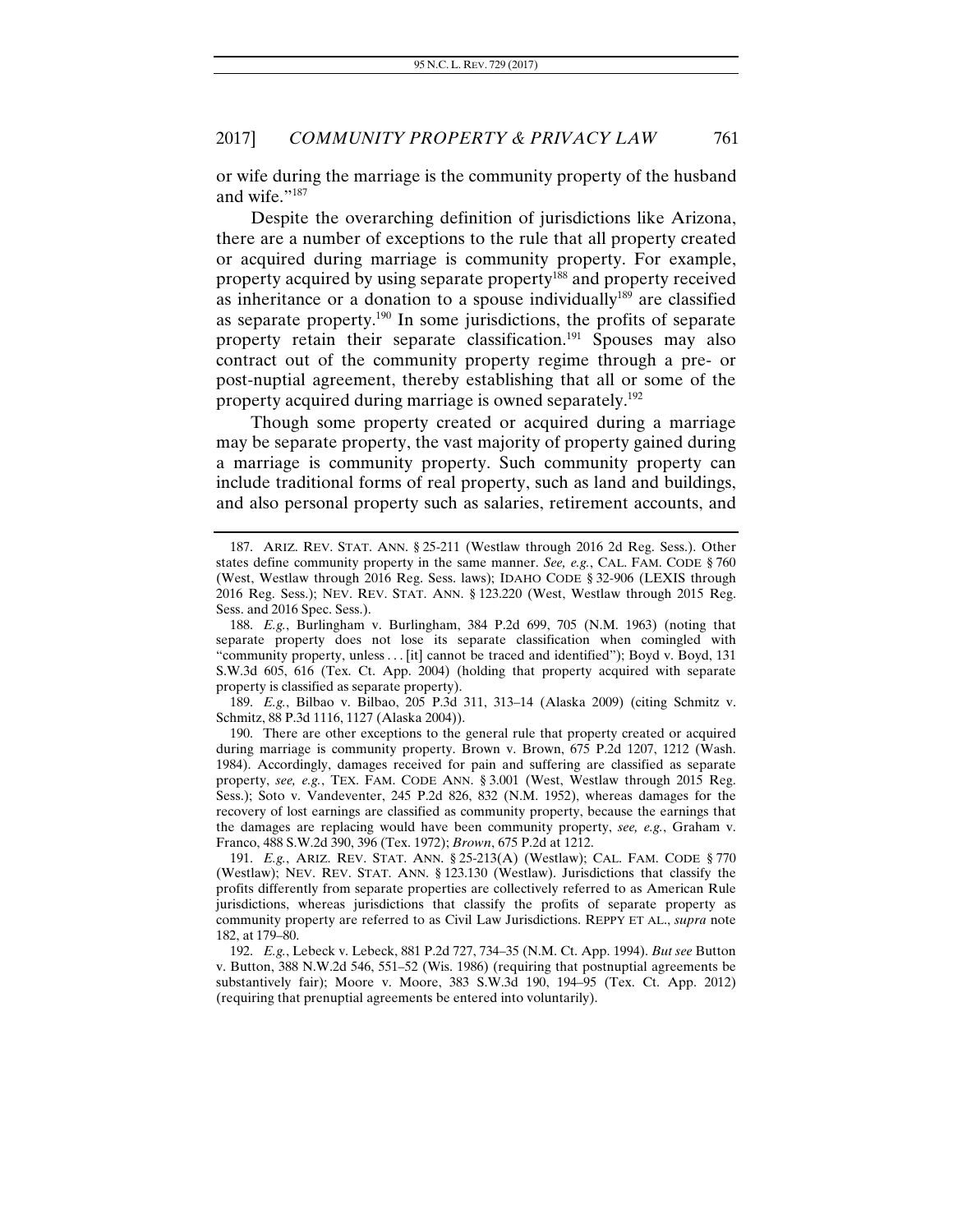or wife during the marriage is the community property of the husband and wife."[187]

Despite the overarching definition of jurisdictions like Arizona, there are a number of exceptions to the rule that all property created or acquired during marriage is community property. For example, property acquired by using separate property[188] and property received as inheritance or a donation to a spouse individually[189] are classified as separate property.[190] In some jurisdictions, the profits of separate property retain their separate classification.[191] Spouses may also contract out of the community property regime through a pre- or post-nuptial agreement, thereby establishing that all or some of the property acquired during marriage is owned separately.[192]

Though some property created or acquired during a marriage may be separate property, the vast majority of property gained during a marriage is community property. Such community property can include traditional forms of real property, such as land and buildings, and also personal property such as salaries, retirement accounts, and

---

187. ARIZ. REV. STAT. ANN. § 25-211 (Westlaw through 2016 2d Reg. Sess.). Other states define community property in the same manner. *See, e.g.*, CAL. FAM. CODE § 760 (West, Westlaw through 2016 Reg. Sess. laws); IDAHO CODE § 32-906 (LEXIS through 2016 Reg. Sess.); NEV. REV. STAT. ANN. § 123.220 (West, Westlaw through 2015 Reg. Sess. and 2016 Spec. Sess.).

188. *E.g.*, Burlingham v. Burlingham, 384 P.2d 699, 705 (N.M. 1963) (noting that separate property does not lose its separate classification when comingled with "community property, unless . . . [it] cannot be traced and identified"); Boyd v. Boyd, 131 S.W.3d 605, 616 (Tex. Ct. App. 2004) (holding that property acquired with separate property is classified as separate property).

189. *E.g.*, Bilbao v. Bilbao, 205 P.3d 311, 313–14 (Alaska 2009) (citing Schmitz v. Schmitz, 88 P.3d 1116, 1127 (Alaska 2004)).

190. There are other exceptions to the general rule that property created or acquired during marriage is community property. Brown v. Brown, 675 P.2d 1207, 1212 (Wash. 1984). Accordingly, damages received for pain and suffering are classified as separate property, *see, e.g.*, TEX. FAM. CODE ANN. § 3.001 (West, Westlaw through 2015 Reg. Sess.); Soto v. Vandeventer, 245 P.2d 826, 832 (N.M. 1952), whereas damages for the recovery of lost earnings are classified as community property, because the earnings that the damages are replacing would have been community property, *see, e.g.*, Graham v. Franco, 488 S.W.2d 390, 396 (Tex. 1972); *Brown*, 675 P.2d at 1212.

191. *E.g.*, ARIZ. REV. STAT. ANN. § 25-213(A) (Westlaw); CAL. FAM. CODE § 770 (Westlaw); NEV. REV. STAT. ANN. § 123.130 (Westlaw). Jurisdictions that classify the profits differently from separate properties are collectively referred to as American Rule jurisdictions, whereas jurisdictions that classify the profits of separate property as community property are referred to as Civil Law Jurisdictions. REPPY ET AL., *supra* note 182, at 179–80.

192. *E.g.*, Lebeck v. Lebeck, 881 P.2d 727, 734–35 (N.M. Ct. App. 1994). *But see* Button v. Button, 388 N.W.2d 546, 551–52 (Wis. 1986) (requiring that postnuptial agreements be substantively fair); Moore v. Moore, 383 S.W.3d 190, 194–95 (Tex. Ct. App. 2012) (requiring that prenuptial agreements be entered into voluntarily).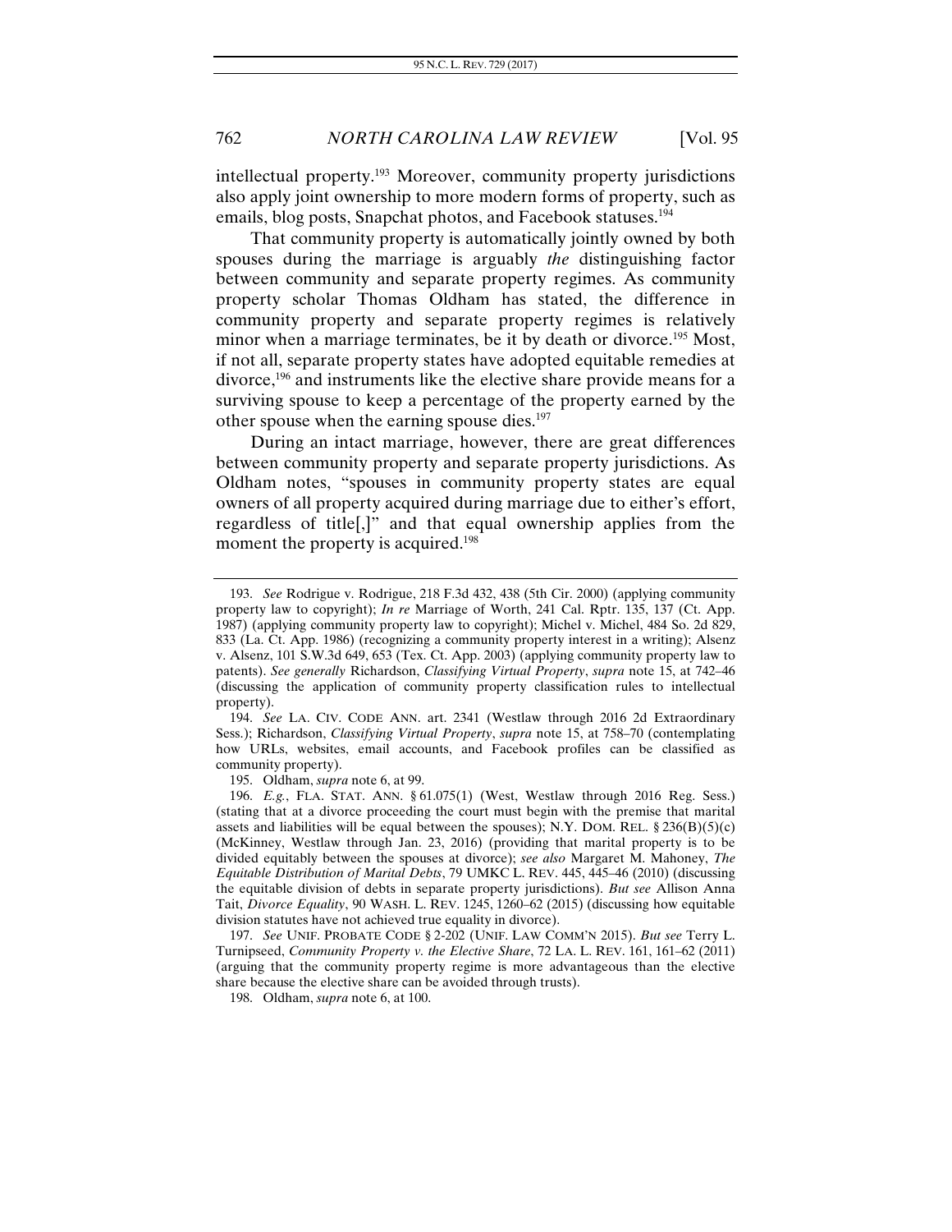intellectual property.[193] Moreover, community property jurisdictions also apply joint ownership to more modern forms of property, such as emails, blog posts, Snapchat photos, and Facebook statuses.[194]

That community property is automatically jointly owned by both spouses during the marriage is arguably *the* distinguishing factor between community and separate property regimes. As community property scholar Thomas Oldham has stated, the difference in community property and separate property regimes is relatively minor when a marriage terminates, be it by death or divorce.[195] Most, if not all, separate property states have adopted equitable remedies at divorce,[196] and instruments like the elective share provide means for a surviving spouse to keep a percentage of the property earned by the other spouse when the earning spouse dies.[197]

During an intact marriage, however, there are great differences between community property and separate property jurisdictions. As Oldham notes, "spouses in community property states are equal owners of all property acquired during marriage due to either's effort, regardless of title[,]" and that equal ownership applies from the moment the property is acquired.[198]

---

193. *See* Rodrigue v. Rodrigue, 218 F.3d 432, 438 (5th Cir. 2000) (applying community property law to copyright); *In re* Marriage of Worth, 241 Cal. Rptr. 135, 137 (Ct. App. 1987) (applying community property law to copyright); Michel v. Michel, 484 So. 2d 829, 833 (La. Ct. App. 1986) (recognizing a community property interest in a writing); Alsenz v. Alsenz, 101 S.W.3d 649, 653 (Tex. Ct. App. 2003) (applying community property law to patents). *See generally* Richardson, *Classifying Virtual Property*, *supra* note 15, at 742–46 (discussing the application of community property classification rules to intellectual property).

194. *See* LA. CIV. CODE ANN. art. 2341 (Westlaw through 2016 2d Extraordinary Sess.); Richardson, *Classifying Virtual Property*, *supra* note 15, at 758–70 (contemplating how URLs, websites, email accounts, and Facebook profiles can be classified as community property).

195. Oldham, *supra* note 6, at 99.

196. *E.g.*, FLA. STAT. ANN. § 61.075(1) (West, Westlaw through 2016 Reg. Sess.) (stating that at a divorce proceeding the court must begin with the premise that marital assets and liabilities will be equal between the spouses); N.Y. DOM. REL. § 236(B)(5)(c) (McKinney, Westlaw through Jan. 23, 2016) (providing that marital property is to be divided equitably between the spouses at divorce); *see also* Margaret M. Mahoney, *The Equitable Distribution of Marital Debts*, 79 UMKC L. REV. 445, 445–46 (2010) (discussing the equitable division of debts in separate property jurisdictions). *But see* Allison Anna Tait, *Divorce Equality*, 90 WASH. L. REV. 1245, 1260–62 (2015) (discussing how equitable division statutes have not achieved true equality in divorce).

197. *See* UNIF. PROBATE CODE § 2-202 (UNIF. LAW COMM'N 2015). *But see* Terry L. Turnipseed, *Community Property v. the Elective Share*, 72 LA. L. REV. 161, 161–62 (2011) (arguing that the community property regime is more advantageous than the elective share because the elective share can be avoided through trusts).

198. Oldham, *supra* note 6, at 100.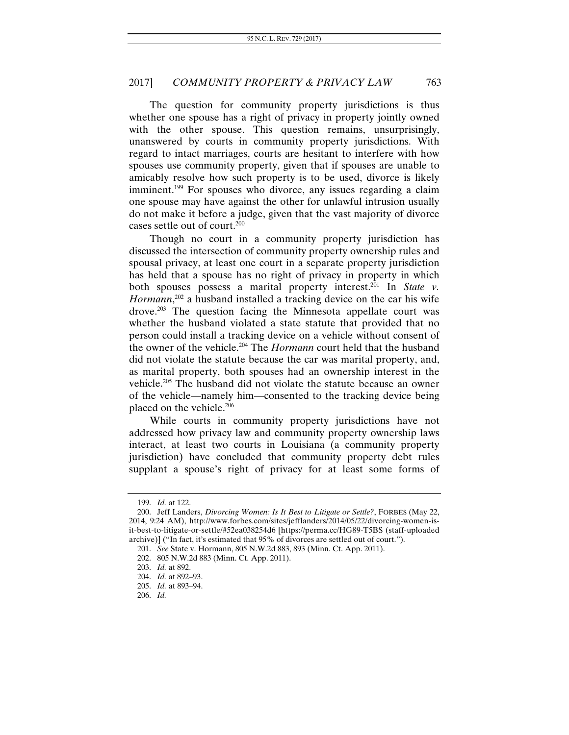The question for community property jurisdictions is thus whether one spouse has a right of privacy in property jointly owned with the other spouse. This question remains, unsurprisingly, unanswered by courts in community property jurisdictions. With regard to intact marriages, courts are hesitant to interfere with how spouses use community property, given that if spouses are unable to amicably resolve how such property is to be used, divorce is likely imminent.[199] For spouses who divorce, any issues regarding a claim one spouse may have against the other for unlawful intrusion usually do not make it before a judge, given that the vast majority of divorce cases settle out of court.[200]

Though no court in a community property jurisdiction has discussed the intersection of community property ownership rules and spousal privacy, at least one court in a separate property jurisdiction has held that a spouse has no right of privacy in property in which both spouses possess a marital property interest.[201] In *State v. Hormann*,[202] a husband installed a tracking device on the car his wife drove.[203] The question facing the Minnesota appellate court was whether the husband violated a state statute that provided that no person could install a tracking device on a vehicle without consent of the owner of the vehicle.[204] The *Hormann* court held that the husband did not violate the statute because the car was marital property, and, as marital property, both spouses had an ownership interest in the vehicle.[205] The husband did not violate the statute because an owner of the vehicle—namely him—consented to the tracking device being placed on the vehicle.[206]

While courts in community property jurisdictions have not addressed how privacy law and community property ownership laws interact, at least two courts in Louisiana (a community property jurisdiction) have concluded that community property debt rules supplant a spouse's right of privacy for at least some forms of

---

199. *Id.* at 122.

200. Jeff Landers, *Divorcing Women: Is It Best to Litigate or Settle?*, FORBES (May 22, 2014, 9:24 AM), http://www.forbes.com/sites/jefflanders/2014/05/22/divorcing-women-is-it-best-to-litigate-or-settle/#52ea038254d6 [https://perma.cc/HG89-T5BS (staff-uploaded archive)] ("In fact, it's estimated that 95% of divorces are settled out of court.").

201. *See* State v. Hormann, 805 N.W.2d 883, 893 (Minn. Ct. App. 2011).

202. 805 N.W.2d 883 (Minn. Ct. App. 2011).

203. *Id.* at 892.

204. *Id.* at 892–93.

205. *Id.* at 893–94.

206. *Id.*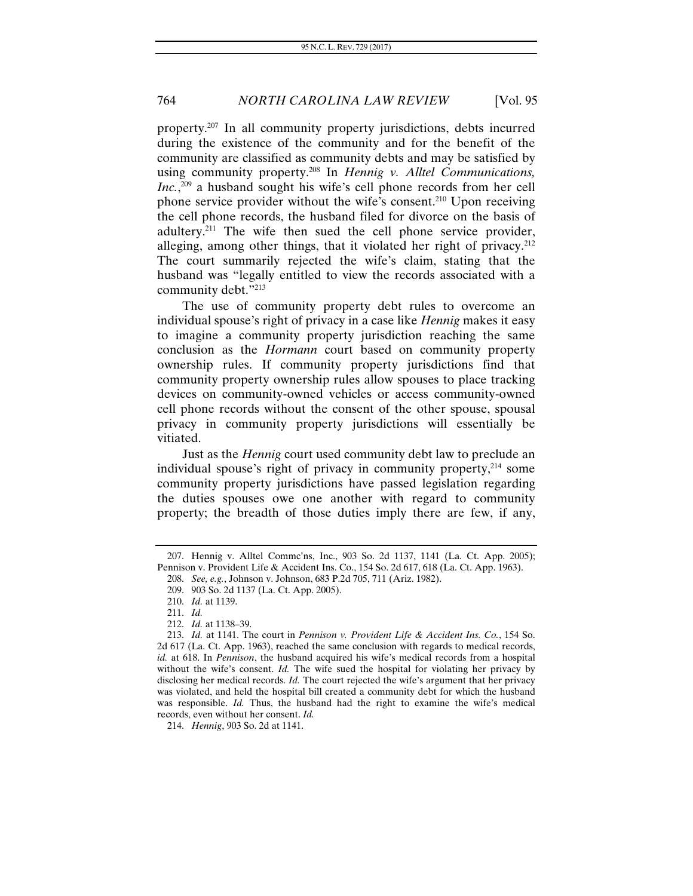property.[207] In all community property jurisdictions, debts incurred during the existence of the community and for the benefit of the community are classified as community debts and may be satisfied by using community property.[208] In *Hennig v. Alltel Communications, Inc.*,[209] a husband sought his wife's cell phone records from her cell phone service provider without the wife's consent.[210] Upon receiving the cell phone records, the husband filed for divorce on the basis of adultery.[211] The wife then sued the cell phone service provider, alleging, among other things, that it violated her right of privacy.[212] The court summarily rejected the wife's claim, stating that the husband was "legally entitled to view the records associated with a community debt."[213]

The use of community property debt rules to overcome an individual spouse's right of privacy in a case like *Hennig* makes it easy to imagine a community property jurisdiction reaching the same conclusion as the *Hormann* court based on community property ownership rules. If community property jurisdictions find that community property ownership rules allow spouses to place tracking devices on community-owned vehicles or access community-owned cell phone records without the consent of the other spouse, spousal privacy in community property jurisdictions will essentially be vitiated.

Just as the *Hennig* court used community debt law to preclude an individual spouse's right of privacy in community property,[214] some community property jurisdictions have passed legislation regarding the duties spouses owe one another with regard to community property; the breadth of those duties imply there are few, if any,

---

207. Hennig v. Alltel Commc'ns, Inc., 903 So. 2d 1137, 1141 (La. Ct. App. 2005); Pennison v. Provident Life & Accident Ins. Co., 154 So. 2d 617, 618 (La. Ct. App. 1963).

208. *See, e.g.*, Johnson v. Johnson, 683 P.2d 705, 711 (Ariz. 1982).

209. 903 So. 2d 1137 (La. Ct. App. 2005).

210. *Id.* at 1139.

211. *Id.*

212. *Id.* at 1138–39.

213. *Id.* at 1141. The court in *Pennison v. Provident Life & Accident Ins. Co.*, 154 So. 2d 617 (La. Ct. App. 1963), reached the same conclusion with regards to medical records, *id.* at 618. In *Pennison*, the husband acquired his wife's medical records from a hospital without the wife's consent. *Id.* The wife sued the hospital for violating her privacy by disclosing her medical records. *Id.* The court rejected the wife's argument that her privacy was violated, and held the hospital bill created a community debt for which the husband was responsible. *Id.* Thus, the husband had the right to examine the wife's medical records, even without her consent. *Id.*

214. *Hennig*, 903 So. 2d at 1141.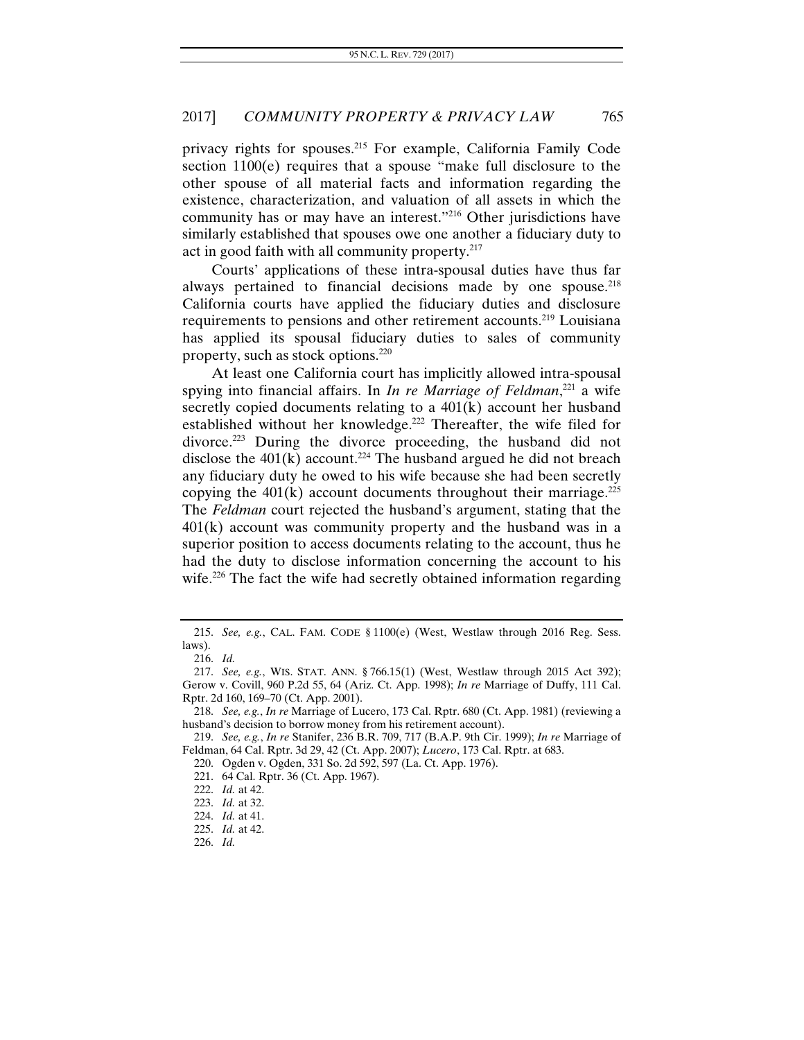privacy rights for spouses.[215] For example, California Family Code section 1100(e) requires that a spouse "make full disclosure to the other spouse of all material facts and information regarding the existence, characterization, and valuation of all assets in which the community has or may have an interest."[216] Other jurisdictions have similarly established that spouses owe one another a fiduciary duty to act in good faith with all community property.[217]

Courts' applications of these intra-spousal duties have thus far always pertained to financial decisions made by one spouse.[218] California courts have applied the fiduciary duties and disclosure requirements to pensions and other retirement accounts.[219] Louisiana has applied its spousal fiduciary duties to sales of community property, such as stock options.[220]

At least one California court has implicitly allowed intra-spousal spying into financial affairs. In *In re Marriage of Feldman*,[221] a wife secretly copied documents relating to a 401(k) account her husband established without her knowledge.[222] Thereafter, the wife filed for divorce.[223] During the divorce proceeding, the husband did not disclose the 401(k) account.[224] The husband argued he did not breach any fiduciary duty he owed to his wife because she had been secretly copying the 401(k) account documents throughout their marriage.[225] The *Feldman* court rejected the husband's argument, stating that the 401(k) account was community property and the husband was in a superior position to access documents relating to the account, thus he had the duty to disclose information concerning the account to his wife.[226] The fact the wife had secretly obtained information regarding

---

215. *See, e.g.*, CAL. FAM. CODE § 1100(e) (West, Westlaw through 2016 Reg. Sess. laws).

216. *Id.*

217. *See, e.g.*, WIS. STAT. ANN. § 766.15(1) (West, Westlaw through 2015 Act 392); Gerow v. Covill, 960 P.2d 55, 64 (Ariz. Ct. App. 1998); *In re* Marriage of Duffy, 111 Cal. Rptr. 2d 160, 169–70 (Ct. App. 2001).

218. *See, e.g.*, *In re* Marriage of Lucero, 173 Cal. Rptr. 680 (Ct. App. 1981) (reviewing a husband's decision to borrow money from his retirement account).

219. *See, e.g.*, *In re* Stanifer, 236 B.R. 709, 717 (B.A.P. 9th Cir. 1999); *In re* Marriage of Feldman, 64 Cal. Rptr. 3d 29, 42 (Ct. App. 2007); *Lucero*, 173 Cal. Rptr. at 683.

220. Ogden v. Ogden, 331 So. 2d 592, 597 (La. Ct. App. 1976).

221. 64 Cal. Rptr. 36 (Ct. App. 1967).

222. *Id.* at 42.

223. *Id.* at 32.

224. *Id.* at 41.

225. *Id.* at 42.

226. *Id.*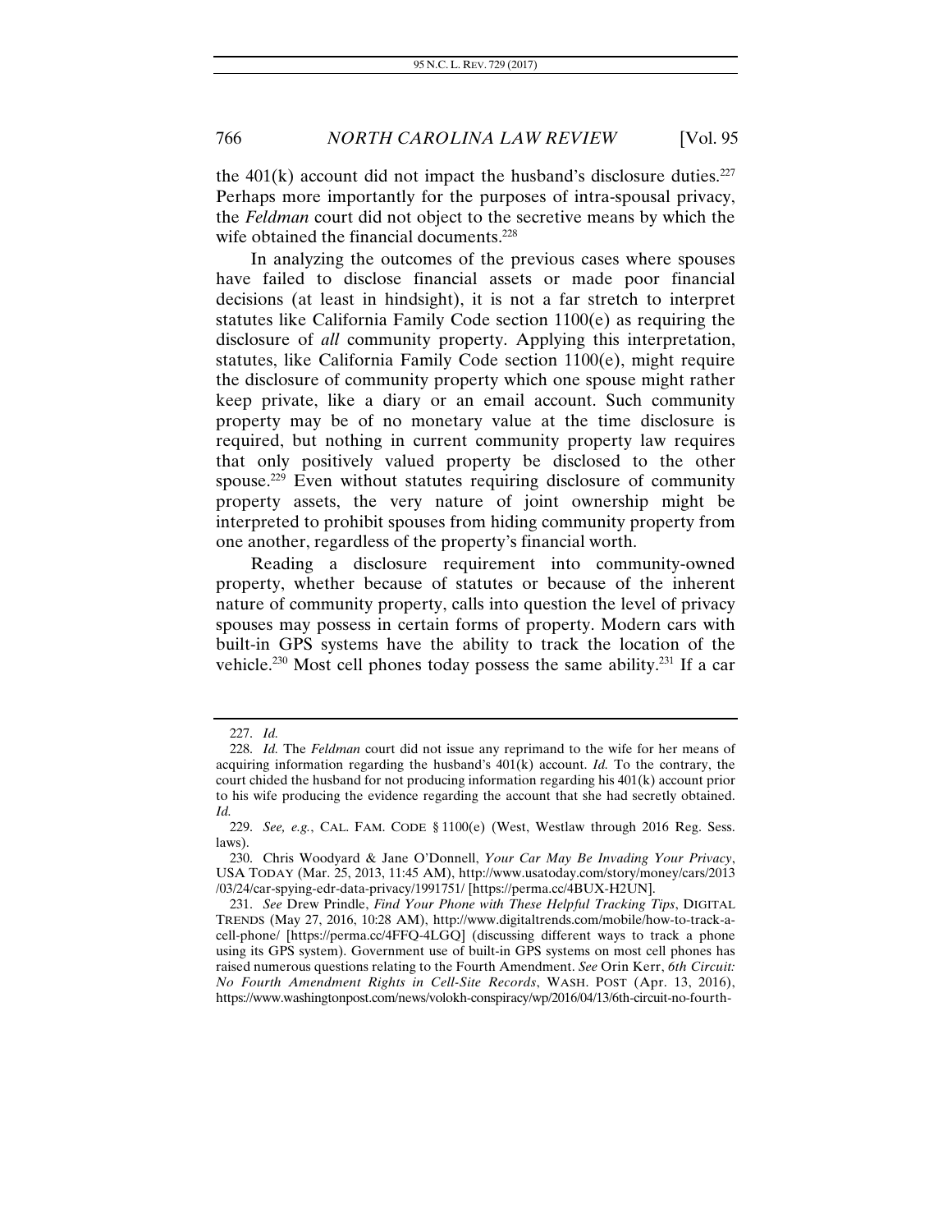the 401(k) account did not impact the husband's disclosure duties.[227] Perhaps more importantly for the purposes of intra-spousal privacy, the *Feldman* court did not object to the secretive means by which the wife obtained the financial documents.[228]

In analyzing the outcomes of the previous cases where spouses have failed to disclose financial assets or made poor financial decisions (at least in hindsight), it is not a far stretch to interpret statutes like California Family Code section 1100(e) as requiring the disclosure of *all* community property. Applying this interpretation, statutes, like California Family Code section 1100(e), might require the disclosure of community property which one spouse might rather keep private, like a diary or an email account. Such community property may be of no monetary value at the time disclosure is required, but nothing in current community property law requires that only positively valued property be disclosed to the other spouse.[229] Even without statutes requiring disclosure of community property assets, the very nature of joint ownership might be interpreted to prohibit spouses from hiding community property from one another, regardless of the property's financial worth.

Reading a disclosure requirement into community-owned property, whether because of statutes or because of the inherent nature of community property, calls into question the level of privacy spouses may possess in certain forms of property. Modern cars with built-in GPS systems have the ability to track the location of the vehicle.[230] Most cell phones today possess the same ability.[231] If a car

---

227. *Id.*

228. *Id.* The *Feldman* court did not issue any reprimand to the wife for her means of acquiring information regarding the husband's 401(k) account. *Id.* To the contrary, the court chided the husband for not producing information regarding his 401(k) account prior to his wife producing the evidence regarding the account that she had secretly obtained. *Id.*

229. *See, e.g.*, CAL. FAM. CODE § 1100(e) (West, Westlaw through 2016 Reg. Sess. laws).

230. Chris Woodyard & Jane O'Donnell, *Your Car May Be Invading Your Privacy*, USA TODAY (Mar. 25, 2013, 11:45 AM), http://www.usatoday.com/story/money/cars/2013/03/24/car-spying-edr-data-privacy/1991751/ [https://perma.cc/4BUX-H2UN].

231. *See* Drew Prindle, *Find Your Phone with These Helpful Tracking Tips*, DIGITAL TRENDS (May 27, 2016, 10:28 AM), http://www.digitaltrends.com/mobile/how-to-track-a-cell-phone/ [https://perma.cc/4FFQ-4LGQ] (discussing different ways to track a phone using its GPS system). Government use of built-in GPS systems on most cell phones has raised numerous questions relating to the Fourth Amendment. *See* Orin Kerr, *6th Circuit: No Fourth Amendment Rights in Cell-Site Records*, WASH. POST (Apr. 13, 2016), https://www.washingtonpost.com/news/volokh-conspiracy/wp/2016/04/13/6th-circuit-no-fourth-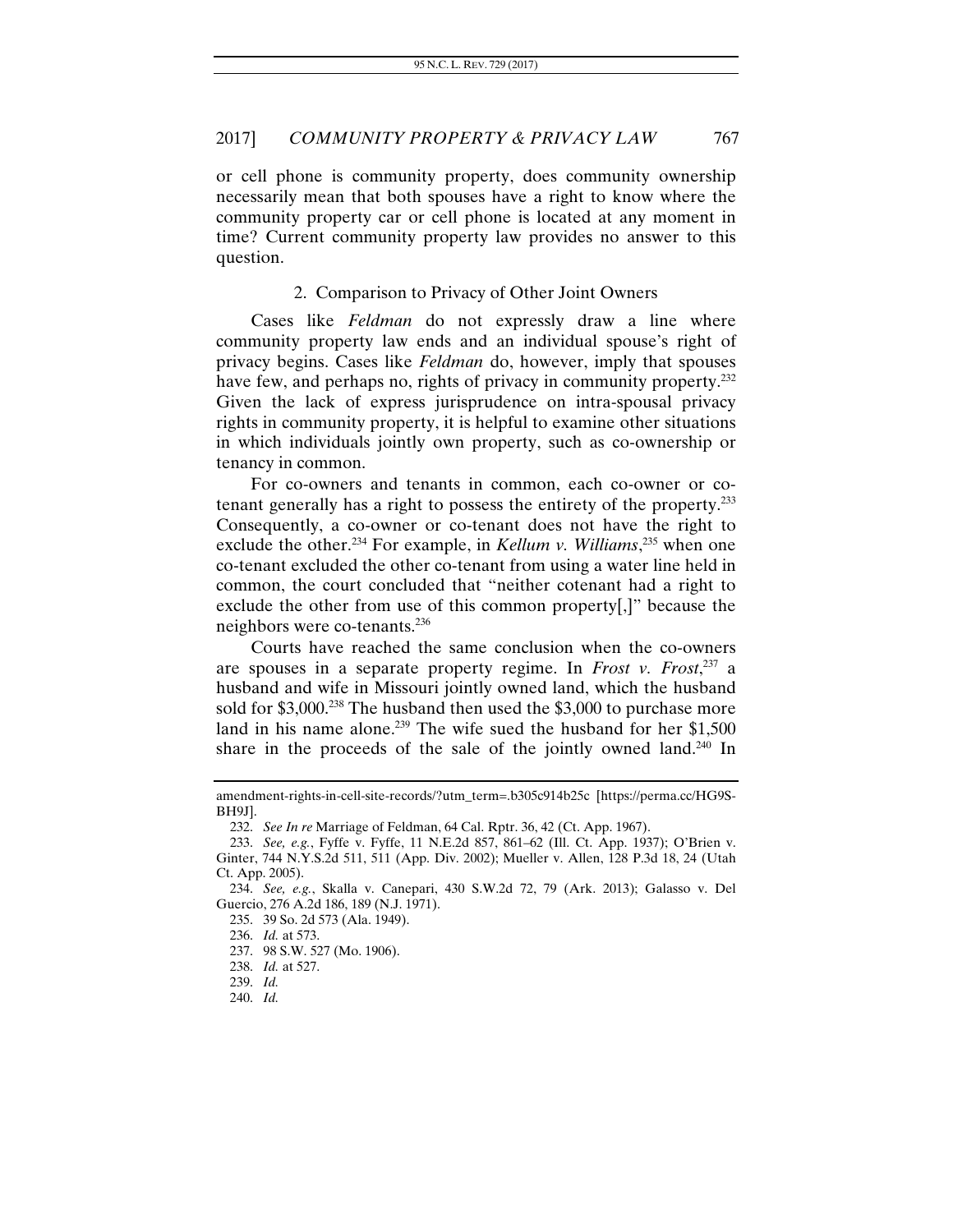or cell phone is community property, does community ownership necessarily mean that both spouses have a right to know where the community property car or cell phone is located at any moment in time? Current community property law provides no answer to this question.

### 2. Comparison to Privacy of Other Joint Owners

Cases like *Feldman* do not expressly draw a line where community property law ends and an individual spouse's right of privacy begins. Cases like *Feldman* do, however, imply that spouses have few, and perhaps no, rights of privacy in community property.[232] Given the lack of express jurisprudence on intra-spousal privacy rights in community property, it is helpful to examine other situations in which individuals jointly own property, such as co-ownership or tenancy in common.

For co-owners and tenants in common, each co-owner or co-tenant generally has a right to possess the entirety of the property.[233] Consequently, a co-owner or co-tenant does not have the right to exclude the other.[234] For example, in *Kellum v. Williams*,[235] when one co-tenant excluded the other co-tenant from using a water line held in common, the court concluded that "neither cotenant had a right to exclude the other from use of this common property[,]" because the neighbors were co-tenants.[236]

Courts have reached the same conclusion when the co-owners are spouses in a separate property regime. In *Frost v. Frost*,[237] a husband and wife in Missouri jointly owned land, which the husband sold for $3,000.[238] The husband then used the $3,000 to purchase more land in his name alone.[239] The wife sued the husband for her $1,500 share in the proceeds of the sale of the jointly owned land.[240] In

---

amendment-rights-in-cell-site-records/?utm_term=.b305c914b25c [https://perma.cc/HG9S-BH9J].

232. *See In re* Marriage of Feldman, 64 Cal. Rptr. 36, 42 (Ct. App. 1967).

233. *See, e.g.*, Fyffe v. Fyffe, 11 N.E.2d 857, 861–62 (Ill. Ct. App. 1937); O'Brien v. Ginter, 744 N.Y.S.2d 511, 511 (App. Div. 2002); Mueller v. Allen, 128 P.3d 18, 24 (Utah Ct. App. 2005).

234. *See, e.g.*, Skalla v. Canepari, 430 S.W.2d 72, 79 (Ark. 2013); Galasso v. Del Guercio, 276 A.2d 186, 189 (N.J. 1971).

235. 39 So. 2d 573 (Ala. 1949).

236. *Id.* at 573.

237. 98 S.W. 527 (Mo. 1906).

238. *Id.* at 527.

239. *Id.*

240. *Id.*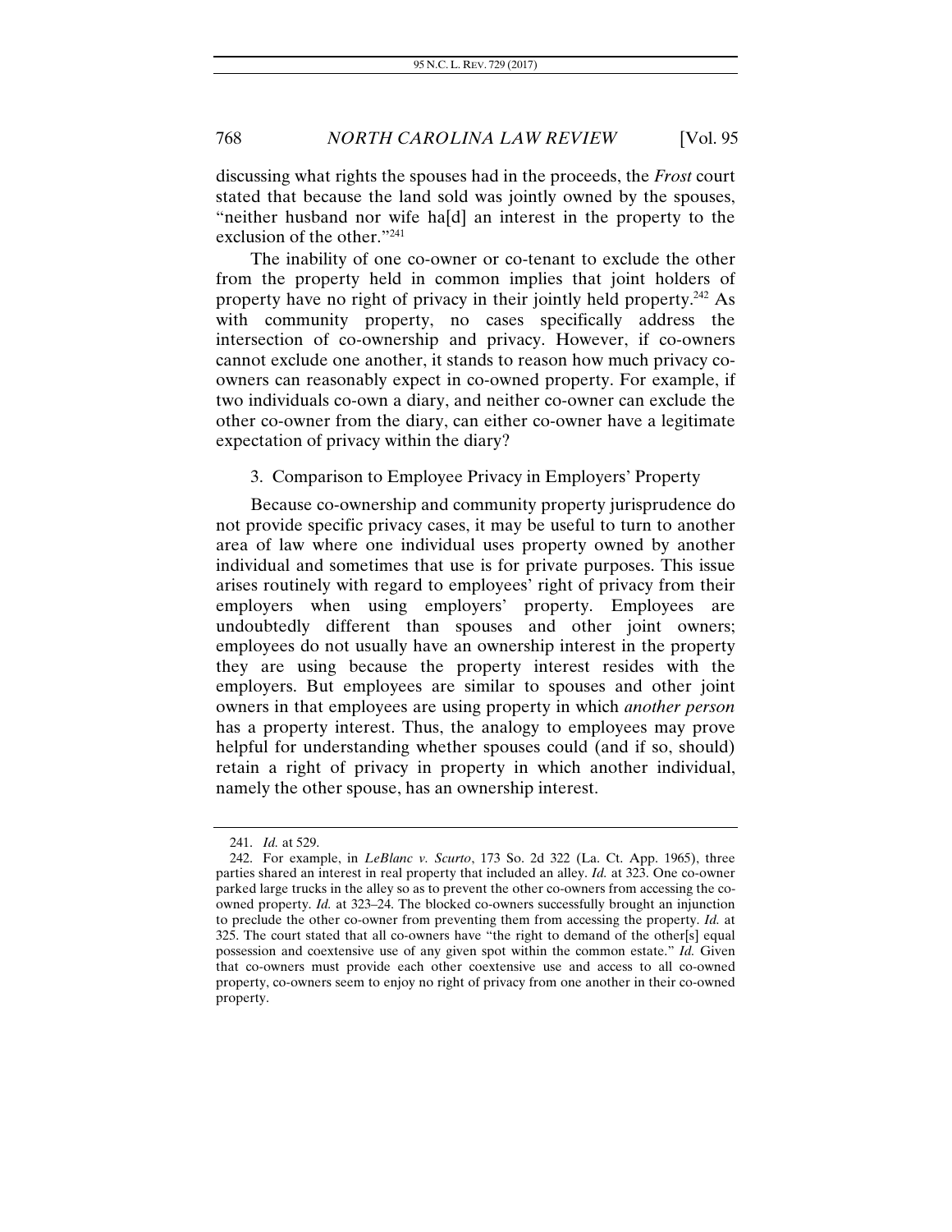discussing what rights the spouses had in the proceeds, the *Frost* court stated that because the land sold was jointly owned by the spouses, "neither husband nor wife ha[d] an interest in the property to the exclusion of the other."[241]

The inability of one co-owner or co-tenant to exclude the other from the property held in common implies that joint holders of property have no right of privacy in their jointly held property.[242] As with community property, no cases specifically address the intersection of co-ownership and privacy. However, if co-owners cannot exclude one another, it stands to reason how much privacy co-owners can reasonably expect in co-owned property. For example, if two individuals co-own a diary, and neither co-owner can exclude the other co-owner from the diary, can either co-owner have a legitimate expectation of privacy within the diary?

### 3. Comparison to Employee Privacy in Employers' Property

Because co-ownership and community property jurisprudence do not provide specific privacy cases, it may be useful to turn to another area of law where one individual uses property owned by another individual and sometimes that use is for private purposes. This issue arises routinely with regard to employees' right of privacy from their employers when using employers' property. Employees are undoubtedly different than spouses and other joint owners; employees do not usually have an ownership interest in the property they are using because the property interest resides with the employers. But employees are similar to spouses and other joint owners in that employees are using property in which *another person* has a property interest. Thus, the analogy to employees may prove helpful for understanding whether spouses could (and if so, should) retain a right of privacy in property in which another individual, namely the other spouse, has an ownership interest.

---

241. *Id.* at 529.

242. For example, in *LeBlanc v. Scurto*, 173 So. 2d 322 (La. Ct. App. 1965), three parties shared an interest in real property that included an alley. *Id.* at 323. One co-owner parked large trucks in the alley so as to prevent the other co-owners from accessing the co-owned property. *Id.* at 323–24. The blocked co-owners successfully brought an injunction to preclude the other co-owner from preventing them from accessing the property. *Id.* at 325. The court stated that all co-owners have "the right to demand of the other[s] equal possession and coextensive use of any given spot within the common estate." *Id.* Given that co-owners must provide each other coextensive use and access to all co-owned property, co-owners seem to enjoy no right of privacy from one another in their co-owned property.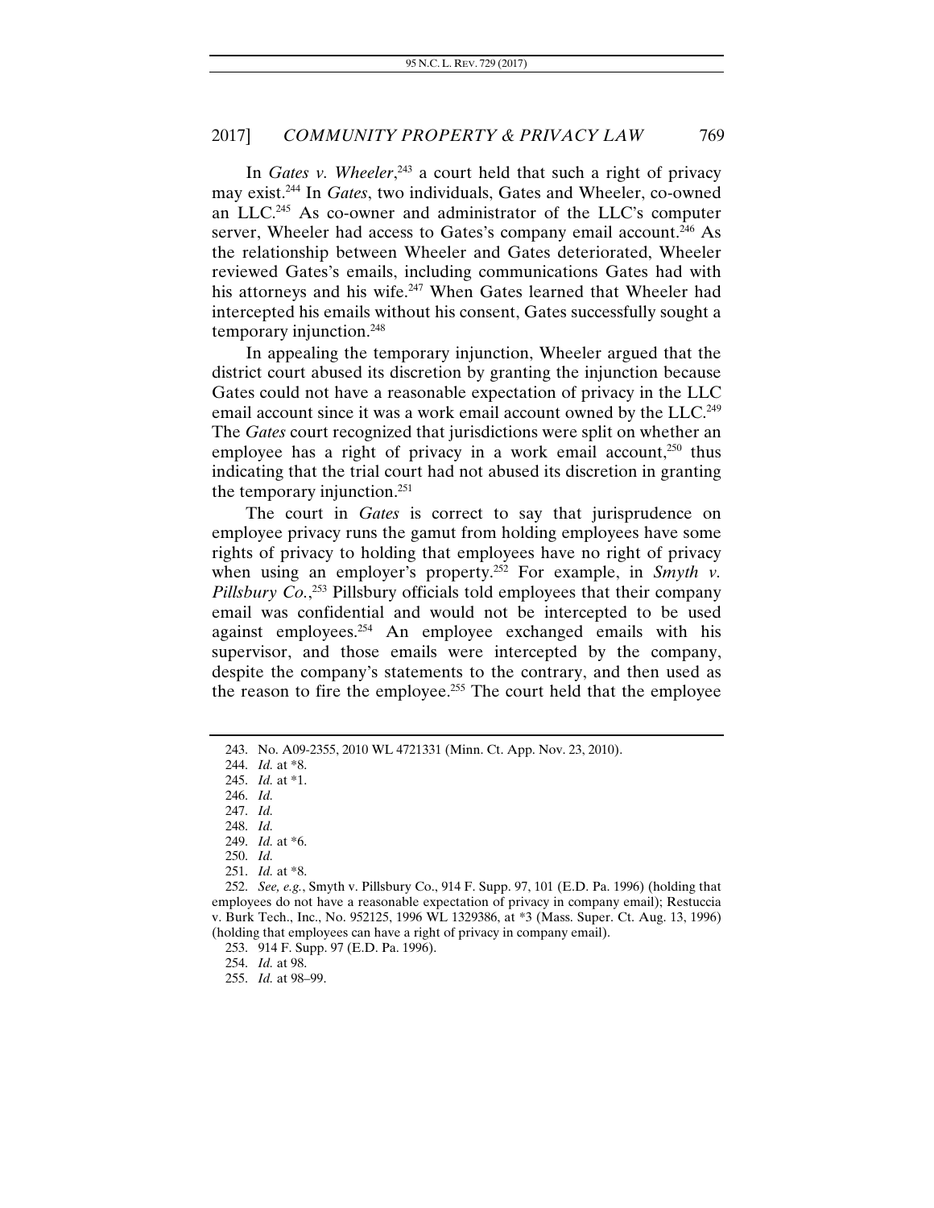In *Gates v. Wheeler*,[243] a court held that such a right of privacy may exist.[244] In *Gates*, two individuals, Gates and Wheeler, co-owned an LLC.[245] As co-owner and administrator of the LLC's computer server, Wheeler had access to Gates's company email account.[246] As the relationship between Wheeler and Gates deteriorated, Wheeler reviewed Gates's emails, including communications Gates had with his attorneys and his wife.[247] When Gates learned that Wheeler had intercepted his emails without his consent, Gates successfully sought a temporary injunction.[248]

In appealing the temporary injunction, Wheeler argued that the district court abused its discretion by granting the injunction because Gates could not have a reasonable expectation of privacy in the LLC email account since it was a work email account owned by the LLC.[249] The *Gates* court recognized that jurisdictions were split on whether an employee has a right of privacy in a work email account,[250] thus indicating that the trial court had not abused its discretion in granting the temporary injunction.[251]

The court in *Gates* is correct to say that jurisprudence on employee privacy runs the gamut from holding employees have some rights of privacy to holding that employees have no right of privacy when using an employer's property.[252] For example, in *Smyth v. Pillsbury Co.*,[253] Pillsbury officials told employees that their company email was confidential and would not be intercepted to be used against employees.[254] An employee exchanged emails with his supervisor, and those emails were intercepted by the company, despite the company's statements to the contrary, and then used as the reason to fire the employee.[255] The court held that the employee

---

243. No. A09-2355, 2010 WL 4721331 (Minn. Ct. App. Nov. 23, 2010).

244. *Id.* at *8.

245. *Id.* at *1.

246. *Id.*

247. *Id.*

248. *Id.*

249. *Id.* at *6.

250. *Id.*

251. *Id.* at *8.

252. *See, e.g.*, Smyth v. Pillsbury Co., 914 F. Supp. 97, 101 (E.D. Pa. 1996) (holding that employees do not have a reasonable expectation of privacy in company email); Restuccia v. Burk Tech., Inc., No. 952125, 1996 WL 1329386, at *3 (Mass. Super. Ct. Aug. 13, 1996) (holding that employees can have a right of privacy in company email).

253. 914 F. Supp. 97 (E.D. Pa. 1996).

254. *Id.* at 98.

255. *Id.* at 98–99.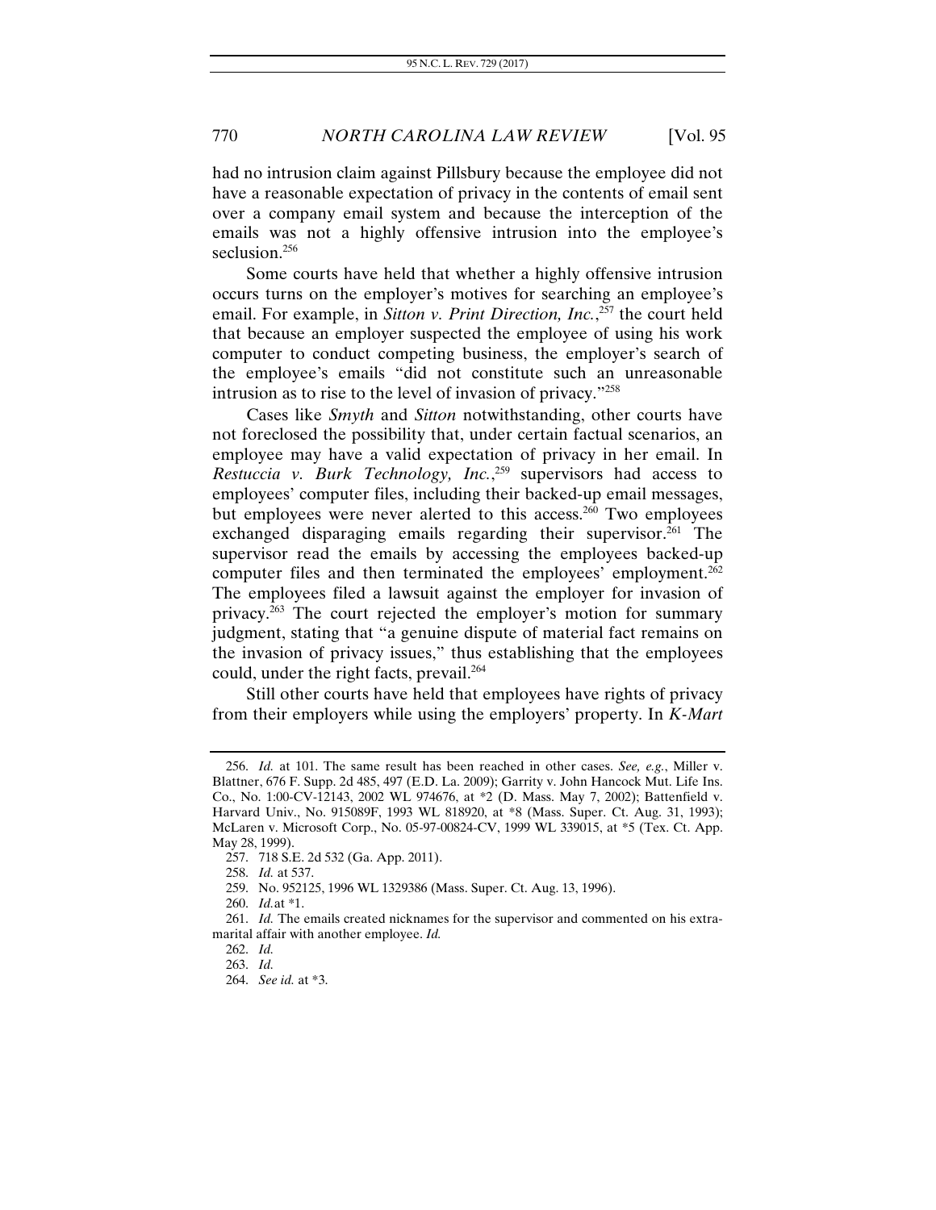had no intrusion claim against Pillsbury because the employee did not have a reasonable expectation of privacy in the contents of email sent over a company email system and because the interception of the emails was not a highly offensive intrusion into the employee's seclusion.[256]

Some courts have held that whether a highly offensive intrusion occurs turns on the employer's motives for searching an employee's email. For example, in *Sitton v. Print Direction, Inc.*,[257] the court held that because an employer suspected the employee of using his work computer to conduct competing business, the employer's search of the employee's emails "did not constitute such an unreasonable intrusion as to rise to the level of invasion of privacy."[258]

Cases like *Smyth* and *Sitton* notwithstanding, other courts have not foreclosed the possibility that, under certain factual scenarios, an employee may have a valid expectation of privacy in her email. In *Restuccia v. Burk Technology, Inc.*,[259] supervisors had access to employees' computer files, including their backed-up email messages, but employees were never alerted to this access.[260] Two employees exchanged disparaging emails regarding their supervisor.[261] The supervisor read the emails by accessing the employees backed-up computer files and then terminated the employees' employment.[262] The employees filed a lawsuit against the employer for invasion of privacy.[263] The court rejected the employer's motion for summary judgment, stating that "a genuine dispute of material fact remains on the invasion of privacy issues," thus establishing that the employees could, under the right facts, prevail.[264]

Still other courts have held that employees have rights of privacy from their employers while using the employers' property. In *K-Mart*

---

256. *Id.* at 101. The same result has been reached in other cases. *See, e.g.*, Miller v. Blattner, 676 F. Supp. 2d 485, 497 (E.D. La. 2009); Garrity v. John Hancock Mut. Life Ins. Co., No. 1:00-CV-12143, 2002 WL 974676, at *2 (D. Mass. May 7, 2002); Battenfield v. Harvard Univ., No. 915089F, 1993 WL 818920, at *8 (Mass. Super. Ct. Aug. 31, 1993); McLaren v. Microsoft Corp., No. 05-97-00824-CV, 1999 WL 339015, at *5 (Tex. Ct. App. May 28, 1999).

257. 718 S.E. 2d 532 (Ga. App. 2011).

258. *Id.* at 537.

259. No. 952125, 1996 WL 1329386 (Mass. Super. Ct. Aug. 13, 1996).

260. *Id.* at *1.

261. *Id.* The emails created nicknames for the supervisor and commented on his extra-marital affair with another employee. *Id.*

262. *Id.*

263. *Id.*

264. *See id.* at *3.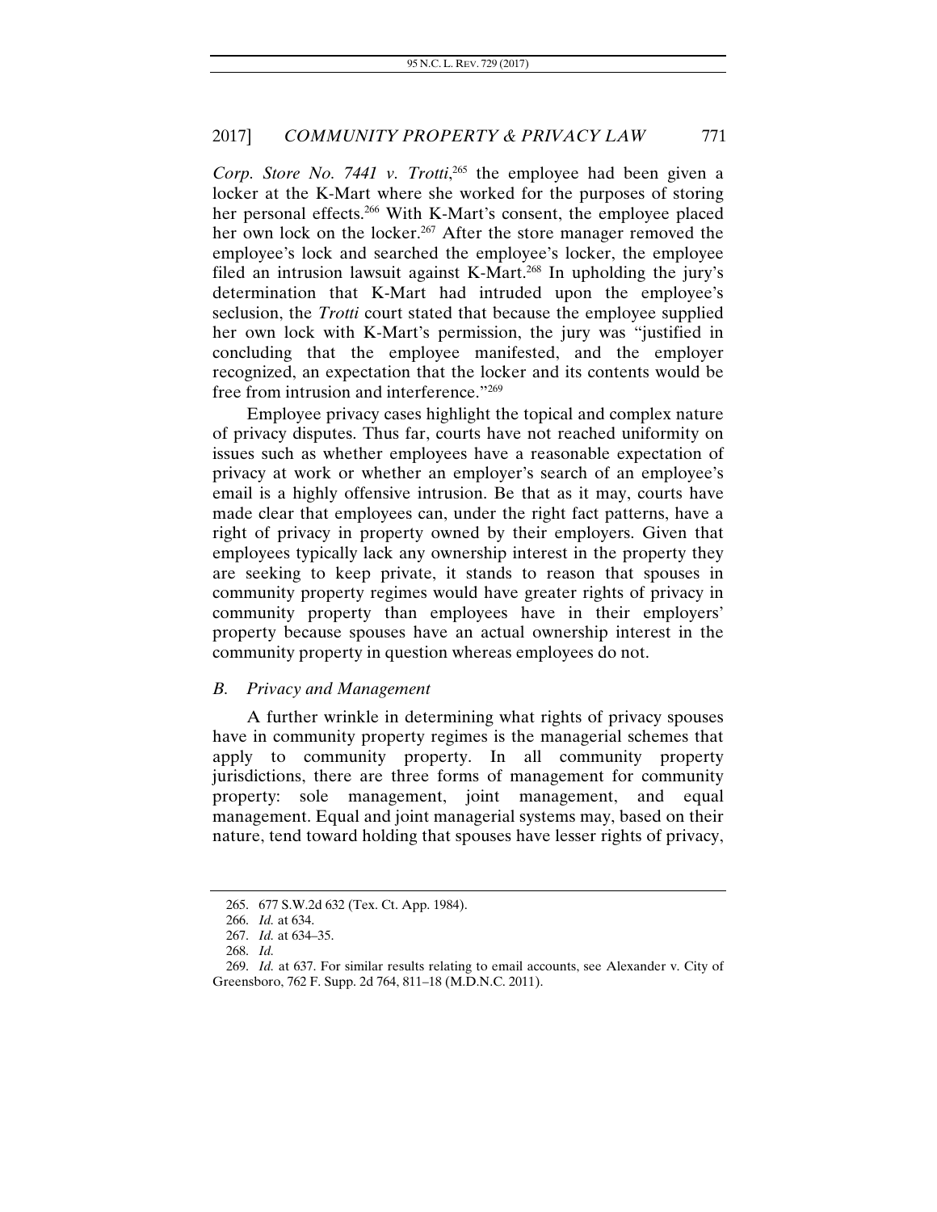*Corp. Store No. 7441 v. Trotti*,[265] the employee had been given a locker at the K-Mart where she worked for the purposes of storing her personal effects.[266] With K-Mart's consent, the employee placed her own lock on the locker.[267] After the store manager removed the employee's lock and searched the employee's locker, the employee filed an intrusion lawsuit against K-Mart.[268] In upholding the jury's determination that K-Mart had intruded upon the employee's seclusion, the *Trotti* court stated that because the employee supplied her own lock with K-Mart's permission, the jury was "justified in concluding that the employee manifested, and the employer recognized, an expectation that the locker and its contents would be free from intrusion and interference."[269]

Employee privacy cases highlight the topical and complex nature of privacy disputes. Thus far, courts have not reached uniformity on issues such as whether employees have a reasonable expectation of privacy at work or whether an employer's search of an employee's email is a highly offensive intrusion. Be that as it may, courts have made clear that employees can, under the right fact patterns, have a right of privacy in property owned by their employers. Given that employees typically lack any ownership interest in the property they are seeking to keep private, it stands to reason that spouses in community property regimes would have greater rights of privacy in community property than employees have in their employers' property because spouses have an actual ownership interest in the community property in question whereas employees do not.

### B. *Privacy and Management*

A further wrinkle in determining what rights of privacy spouses have in community property regimes is the managerial schemes that apply to community property. In all community property jurisdictions, there are three forms of management for community property: sole management, joint management, and equal management. Equal and joint managerial systems may, based on their nature, tend toward holding that spouses have lesser rights of privacy,

---

265. 677 S.W.2d 632 (Tex. Ct. App. 1984).

266. *Id.* at 634.

267. *Id.* at 634–35.

268. *Id.*

269. *Id.* at 637. For similar results relating to email accounts, see Alexander v. City of Greensboro, 762 F. Supp. 2d 764, 811–18 (M.D.N.C. 2011).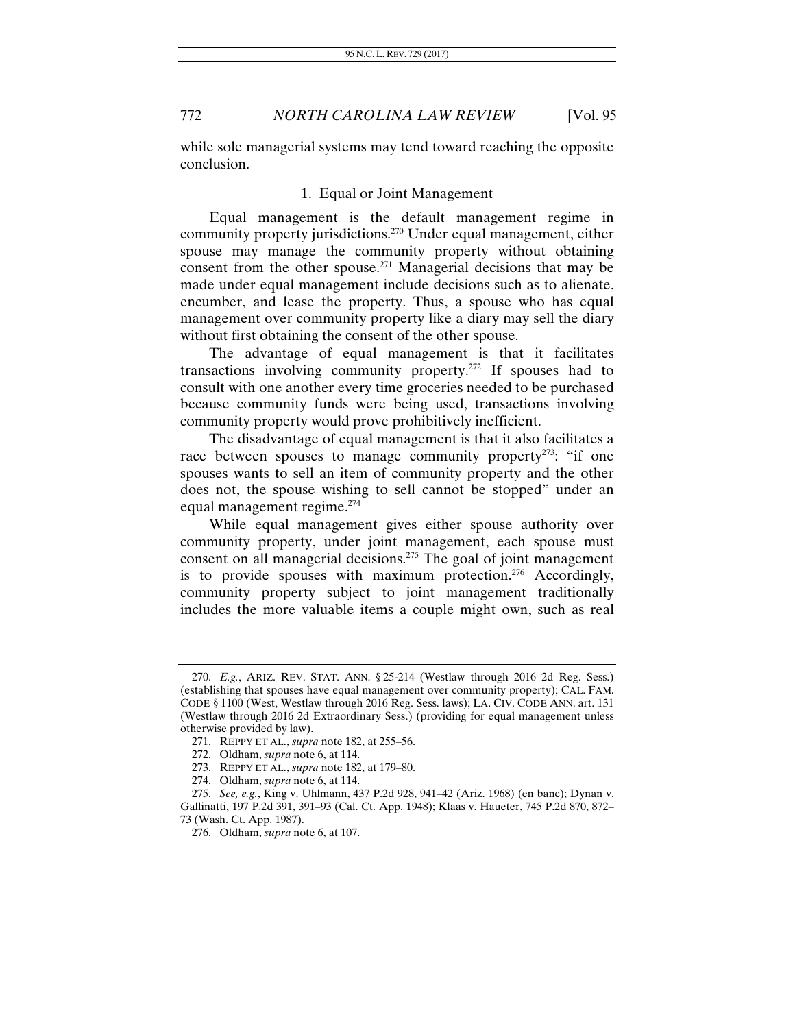while sole managerial systems may tend toward reaching the opposite conclusion.

### 1. Equal or Joint Management

Equal management is the default management regime in community property jurisdictions.[270] Under equal management, either spouse may manage the community property without obtaining consent from the other spouse.[271] Managerial decisions that may be made under equal management include decisions such as to alienate, encumber, and lease the property. Thus, a spouse who has equal management over community property like a diary may sell the diary without first obtaining the consent of the other spouse.

The advantage of equal management is that it facilitates transactions involving community property.[272] If spouses had to consult with one another every time groceries needed to be purchased because community funds were being used, transactions involving community property would prove prohibitively inefficient.

The disadvantage of equal management is that it also facilitates a race between spouses to manage community property[273]: "if one spouses wants to sell an item of community property and the other does not, the spouse wishing to sell cannot be stopped" under an equal management regime.[274]

While equal management gives either spouse authority over community property, under joint management, each spouse must consent on all managerial decisions.[275] The goal of joint management is to provide spouses with maximum protection.[276] Accordingly, community property subject to joint management traditionally includes the more valuable items a couple might own, such as real

---

270. *E.g.*, ARIZ. REV. STAT. ANN. § 25-214 (Westlaw through 2016 2d Reg. Sess.) (establishing that spouses have equal management over community property); CAL. FAM. CODE § 1100 (West, Westlaw through 2016 Reg. Sess. laws); LA. CIV. CODE ANN. art. 131 (Westlaw through 2016 2d Extraordinary Sess.) (providing for equal management unless otherwise provided by law).

271. REPPY ET AL., *supra* note 182, at 255–56.

272. Oldham, *supra* note 6, at 114.

273. REPPY ET AL., *supra* note 182, at 179–80.

274. Oldham, *supra* note 6, at 114.

275. *See, e.g.*, King v. Uhlmann, 437 P.2d 928, 941–42 (Ariz. 1968) (en banc); Dynan v. Gallinatti, 197 P.2d 391, 391–93 (Cal. Ct. App. 1948); Klaas v. Haueter, 745 P.2d 870, 872–73 (Wash. Ct. App. 1987).

276. Oldham, *supra* note 6, at 107.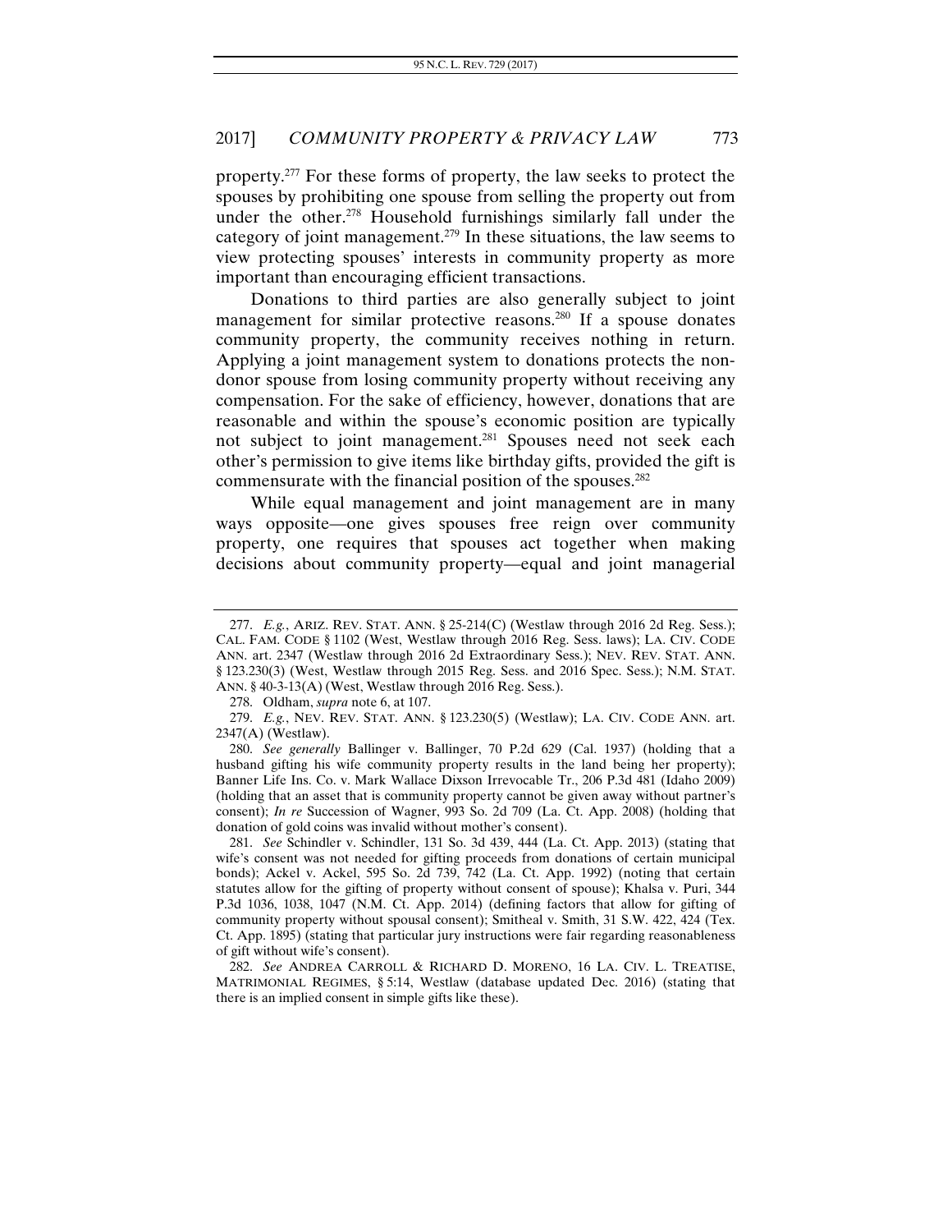property.[277] For these forms of property, the law seeks to protect the spouses by prohibiting one spouse from selling the property out from under the other.[278] Household furnishings similarly fall under the category of joint management.[279] In these situations, the law seems to view protecting spouses' interests in community property as more important than encouraging efficient transactions.

Donations to third parties are also generally subject to joint management for similar protective reasons.[280] If a spouse donates community property, the community receives nothing in return. Applying a joint management system to donations protects the non-donor spouse from losing community property without receiving any compensation. For the sake of efficiency, however, donations that are reasonable and within the spouse's economic position are typically not subject to joint management.[281] Spouses need not seek each other's permission to give items like birthday gifts, provided the gift is commensurate with the financial position of the spouses.[282]

While equal management and joint management are in many ways opposite—one gives spouses free reign over community property, one requires that spouses act together when making decisions about community property—equal and joint managerial

---

277. *E.g.*, ARIZ. REV. STAT. ANN. § 25-214(C) (Westlaw through 2016 2d Reg. Sess.); CAL. FAM. CODE § 1102 (West, Westlaw through 2016 Reg. Sess. laws); LA. CIV. CODE ANN. art. 2347 (Westlaw through 2016 2d Extraordinary Sess.); NEV. REV. STAT. ANN. § 123.230(3) (West, Westlaw through 2015 Reg. Sess. and 2016 Spec. Sess.); N.M. STAT. ANN. § 40-3-13(A) (West, Westlaw through 2016 Reg. Sess.).

278. Oldham, *supra* note 6, at 107.

279. *E.g.*, NEV. REV. STAT. ANN. § 123.230(5) (Westlaw); LA. CIV. CODE ANN. art. 2347(A) (Westlaw).

280. *See generally* Ballinger v. Ballinger, 70 P.2d 629 (Cal. 1937) (holding that a husband gifting his wife community property results in the land being her property); Banner Life Ins. Co. v. Mark Wallace Dixson Irrevocable Tr., 206 P.3d 481 (Idaho 2009) (holding that an asset that is community property cannot be given away without partner's consent); *In re* Succession of Wagner, 993 So. 2d 709 (La. Ct. App. 2008) (holding that donation of gold coins was invalid without mother's consent).

281. *See* Schindler v. Schindler, 131 So. 3d 439, 444 (La. Ct. App. 2013) (stating that wife's consent was not needed for gifting proceeds from donations of certain municipal bonds); Ackel v. Ackel, 595 So. 2d 739, 742 (La. Ct. App. 1992) (noting that certain statutes allow for the gifting of property without consent of spouse); Khalsa v. Puri, 344 P.3d 1036, 1038, 1047 (N.M. Ct. App. 2014) (defining factors that allow for gifting of community property without spousal consent); Smitheal v. Smith, 31 S.W. 422, 424 (Tex. Ct. App. 1895) (stating that particular jury instructions were fair regarding reasonableness of gift without wife's consent).

282. *See* ANDREA CARROLL & RICHARD D. MORENO, 16 LA. CIV. L. TREATISE, MATRIMONIAL REGIMES, § 5:14, Westlaw (database updated Dec. 2016) (stating that there is an implied consent in simple gifts like these).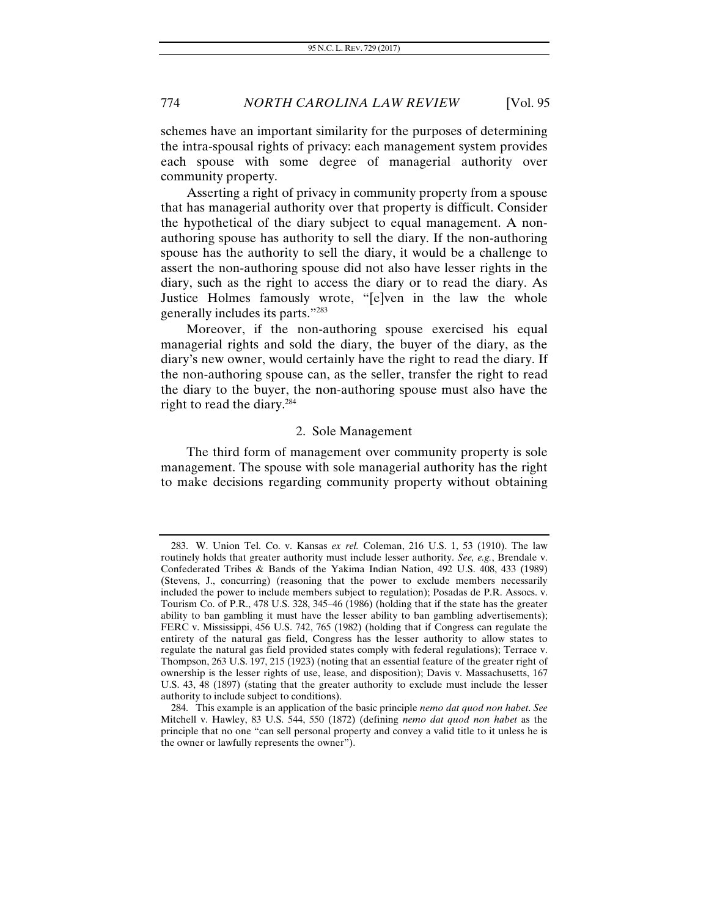schemes have an important similarity for the purposes of determining the intra-spousal rights of privacy: each management system provides each spouse with some degree of managerial authority over community property.

Asserting a right of privacy in community property from a spouse that has managerial authority over that property is difficult. Consider the hypothetical of the diary subject to equal management. A non-authoring spouse has authority to sell the diary. If the non-authoring spouse has the authority to sell the diary, it would be a challenge to assert the non-authoring spouse did not also have lesser rights in the diary, such as the right to access the diary or to read the diary. As Justice Holmes famously wrote, "[e]ven in the law the whole generally includes its parts."[283]

Moreover, if the non-authoring spouse exercised his equal managerial rights and sold the diary, the buyer of the diary, as the diary's new owner, would certainly have the right to read the diary. If the non-authoring spouse can, as the seller, transfer the right to read the diary to the buyer, the non-authoring spouse must also have the right to read the diary.[284]

### 2. Sole Management

The third form of management over community property is sole management. The spouse with sole managerial authority has the right to make decisions regarding community property without obtaining

---

283. W. Union Tel. Co. v. Kansas *ex rel.* Coleman, 216 U.S. 1, 53 (1910). The law routinely holds that greater authority must include lesser authority. *See, e.g.*, Brendale v. Confederated Tribes & Bands of the Yakima Indian Nation, 492 U.S. 408, 433 (1989) (Stevens, J., concurring) (reasoning that the power to exclude members necessarily included the power to include members subject to regulation); Posadas de P.R. Assocs. v. Tourism Co. of P.R., 478 U.S. 328, 345–46 (1986) (holding that if the state has the greater ability to ban gambling it must have the lesser ability to ban gambling advertisements); FERC v. Mississippi, 456 U.S. 742, 765 (1982) (holding that if Congress can regulate the entirety of the natural gas field, Congress has the lesser authority to allow states to regulate the natural gas field provided states comply with federal regulations); Terrace v. Thompson, 263 U.S. 197, 215 (1923) (noting that an essential feature of the greater right of ownership is the lesser rights of use, lease, and disposition); Davis v. Massachusetts, 167 U.S. 43, 48 (1897) (stating that the greater authority to exclude must include the lesser authority to include subject to conditions).

284. This example is an application of the basic principle *nemo dat quod non habet*. *See* Mitchell v. Hawley, 83 U.S. 544, 550 (1872) (defining *nemo dat quod non habet* as the principle that no one "can sell personal property and convey a valid title to it unless he is the owner or lawfully represents the owner").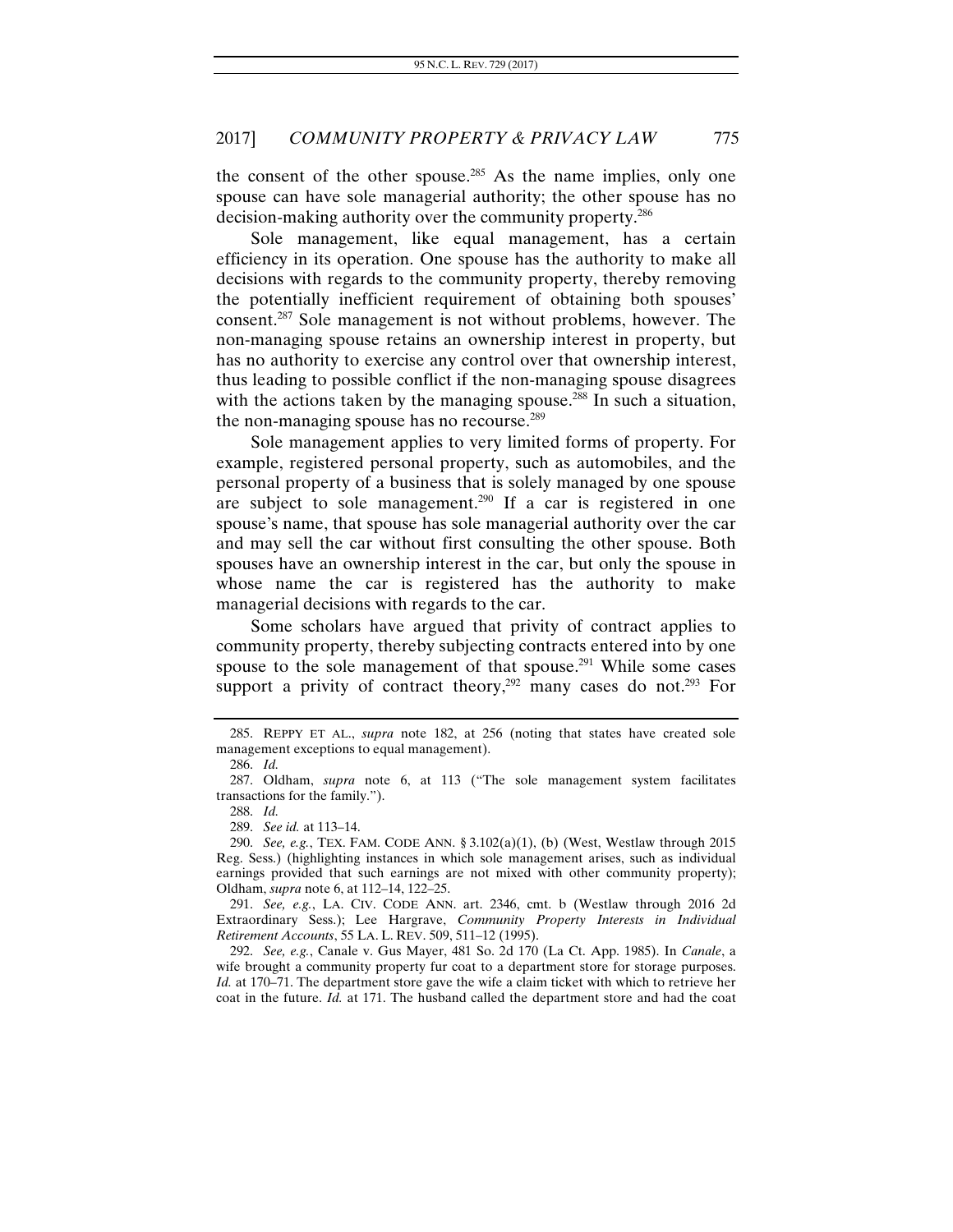the consent of the other spouse.[285] As the name implies, only one spouse can have sole managerial authority; the other spouse has no decision-making authority over the community property.[286]

Sole management, like equal management, has a certain efficiency in its operation. One spouse has the authority to make all decisions with regards to the community property, thereby removing the potentially inefficient requirement of obtaining both spouses' consent.[287] Sole management is not without problems, however. The non-managing spouse retains an ownership interest in property, but has no authority to exercise any control over that ownership interest, thus leading to possible conflict if the non-managing spouse disagrees with the actions taken by the managing spouse.[288] In such a situation, the non-managing spouse has no recourse.[289]

Sole management applies to very limited forms of property. For example, registered personal property, such as automobiles, and the personal property of a business that is solely managed by one spouse are subject to sole management.[290] If a car is registered in one spouse's name, that spouse has sole managerial authority over the car and may sell the car without first consulting the other spouse. Both spouses have an ownership interest in the car, but only the spouse in whose name the car is registered has the authority to make managerial decisions with regards to the car.

Some scholars have argued that privity of contract applies to community property, thereby subjecting contracts entered into by one spouse to the sole management of that spouse.[291] While some cases support a privity of contract theory,[292] many cases do not.[293] For

---

285. REPPY ET AL., *supra* note 182, at 256 (noting that states have created sole management exceptions to equal management).

286. *Id.*

287. Oldham, *supra* note 6, at 113 ("The sole management system facilitates transactions for the family.").

288. *Id.*

289. *See id.* at 113–14.

290. *See, e.g.*, TEX. FAM. CODE ANN. § 3.102(a)(1), (b) (West, Westlaw through 2015 Reg. Sess.) (highlighting instances in which sole management arises, such as individual earnings provided that such earnings are not mixed with other community property); Oldham, *supra* note 6, at 112–14, 122–25.

291. *See, e.g.*, LA. CIV. CODE ANN. art. 2346, cmt. b (Westlaw through 2016 2d Extraordinary Sess.); Lee Hargrave, *Community Property Interests in Individual Retirement Accounts*, 55 LA. L. REV. 509, 511–12 (1995).

292. *See, e.g.*, Canale v. Gus Mayer, 481 So. 2d 170 (La Ct. App. 1985). In *Canale*, a wife brought a community property fur coat to a department store for storage purposes. *Id.* at 170–71. The department store gave the wife a claim ticket with which to retrieve her coat in the future. *Id.* at 171. The husband called the department store and had the coat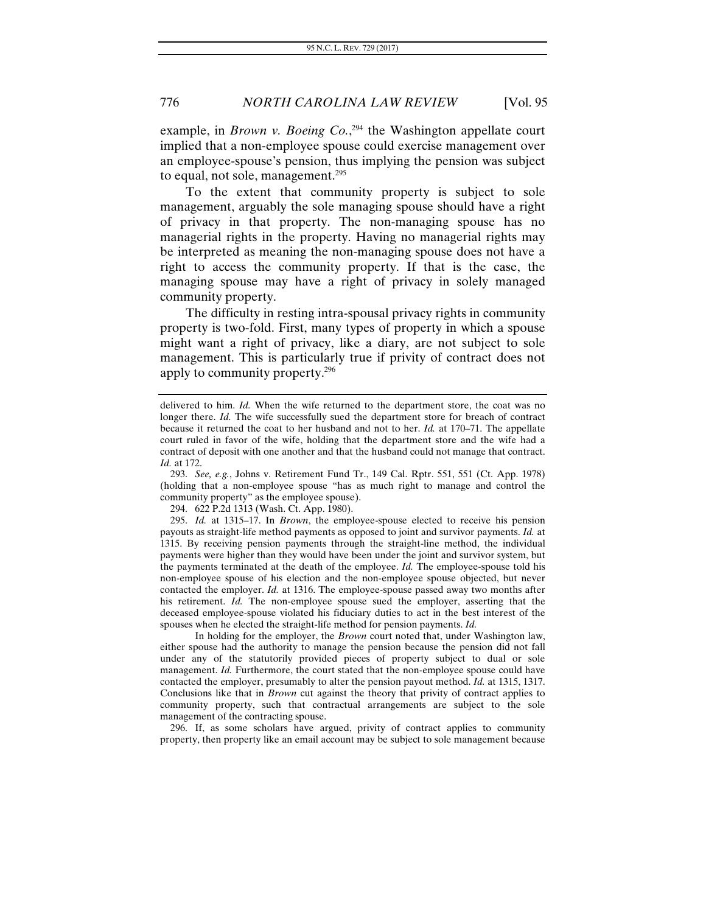example, in *Brown v. Boeing Co.*,[294] the Washington appellate court implied that a non-employee spouse could exercise management over an employee-spouse's pension, thus implying the pension was subject to equal, not sole, management.[295]

To the extent that community property is subject to sole management, arguably the sole managing spouse should have a right of privacy in that property. The non-managing spouse has no managerial rights in the property. Having no managerial rights may be interpreted as meaning the non-managing spouse does not have a right to access the community property. If that is the case, the managing spouse may have a right of privacy in solely managed community property.

The difficulty in resting intra-spousal privacy rights in community property is two-fold. First, many types of property in which a spouse might want a right of privacy, like a diary, are not subject to sole management. This is particularly true if privity of contract does not apply to community property.[296]

---

delivered to him. *Id.* When the wife returned to the department store, the coat was no longer there. *Id.* The wife successfully sued the department store for breach of contract because it returned the coat to her husband and not to her. *Id.* at 170–71. The appellate court ruled in favor of the wife, holding that the department store and the wife had a contract of deposit with one another and that the husband could not manage that contract. *Id.* at 172.

293. *See, e.g.*, Johns v. Retirement Fund Tr., 149 Cal. Rptr. 551, 551 (Ct. App. 1978) (holding that a non-employee spouse "has as much right to manage and control the community property" as the employee spouse).

294. 622 P.2d 1313 (Wash. Ct. App. 1980).

295. *Id.* at 1315–17. In *Brown*, the employee-spouse elected to receive his pension payouts as straight-life method payments as opposed to joint and survivor payments. *Id.* at 1315. By receiving pension payments through the straight-line method, the individual payments were higher than they would have been under the joint and survivor system, but the payments terminated at the death of the employee. *Id.* The employee-spouse told his non-employee spouse of his election and the non-employee spouse objected, but never contacted the employer. *Id.* at 1316. The employee-spouse passed away two months after his retirement. *Id.* The non-employee spouse sued the employer, asserting that the deceased employee-spouse violated his fiduciary duties to act in the best interest of the spouses when he elected the straight-life method for pension payments. *Id.*

In holding for the employer, the *Brown* court noted that, under Washington law, either spouse had the authority to manage the pension because the pension did not fall under any of the statutorily provided pieces of property subject to dual or sole management. *Id.* Furthermore, the court stated that the non-employee spouse could have contacted the employer, presumably to alter the pension payout method. *Id.* at 1315, 1317. Conclusions like that in *Brown* cut against the theory that privity of contract applies to community property, such that contractual arrangements are subject to the sole management of the contracting spouse.

296. If, as some scholars have argued, privity of contract applies to community property, then property like an email account may be subject to sole management because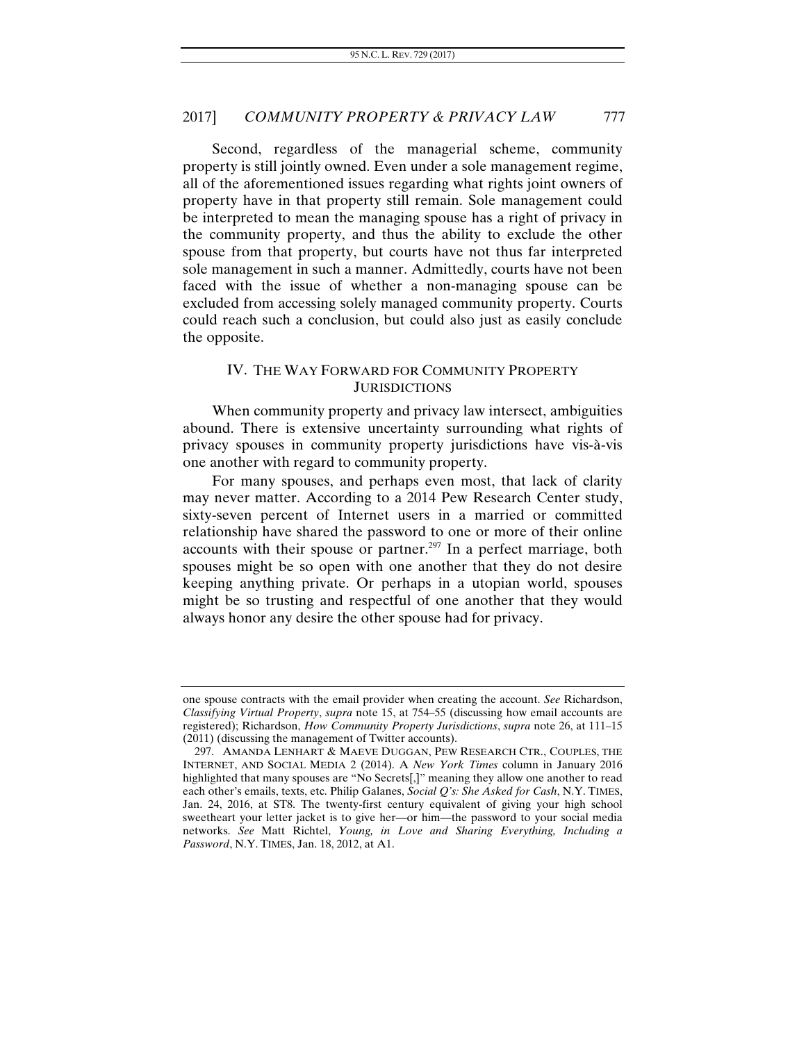Second, regardless of the managerial scheme, community property is still jointly owned. Even under a sole management regime, all of the aforementioned issues regarding what rights joint owners of property have in that property still remain. Sole management could be interpreted to mean the managing spouse has a right of privacy in the community property, and thus the ability to exclude the other spouse from that property, but courts have not thus far interpreted sole management in such a manner. Admittedly, courts have not been faced with the issue of whether a non-managing spouse can be excluded from accessing solely managed community property. Courts could reach such a conclusion, but could also just as easily conclude the opposite.

## IV. THE WAY FORWARD FOR COMMUNITY PROPERTY JURISDICTIONS

When community property and privacy law intersect, ambiguities abound. There is extensive uncertainty surrounding what rights of privacy spouses in community property jurisdictions have vis-à-vis one another with regard to community property.

For many spouses, and perhaps even most, that lack of clarity may never matter. According to a 2014 Pew Research Center study, sixty-seven percent of Internet users in a married or committed relationship have shared the password to one or more of their online accounts with their spouse or partner.[297] In a perfect marriage, both spouses might be so open with one another that they do not desire keeping anything private. Or perhaps in a utopian world, spouses might be so trusting and respectful of one another that they would always honor any desire the other spouse had for privacy.

---

one spouse contracts with the email provider when creating the account. *See* Richardson, *Classifying Virtual Property*, *supra* note 15, at 754–55 (discussing how email accounts are registered); Richardson, *How Community Property Jurisdictions*, *supra* note 26, at 111–15 (2011) (discussing the management of Twitter accounts).

297. AMANDA LENHART & MAEVE DUGGAN, PEW RESEARCH CTR., COUPLES, THE INTERNET, AND SOCIAL MEDIA 2 (2014). A *New York Times* column in January 2016 highlighted that many spouses are "No Secrets[,]" meaning they allow one another to read each other's emails, texts, etc. Philip Galanes, *Social Q's: She Asked for Cash*, N.Y. TIMES, Jan. 24, 2016, at ST8. The twenty-first century equivalent of giving your high school sweetheart your letter jacket is to give her—or him—the password to your social media networks. *See* Matt Richtel, *Young, in Love and Sharing Everything, Including a Password*, N.Y. TIMES, Jan. 18, 2012, at A1.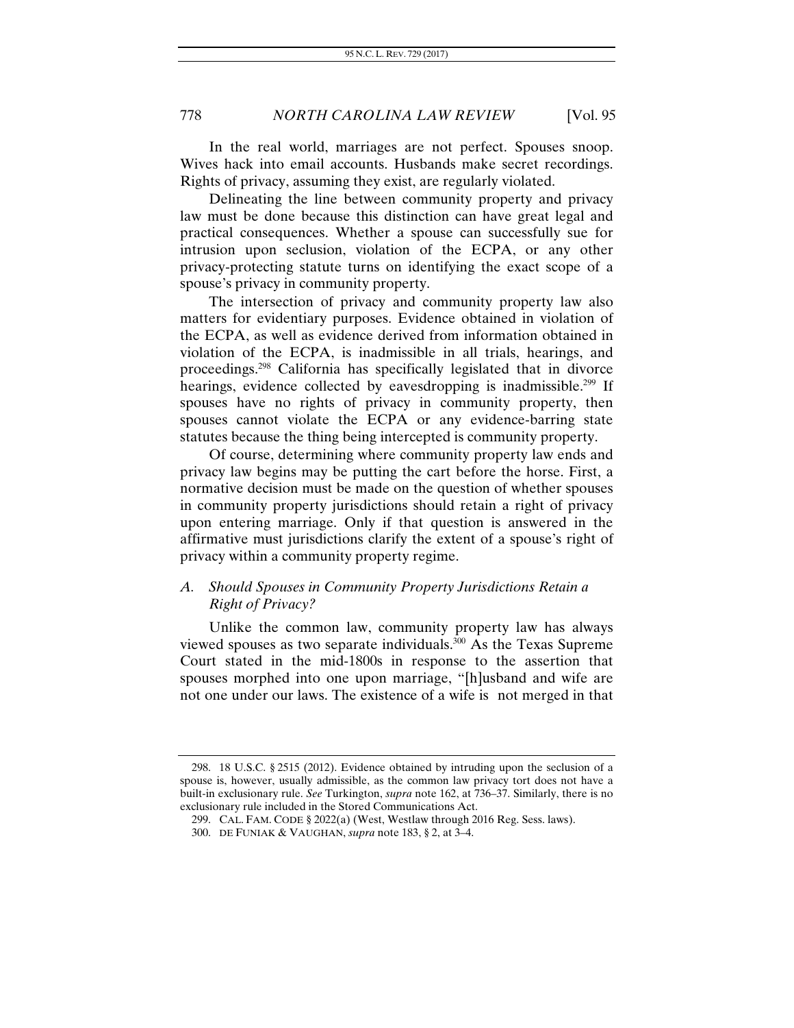In the real world, marriages are not perfect. Spouses snoop. Wives hack into email accounts. Husbands make secret recordings. Rights of privacy, assuming they exist, are regularly violated.

Delineating the line between community property and privacy law must be done because this distinction can have great legal and practical consequences. Whether a spouse can successfully sue for intrusion upon seclusion, violation of the ECPA, or any other privacy-protecting statute turns on identifying the exact scope of a spouse's privacy in community property.

The intersection of privacy and community property law also matters for evidentiary purposes. Evidence obtained in violation of the ECPA, as well as evidence derived from information obtained in violation of the ECPA, is inadmissible in all trials, hearings, and proceedings.[298] California has specifically legislated that in divorce hearings, evidence collected by eavesdropping is inadmissible.[299] If spouses have no rights of privacy in community property, then spouses cannot violate the ECPA or any evidence-barring state statutes because the thing being intercepted is community property.

Of course, determining where community property law ends and privacy law begins may be putting the cart before the horse. First, a normative decision must be made on the question of whether spouses in community property jurisdictions should retain a right of privacy upon entering marriage. Only if that question is answered in the affirmative must jurisdictions clarify the extent of a spouse's right of privacy within a community property regime.

### *A. Should Spouses in Community Property Jurisdictions Retain a Right of Privacy?*

Unlike the common law, community property law has always viewed spouses as two separate individuals.[300] As the Texas Supreme Court stated in the mid-1800s in response to the assertion that spouses morphed into one upon marriage, "[h]usband and wife are not one under our laws. The existence of a wife is not merged in that

---

298. 18 U.S.C. § 2515 (2012). Evidence obtained by intruding upon the seclusion of a spouse is, however, usually admissible, as the common law privacy tort does not have a built-in exclusionary rule. *See* Turkington, *supra* note 162, at 736–37. Similarly, there is no exclusionary rule included in the Stored Communications Act.

299. CAL. FAM. CODE § 2022(a) (West, Westlaw through 2016 Reg. Sess. laws).

300. DE FUNIAK & VAUGHAN, *supra* note 183, § 2, at 3–4.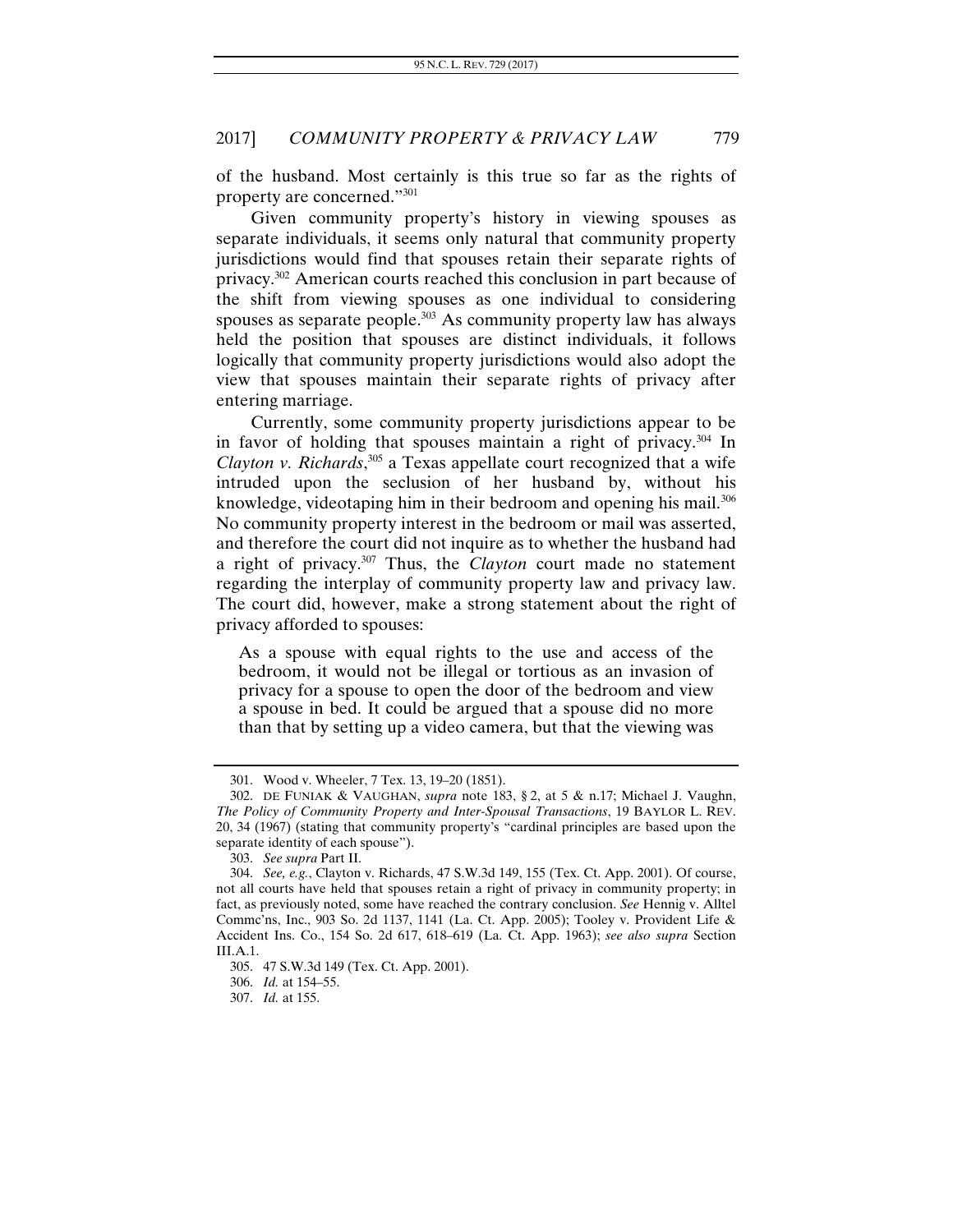of the husband. Most certainly is this true so far as the rights of property are concerned."[301]

Given community property's history in viewing spouses as separate individuals, it seems only natural that community property jurisdictions would find that spouses retain their separate rights of privacy.[302] American courts reached this conclusion in part because of the shift from viewing spouses as one individual to considering spouses as separate people.[303] As community property law has always held the position that spouses are distinct individuals, it follows logically that community property jurisdictions would also adopt the view that spouses maintain their separate rights of privacy after entering marriage.

Currently, some community property jurisdictions appear to be in favor of holding that spouses maintain a right of privacy.[304] In *Clayton v. Richards*,[305] a Texas appellate court recognized that a wife intruded upon the seclusion of her husband by, without his knowledge, videotaping him in their bedroom and opening his mail.[306] No community property interest in the bedroom or mail was asserted, and therefore the court did not inquire as to whether the husband had a right of privacy.[307] Thus, the *Clayton* court made no statement regarding the interplay of community property law and privacy law. The court did, however, make a strong statement about the right of privacy afforded to spouses:

> As a spouse with equal rights to the use and access of the bedroom, it would not be illegal or tortious as an invasion of privacy for a spouse to open the door of the bedroom and view a spouse in bed. It could be argued that a spouse did no more than that by setting up a video camera, but that the viewing was

---

301. Wood v. Wheeler, 7 Tex. 13, 19–20 (1851).

302. DE FUNIAK & VAUGHAN, *supra* note 183, § 2, at 5 & n.17; Michael J. Vaughn, *The Policy of Community Property and Inter-Spousal Transactions*, 19 BAYLOR L. REV. 20, 34 (1967) (stating that community property's "cardinal principles are based upon the separate identity of each spouse").

303. *See supra* Part II.

304. *See, e.g.*, Clayton v. Richards, 47 S.W.3d 149, 155 (Tex. Ct. App. 2001). Of course, not all courts have held that spouses retain a right of privacy in community property; in fact, as previously noted, some have reached the contrary conclusion. *See* Hennig v. Alltel Commc'ns, Inc., 903 So. 2d 1137, 1141 (La. Ct. App. 2005); Tooley v. Provident Life & Accident Ins. Co., 154 So. 2d 617, 618–619 (La. Ct. App. 1963); *see also supra* Section III.A.1.

305. 47 S.W.3d 149 (Tex. Ct. App. 2001).

306. *Id.* at 154–55.

307. *Id.* at 155.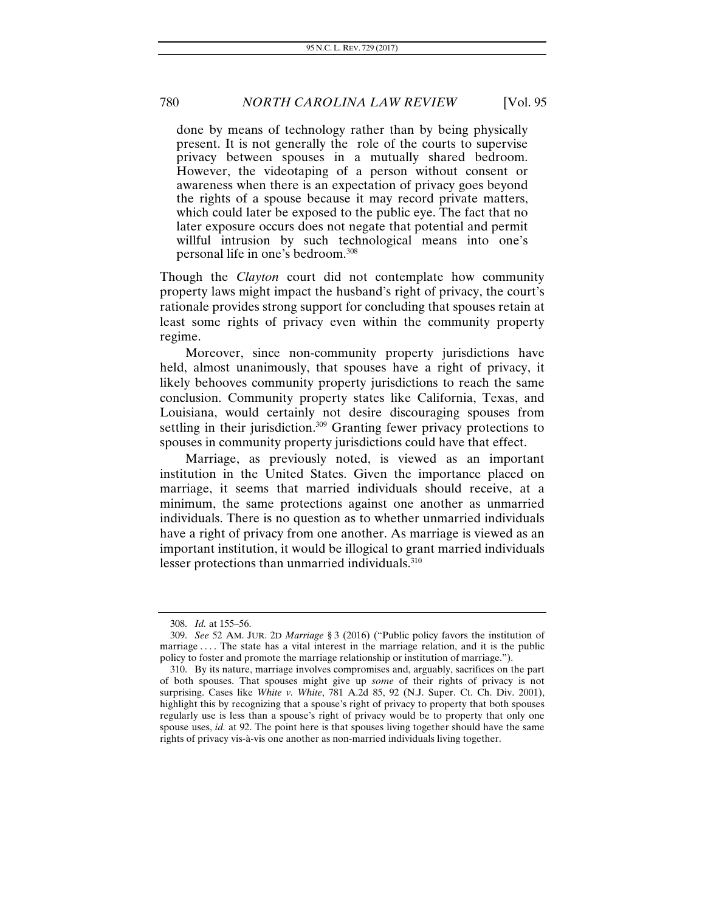> done by means of technology rather than by being physically present. It is not generally the role of the courts to supervise privacy between spouses in a mutually shared bedroom. However, the videotaping of a person without consent or awareness when there is an expectation of privacy goes beyond the rights of a spouse because it may record private matters, which could later be exposed to the public eye. The fact that no later exposure occurs does not negate that potential and permit willful intrusion by such technological means into one's personal life in one's bedroom.[308]

Though the *Clayton* court did not contemplate how community property laws might impact the husband's right of privacy, the court's rationale provides strong support for concluding that spouses retain at least some rights of privacy even within the community property regime.

Moreover, since non-community property jurisdictions have held, almost unanimously, that spouses have a right of privacy, it likely behooves community property jurisdictions to reach the same conclusion. Community property states like California, Texas, and Louisiana, would certainly not desire discouraging spouses from settling in their jurisdiction.[309] Granting fewer privacy protections to spouses in community property jurisdictions could have that effect.

Marriage, as previously noted, is viewed as an important institution in the United States. Given the importance placed on marriage, it seems that married individuals should receive, at a minimum, the same protections against one another as unmarried individuals. There is no question as to whether unmarried individuals have a right of privacy from one another. As marriage is viewed as an important institution, it would be illogical to grant married individuals lesser protections than unmarried individuals.[310]

---

308. *Id.* at 155–56.

309. *See* 52 AM. JUR. 2D *Marriage* § 3 (2016) ("Public policy favors the institution of marriage . . . . The state has a vital interest in the marriage relation, and it is the public policy to foster and promote the marriage relationship or institution of marriage.").

310. By its nature, marriage involves compromises and, arguably, sacrifices on the part of both spouses. That spouses might give up *some* of their rights of privacy is not surprising. Cases like *White v. White*, 781 A.2d 85, 92 (N.J. Super. Ct. Ch. Div. 2001), highlight this by recognizing that a spouse's right of privacy to property that both spouses regularly use is less than a spouse's right of privacy would be to property that only one spouse uses, *id.* at 92. The point here is that spouses living together should have the same rights of privacy vis-à-vis one another as non-married individuals living together.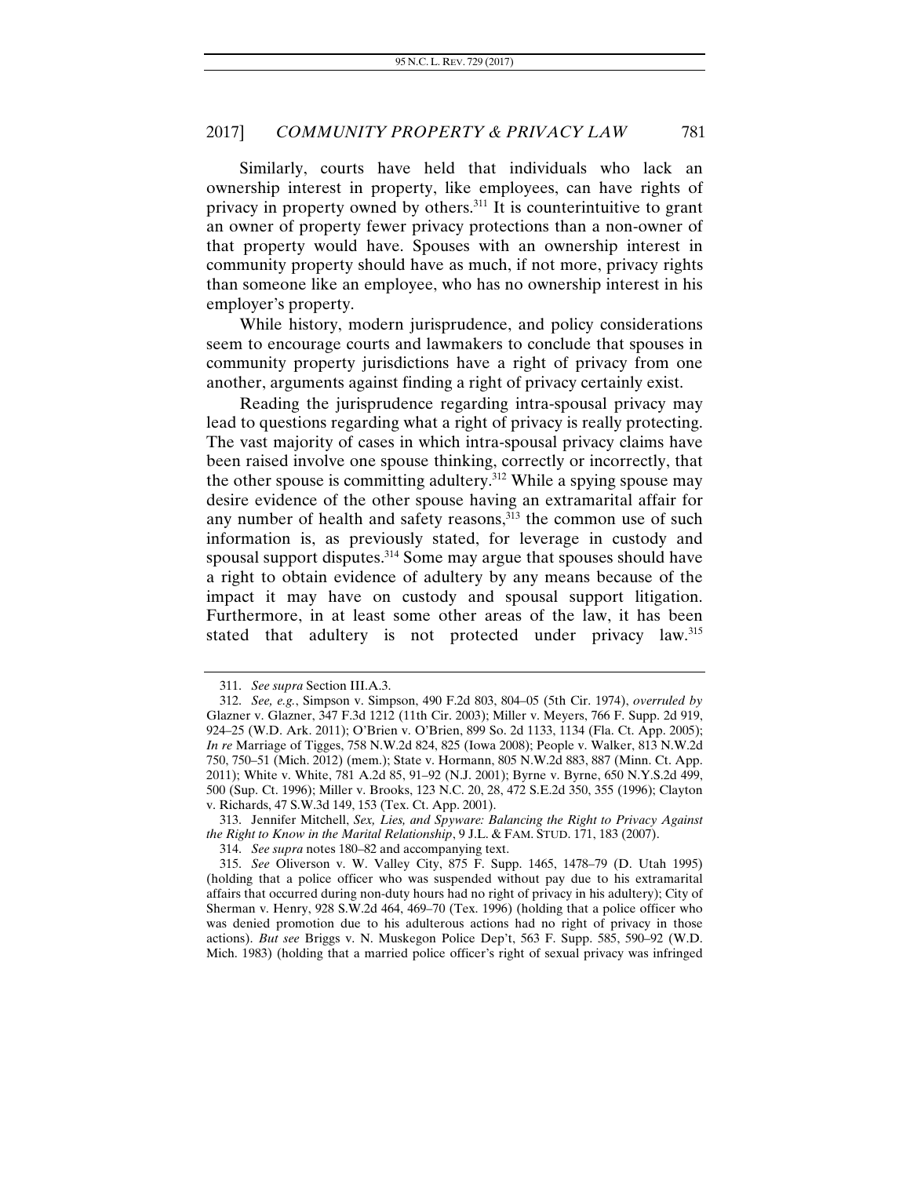Similarly, courts have held that individuals who lack an ownership interest in property, like employees, can have rights of privacy in property owned by others.[311] It is counterintuitive to grant an owner of property fewer privacy protections than a non-owner of that property would have. Spouses with an ownership interest in community property should have as much, if not more, privacy rights than someone like an employee, who has no ownership interest in his employer's property.

While history, modern jurisprudence, and policy considerations seem to encourage courts and lawmakers to conclude that spouses in community property jurisdictions have a right of privacy from one another, arguments against finding a right of privacy certainly exist.

Reading the jurisprudence regarding intra-spousal privacy may lead to questions regarding what a right of privacy is really protecting. The vast majority of cases in which intra-spousal privacy claims have been raised involve one spouse thinking, correctly or incorrectly, that the other spouse is committing adultery.[312] While a spying spouse may desire evidence of the other spouse having an extramarital affair for any number of health and safety reasons,[313] the common use of such information is, as previously stated, for leverage in custody and spousal support disputes.[314] Some may argue that spouses should have a right to obtain evidence of adultery by any means because of the impact it may have on custody and spousal support litigation. Furthermore, in at least some other areas of the law, it has been stated that adultery is not protected under privacy law.[315]

---

311. *See supra* Section III.A.3.

312. *See, e.g.*, Simpson v. Simpson, 490 F.2d 803, 804–05 (5th Cir. 1974), *overruled by* Glazner v. Glazner, 347 F.3d 1212 (11th Cir. 2003); Miller v. Meyers, 766 F. Supp. 2d 919, 924–25 (W.D. Ark. 2011); O'Brien v. O'Brien, 899 So. 2d 1133, 1134 (Fla. Ct. App. 2005); *In re* Marriage of Tigges, 758 N.W.2d 824, 825 (Iowa 2008); People v. Walker, 813 N.W.2d 750, 750–51 (Mich. 2012) (mem.); State v. Hormann, 805 N.W.2d 883, 887 (Minn. Ct. App. 2011); White v. White, 781 A.2d 85, 91–92 (N.J. 2001); Byrne v. Byrne, 650 N.Y.S.2d 499, 500 (Sup. Ct. 1996); Miller v. Brooks, 123 N.C. 20, 28, 472 S.E.2d 350, 355 (1996); Clayton v. Richards, 47 S.W.3d 149, 153 (Tex. Ct. App. 2001).

313. Jennifer Mitchell, *Sex, Lies, and Spyware: Balancing the Right to Privacy Against the Right to Know in the Marital Relationship*, 9 J.L. & FAM. STUD. 171, 183 (2007).

314. *See supra* notes 180–82 and accompanying text.

315. *See* Oliverson v. W. Valley City, 875 F. Supp. 1465, 1478–79 (D. Utah 1995) (holding that a police officer who was suspended without pay due to his extramarital affairs that occurred during non-duty hours had no right of privacy in his adultery); City of Sherman v. Henry, 928 S.W.2d 464, 469–70 (Tex. 1996) (holding that a police officer who was denied promotion due to his adulterous actions had no right of privacy in those actions). *But see* Briggs v. N. Muskegon Police Dep't, 563 F. Supp. 585, 590–92 (W.D. Mich. 1983) (holding that a married police officer's right of sexual privacy was infringed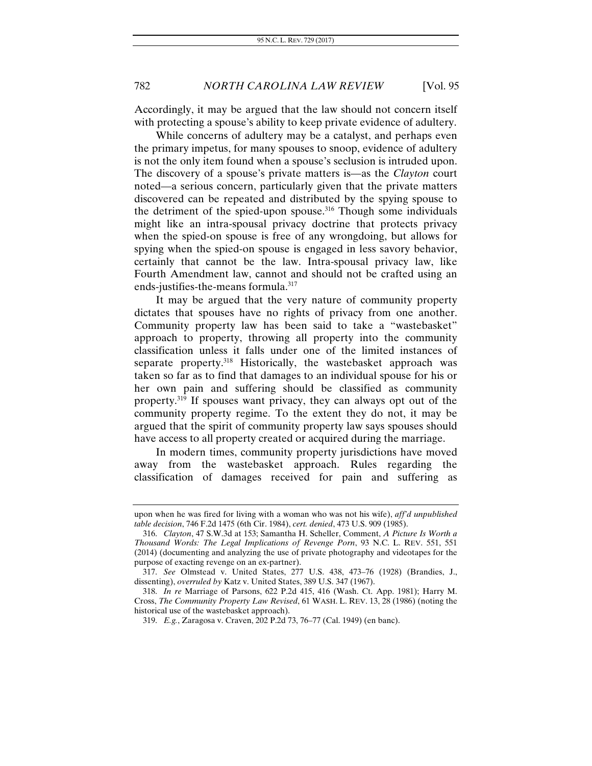Accordingly, it may be argued that the law should not concern itself with protecting a spouse's ability to keep private evidence of adultery.

While concerns of adultery may be a catalyst, and perhaps even the primary impetus, for many spouses to snoop, evidence of adultery is not the only item found when a spouse's seclusion is intruded upon. The discovery of a spouse's private matters is—as the *Clayton* court noted—a serious concern, particularly given that the private matters discovered can be repeated and distributed by the spying spouse to the detriment of the spied-upon spouse.[316] Though some individuals might like an intra-spousal privacy doctrine that protects privacy when the spied-on spouse is free of any wrongdoing, but allows for spying when the spied-on spouse is engaged in less savory behavior, certainly that cannot be the law. Intra-spousal privacy law, like Fourth Amendment law, cannot and should not be crafted using an ends-justifies-the-means formula.[317]

It may be argued that the very nature of community property dictates that spouses have no rights of privacy from one another. Community property law has been said to take a "wastebasket" approach to property, throwing all property into the community classification unless it falls under one of the limited instances of separate property.[318] Historically, the wastebasket approach was taken so far as to find that damages to an individual spouse for his or her own pain and suffering should be classified as community property.[319] If spouses want privacy, they can always opt out of the community property regime. To the extent they do not, it may be argued that the spirit of community property law says spouses should have access to all property created or acquired during the marriage.

In modern times, community property jurisdictions have moved away from the wastebasket approach. Rules regarding the classification of damages received for pain and suffering as

---

upon when he was fired for living with a woman who was not his wife), *aff'd unpublished table decision*, 746 F.2d 1475 (6th Cir. 1984), *cert. denied*, 473 U.S. 909 (1985).

316. *Clayton*, 47 S.W.3d at 153; Samantha H. Scheller, Comment, *A Picture Is Worth a Thousand Words: The Legal Implications of Revenge Porn*, 93 N.C. L. REV. 551, 551 (2014) (documenting and analyzing the use of private photography and videotapes for the purpose of exacting revenge on an ex-partner).

317. *See* Olmstead v. United States, 277 U.S. 438, 473–76 (1928) (Brandies, J., dissenting), *overruled by* Katz v. United States, 389 U.S. 347 (1967).

318. *In re* Marriage of Parsons, 622 P.2d 415, 416 (Wash. Ct. App. 1981); Harry M. Cross, *The Community Property Law Revised*, 61 WASH. L. REV. 13, 28 (1986) (noting the historical use of the wastebasket approach).

319. *E.g.*, Zaragosa v. Craven, 202 P.2d 73, 76–77 (Cal. 1949) (en banc).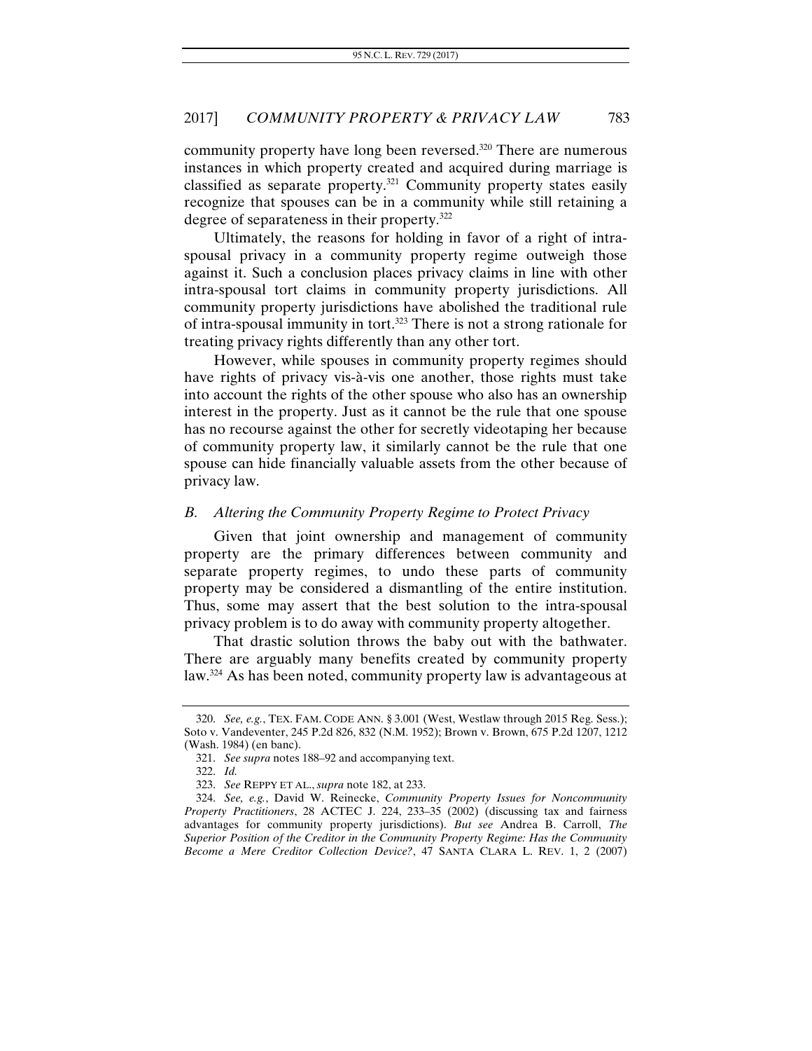community property have long been reversed.[320] There are numerous instances in which property created and acquired during marriage is classified as separate property.[321] Community property states easily recognize that spouses can be in a community while still retaining a degree of separateness in their property.[322]

Ultimately, the reasons for holding in favor of a right of intra-spousal privacy in a community property regime outweigh those against it. Such a conclusion places privacy claims in line with other intra-spousal tort claims in community property jurisdictions. All community property jurisdictions have abolished the traditional rule of intra-spousal immunity in tort.[323] There is not a strong rationale for treating privacy rights differently than any other tort.

However, while spouses in community property regimes should have rights of privacy vis-à-vis one another, those rights must take into account the rights of the other spouse who also has an ownership interest in the property. Just as it cannot be the rule that one spouse has no recourse against the other for secretly videotaping her because of community property law, it similarly cannot be the rule that one spouse can hide financially valuable assets from the other because of privacy law.

### *B. Altering the Community Property Regime to Protect Privacy*

Given that joint ownership and management of community property are the primary differences between community and separate property regimes, to undo these parts of community property may be considered a dismantling of the entire institution. Thus, some may assert that the best solution to the intra-spousal privacy problem is to do away with community property altogether.

That drastic solution throws the baby out with the bathwater. There are arguably many benefits created by community property law.[324] As has been noted, community property law is advantageous at

---

320. *See, e.g.*, TEX. FAM. CODE ANN. § 3.001 (West, Westlaw through 2015 Reg. Sess.); Soto v. Vandeventer, 245 P.2d 826, 832 (N.M. 1952); Brown v. Brown, 675 P.2d 1207, 1212 (Wash. 1984) (en banc).

321. *See supra* notes 188–92 and accompanying text.

322. *Id.*

323. *See* REPPY ET AL., *supra* note 182, at 233.

324. *See, e.g.*, David W. Reinecke, *Community Property Issues for Noncommunity Property Practitioners*, 28 ACTEC J. 224, 233–35 (2002) (discussing tax and fairness advantages for community property jurisdictions). *But see* Andrea B. Carroll, *The Superior Position of the Creditor in the Community Property Regime: Has the Community Become a Mere Creditor Collection Device?*, 47 SANTA CLARA L. REV. 1, 2 (2007)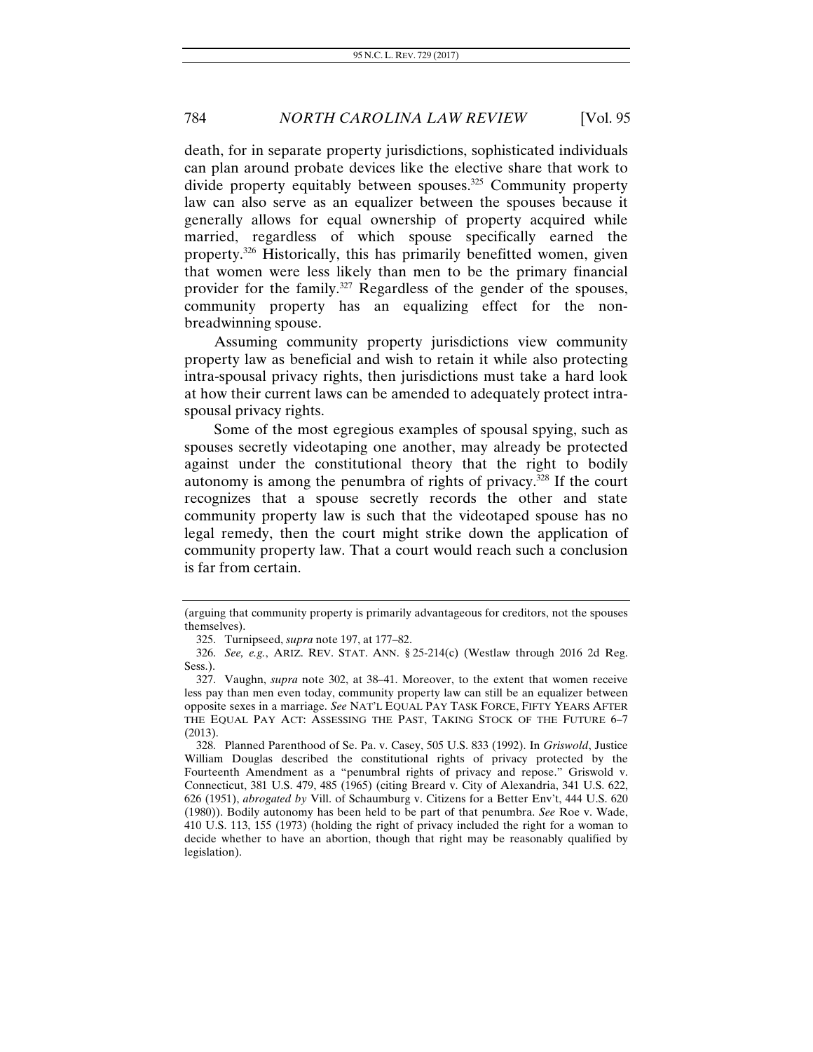death, for in separate property jurisdictions, sophisticated individuals can plan around probate devices like the elective share that work to divide property equitably between spouses.[325] Community property law can also serve as an equalizer between the spouses because it generally allows for equal ownership of property acquired while married, regardless of which spouse specifically earned the property.[326] Historically, this has primarily benefitted women, given that women were less likely than men to be the primary financial provider for the family.[327] Regardless of the gender of the spouses, community property has an equalizing effect for the non-breadwinning spouse.

Assuming community property jurisdictions view community property law as beneficial and wish to retain it while also protecting intra-spousal privacy rights, then jurisdictions must take a hard look at how their current laws can be amended to adequately protect intra-spousal privacy rights.

Some of the most egregious examples of spousal spying, such as spouses secretly videotaping one another, may already be protected against under the constitutional theory that the right to bodily autonomy is among the penumbra of rights of privacy.[328] If the court recognizes that a spouse secretly records the other and state community property law is such that the videotaped spouse has no legal remedy, then the court might strike down the application of community property law. That a court would reach such a conclusion is far from certain.

---

(arguing that community property is primarily advantageous for creditors, not the spouses themselves).

325. Turnipseed, *supra* note 197, at 177–82.

326. *See, e.g.*, ARIZ. REV. STAT. ANN. § 25-214(c) (Westlaw through 2016 2d Reg. Sess.).

327. Vaughn, *supra* note 302, at 38–41. Moreover, to the extent that women receive less pay than men even today, community property law can still be an equalizer between opposite sexes in a marriage. *See* NAT'L EQUAL PAY TASK FORCE, FIFTY YEARS AFTER THE EQUAL PAY ACT: ASSESSING THE PAST, TAKING STOCK OF THE FUTURE 6–7 (2013).

328. Planned Parenthood of Se. Pa. v. Casey, 505 U.S. 833 (1992). In *Griswold*, Justice William Douglas described the constitutional rights of privacy protected by the Fourteenth Amendment as a "penumbral rights of privacy and repose." Griswold v. Connecticut, 381 U.S. 479, 485 (1965) (citing Breard v. City of Alexandria, 341 U.S. 622, 626 (1951), *abrogated by* Vill. of Schaumburg v. Citizens for a Better Env't, 444 U.S. 620 (1980)). Bodily autonomy has been held to be part of that penumbra. *See* Roe v. Wade, 410 U.S. 113, 155 (1973) (holding the right of privacy included the right for a woman to decide whether to have an abortion, though that right may be reasonably qualified by legislation).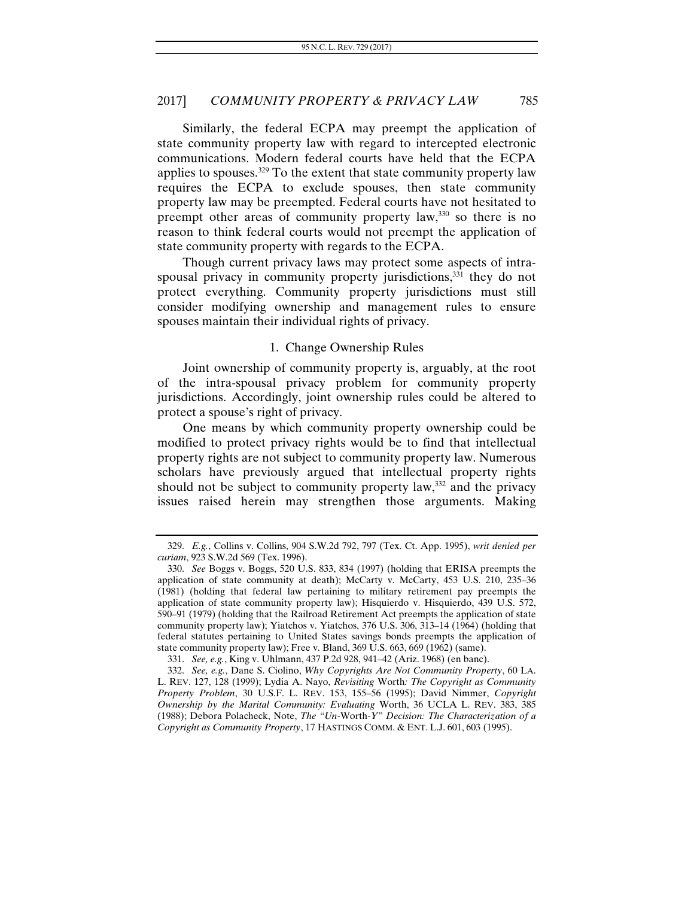Similarly, the federal ECPA may preempt the application of state community property law with regard to intercepted electronic communications. Modern federal courts have held that the ECPA applies to spouses.[329] To the extent that state community property law requires the ECPA to exclude spouses, then state community property law may be preempted. Federal courts have not hesitated to preempt other areas of community property law,[330] so there is no reason to think federal courts would not preempt the application of state community property with regards to the ECPA.

Though current privacy laws may protect some aspects of intra-spousal privacy in community property jurisdictions,[331] they do not protect everything. Community property jurisdictions must still consider modifying ownership and management rules to ensure spouses maintain their individual rights of privacy.

### 1. Change Ownership Rules

Joint ownership of community property is, arguably, at the root of the intra-spousal privacy problem for community property jurisdictions. Accordingly, joint ownership rules could be altered to protect a spouse's right of privacy.

One means by which community property ownership could be modified to protect privacy rights would be to find that intellectual property rights are not subject to community property law. Numerous scholars have previously argued that intellectual property rights should not be subject to community property law,[332] and the privacy issues raised herein may strengthen those arguments. Making

---

329. *E.g.*, Collins v. Collins, 904 S.W.2d 792, 797 (Tex. Ct. App. 1995), *writ denied per curiam*, 923 S.W.2d 569 (Tex. 1996).

330. *See* Boggs v. Boggs, 520 U.S. 833, 834 (1997) (holding that ERISA preempts the application of state community at death); McCarty v. McCarty, 453 U.S. 210, 235–36 (1981) (holding that federal law pertaining to military retirement pay preempts the application of state community property law); Hisquierdo v. Hisquierdo, 439 U.S. 572, 590–91 (1979) (holding that the Railroad Retirement Act preempts the application of state community property law); Yiatchos v. Yiatchos, 376 U.S. 306, 313–14 (1964) (holding that federal statutes pertaining to United States savings bonds preempts the application of state community property law); Free v. Bland, 369 U.S. 663, 669 (1962) (same).

331. *See, e.g.*, King v. Uhlmann, 437 P.2d 928, 941–42 (Ariz. 1968) (en banc).

332. *See, e.g.*, Dane S. Ciolino, *Why Copyrights Are Not Community Property*, 60 LA. L. REV. 127, 128 (1999); Lydia A. Nayo, *Revisiting* Worth*: The Copyright as Community Property Problem*, 30 U.S.F. L. REV. 153, 155–56 (1995); David Nimmer, *Copyright Ownership by the Marital Community: Evaluating* Worth, 36 UCLA L. REV. 383, 385 (1988); Debora Polacheck, Note, *The "Un-*Worth*-Y" Decision: The Characterization of a Copyright as Community Property*, 17 HASTINGS COMM. & ENT. L.J. 601, 603 (1995).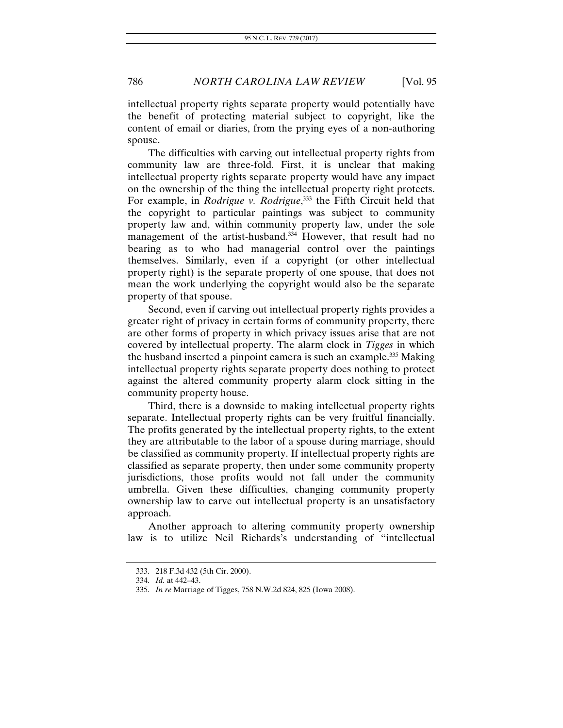intellectual property rights separate property would potentially have the benefit of protecting material subject to copyright, like the content of email or diaries, from the prying eyes of a non-authoring spouse.

The difficulties with carving out intellectual property rights from community law are three-fold. First, it is unclear that making intellectual property rights separate property would have any impact on the ownership of the thing the intellectual property right protects. For example, in *Rodrigue v. Rodrigue*,[333] the Fifth Circuit held that the copyright to particular paintings was subject to community property law and, within community property law, under the sole management of the artist-husband.[334] However, that result had no bearing as to who had managerial control over the paintings themselves. Similarly, even if a copyright (or other intellectual property right) is the separate property of one spouse, that does not mean the work underlying the copyright would also be the separate property of that spouse.

Second, even if carving out intellectual property rights provides a greater right of privacy in certain forms of community property, there are other forms of property in which privacy issues arise that are not covered by intellectual property. The alarm clock in *Tigges* in which the husband inserted a pinpoint camera is such an example.[335] Making intellectual property rights separate property does nothing to protect against the altered community property alarm clock sitting in the community property house.

Third, there is a downside to making intellectual property rights separate. Intellectual property rights can be very fruitful financially. The profits generated by the intellectual property rights, to the extent they are attributable to the labor of a spouse during marriage, should be classified as community property. If intellectual property rights are classified as separate property, then under some community property jurisdictions, those profits would not fall under the community umbrella. Given these difficulties, changing community property ownership law to carve out intellectual property is an unsatisfactory approach.

Another approach to altering community property ownership law is to utilize Neil Richards's understanding of "intellectual

---

333. 218 F.3d 432 (5th Cir. 2000).

334. *Id.* at 442–43.

335. *In re* Marriage of Tigges, 758 N.W.2d 824, 825 (Iowa 2008).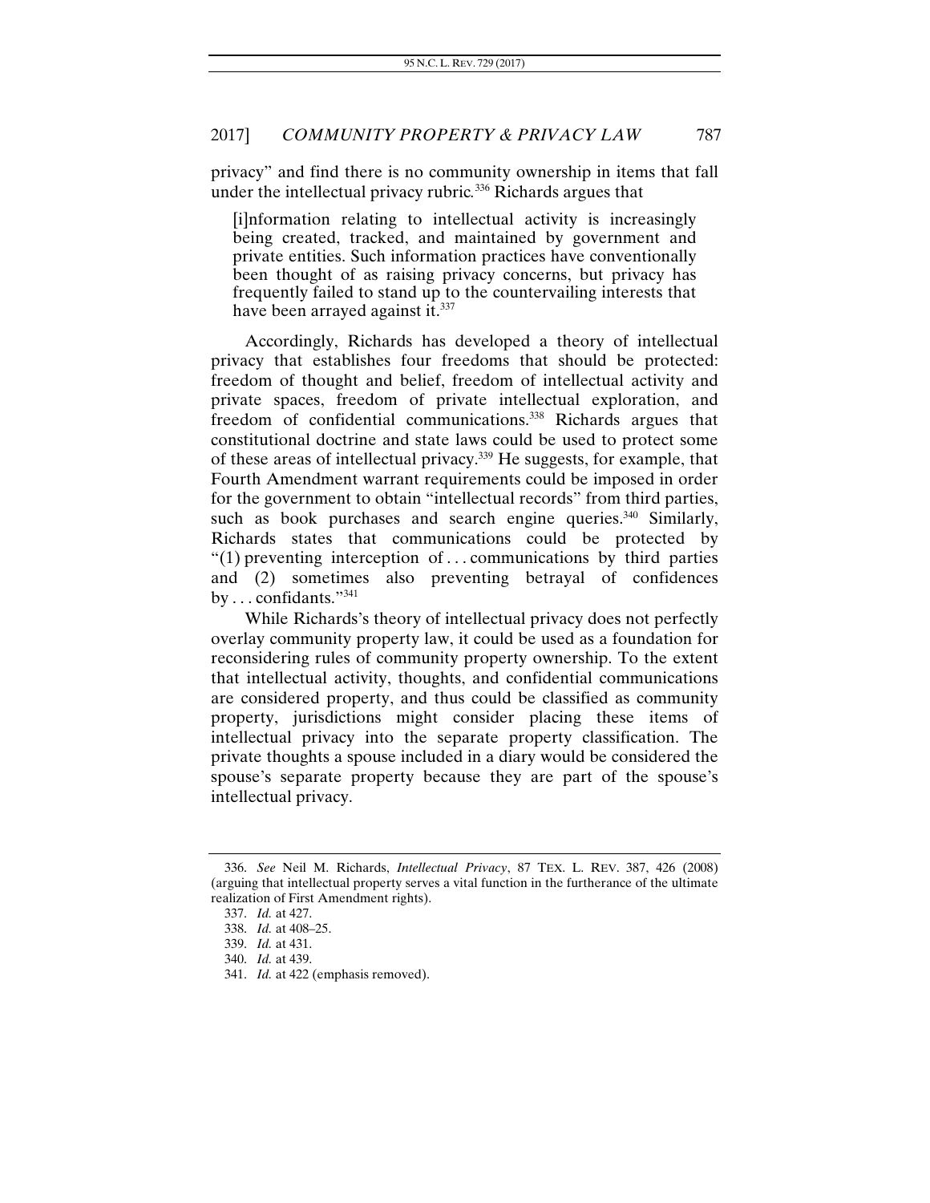privacy" and find there is no community ownership in items that fall under the intellectual privacy rubric.[336] Richards argues that

> [i]nformation relating to intellectual activity is increasingly being created, tracked, and maintained by government and private entities. Such information practices have conventionally been thought of as raising privacy concerns, but privacy has frequently failed to stand up to the countervailing interests that have been arrayed against it.[337]

Accordingly, Richards has developed a theory of intellectual privacy that establishes four freedoms that should be protected: freedom of thought and belief, freedom of intellectual activity and private spaces, freedom of private intellectual exploration, and freedom of confidential communications.[338] Richards argues that constitutional doctrine and state laws could be used to protect some of these areas of intellectual privacy.[339] He suggests, for example, that Fourth Amendment warrant requirements could be imposed in order for the government to obtain "intellectual records" from third parties, such as book purchases and search engine queries.[340] Similarly, Richards states that communications could be protected by "(1) preventing interception of . . . communications by third parties and (2) sometimes also preventing betrayal of confidences by . . . confidants."[341]

While Richards's theory of intellectual privacy does not perfectly overlay community property law, it could be used as a foundation for reconsidering rules of community property ownership. To the extent that intellectual activity, thoughts, and confidential communications are considered property, and thus could be classified as community property, jurisdictions might consider placing these items of intellectual privacy into the separate property classification. The private thoughts a spouse included in a diary would be considered the spouse's separate property because they are part of the spouse's intellectual privacy.

---

336. *See* Neil M. Richards, *Intellectual Privacy*, 87 TEX. L. REV. 387, 426 (2008) (arguing that intellectual property serves a vital function in the furtherance of the ultimate realization of First Amendment rights).

337. *Id.* at 427.

338. *Id.* at 408–25.

339. *Id.* at 431.

340. *Id.* at 439.

341. *Id.* at 422 (emphasis removed).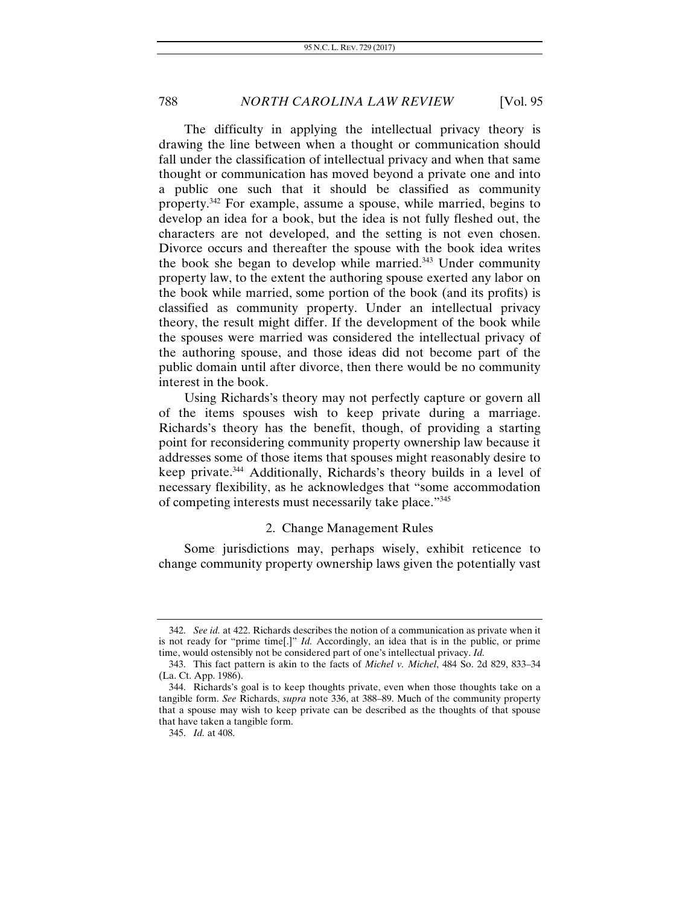The difficulty in applying the intellectual privacy theory is drawing the line between when a thought or communication should fall under the classification of intellectual privacy and when that same thought or communication has moved beyond a private one and into a public one such that it should be classified as community property.[342] For example, assume a spouse, while married, begins to develop an idea for a book, but the idea is not fully fleshed out, the characters are not developed, and the setting is not even chosen. Divorce occurs and thereafter the spouse with the book idea writes the book she began to develop while married.[343] Under community property law, to the extent the authoring spouse exerted any labor on the book while married, some portion of the book (and its profits) is classified as community property. Under an intellectual privacy theory, the result might differ. If the development of the book while the spouses were married was considered the intellectual privacy of the authoring spouse, and those ideas did not become part of the public domain until after divorce, then there would be no community interest in the book.

Using Richards's theory may not perfectly capture or govern all of the items spouses wish to keep private during a marriage. Richards's theory has the benefit, though, of providing a starting point for reconsidering community property ownership law because it addresses some of those items that spouses might reasonably desire to keep private.[344] Additionally, Richards's theory builds in a level of necessary flexibility, as he acknowledges that "some accommodation of competing interests must necessarily take place."[345]

### 2. Change Management Rules

Some jurisdictions may, perhaps wisely, exhibit reticence to change community property ownership laws given the potentially vast

---

342. *See id.* at 422. Richards describes the notion of a communication as private when it is not ready for "prime time[.]" *Id.* Accordingly, an idea that is in the public, or prime time, would ostensibly not be considered part of one's intellectual privacy. *Id.*

343. This fact pattern is akin to the facts of *Michel v. Michel*, 484 So. 2d 829, 833–34 (La. Ct. App. 1986).

344. Richards's goal is to keep thoughts private, even when those thoughts take on a tangible form. *See* Richards, *supra* note 336, at 388–89. Much of the community property that a spouse may wish to keep private can be described as the thoughts of that spouse that have taken a tangible form.

345. *Id.* at 408.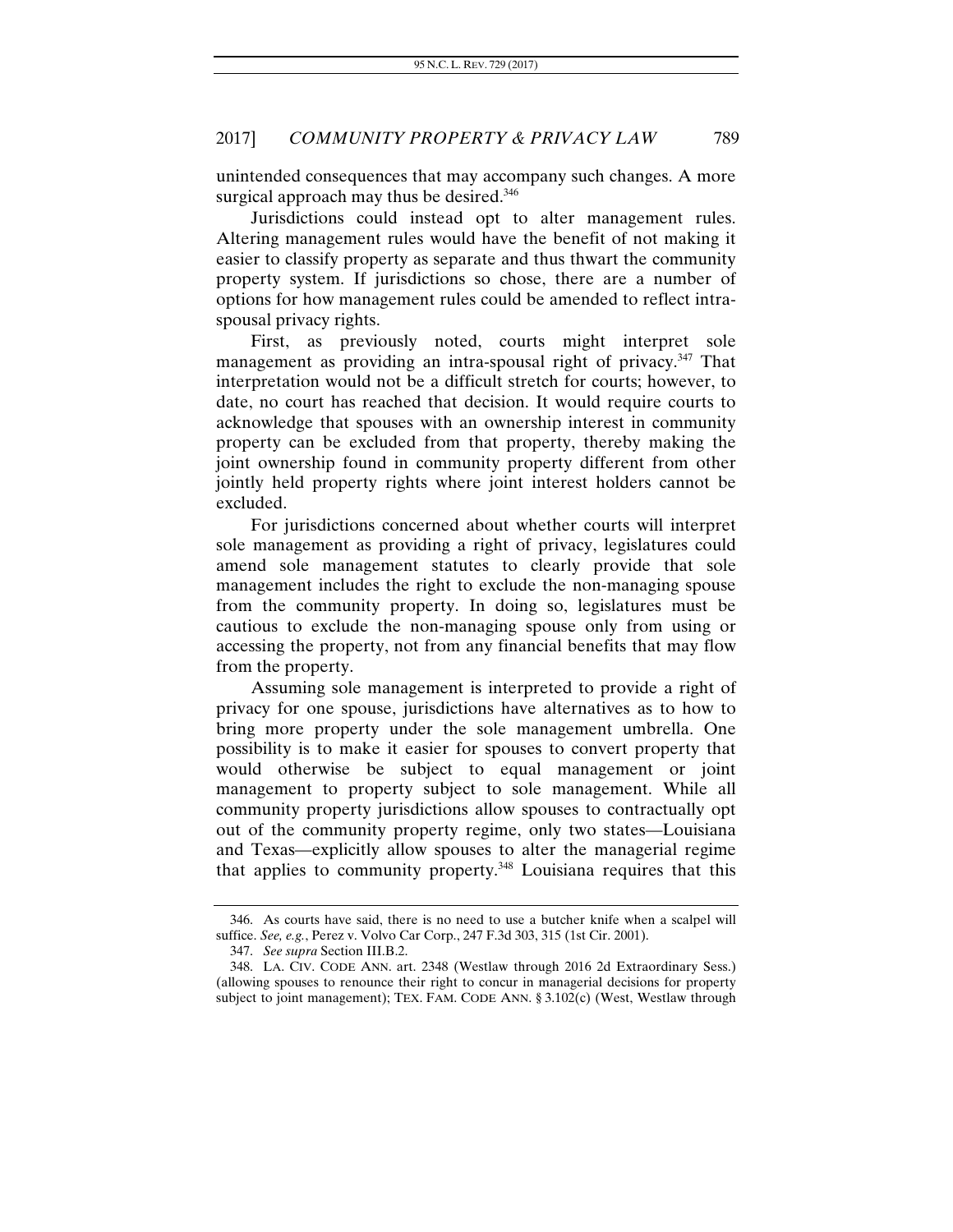unintended consequences that may accompany such changes. A more surgical approach may thus be desired.[346]

Jurisdictions could instead opt to alter management rules. Altering management rules would have the benefit of not making it easier to classify property as separate and thus thwart the community property system. If jurisdictions so chose, there are a number of options for how management rules could be amended to reflect intra-spousal privacy rights.

First, as previously noted, courts might interpret sole management as providing an intra-spousal right of privacy.[347] That interpretation would not be a difficult stretch for courts; however, to date, no court has reached that decision. It would require courts to acknowledge that spouses with an ownership interest in community property can be excluded from that property, thereby making the joint ownership found in community property different from other jointly held property rights where joint interest holders cannot be excluded.

For jurisdictions concerned about whether courts will interpret sole management as providing a right of privacy, legislatures could amend sole management statutes to clearly provide that sole management includes the right to exclude the non-managing spouse from the community property. In doing so, legislatures must be cautious to exclude the non-managing spouse only from using or accessing the property, not from any financial benefits that may flow from the property.

Assuming sole management is interpreted to provide a right of privacy for one spouse, jurisdictions have alternatives as to how to bring more property under the sole management umbrella. One possibility is to make it easier for spouses to convert property that would otherwise be subject to equal management or joint management to property subject to sole management. While all community property jurisdictions allow spouses to contractually opt out of the community property regime, only two states—Louisiana and Texas—explicitly allow spouses to alter the managerial regime that applies to community property.[348] Louisiana requires that this

---

346. As courts have said, there is no need to use a butcher knife when a scalpel will suffice. *See, e.g.*, Perez v. Volvo Car Corp., 247 F.3d 303, 315 (1st Cir. 2001).

347. *See supra* Section III.B.2.

348. LA. CIV. CODE ANN. art. 2348 (Westlaw through 2016 2d Extraordinary Sess.) (allowing spouses to renounce their right to concur in managerial decisions for property subject to joint management); TEX. FAM. CODE ANN. § 3.102(c) (West, Westlaw through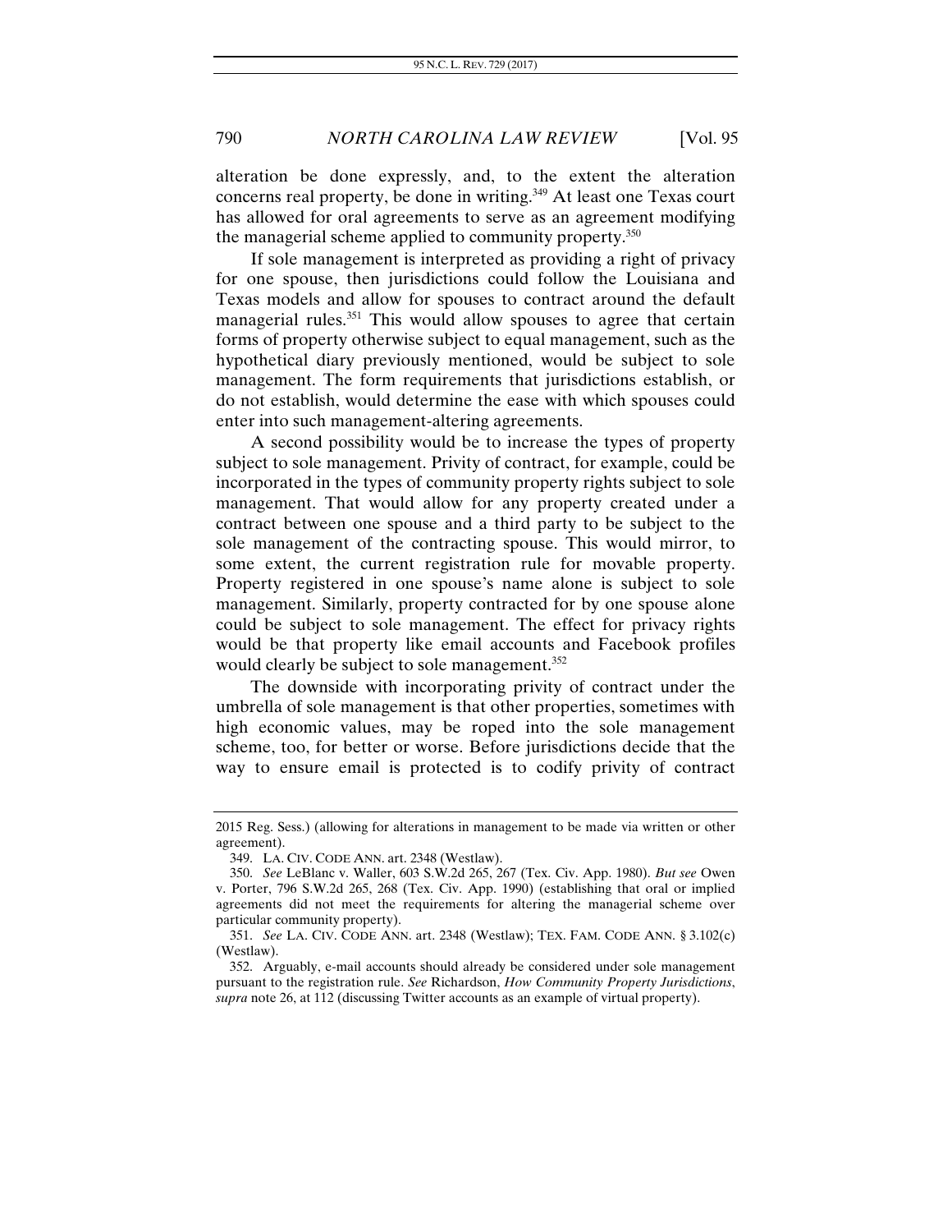alteration be done expressly, and, to the extent the alteration concerns real property, be done in writing.[349] At least one Texas court has allowed for oral agreements to serve as an agreement modifying the managerial scheme applied to community property.[350]

If sole management is interpreted as providing a right of privacy for one spouse, then jurisdictions could follow the Louisiana and Texas models and allow for spouses to contract around the default managerial rules.[351] This would allow spouses to agree that certain forms of property otherwise subject to equal management, such as the hypothetical diary previously mentioned, would be subject to sole management. The form requirements that jurisdictions establish, or do not establish, would determine the ease with which spouses could enter into such management-altering agreements.

A second possibility would be to increase the types of property subject to sole management. Privity of contract, for example, could be incorporated in the types of community property rights subject to sole management. That would allow for any property created under a contract between one spouse and a third party to be subject to the sole management of the contracting spouse. This would mirror, to some extent, the current registration rule for movable property. Property registered in one spouse's name alone is subject to sole management. Similarly, property contracted for by one spouse alone could be subject to sole management. The effect for privacy rights would be that property like email accounts and Facebook profiles would clearly be subject to sole management.[352]

The downside with incorporating privity of contract under the umbrella of sole management is that other properties, sometimes with high economic values, may be roped into the sole management scheme, too, for better or worse. Before jurisdictions decide that the way to ensure email is protected is to codify privity of contract

---

2015 Reg. Sess.) (allowing for alterations in management to be made via written or other agreement).

349. LA. CIV. CODE ANN. art. 2348 (Westlaw).

350. *See* LeBlanc v. Waller, 603 S.W.2d 265, 267 (Tex. Civ. App. 1980). *But see* Owen v. Porter, 796 S.W.2d 265, 268 (Tex. Civ. App. 1990) (establishing that oral or implied agreements did not meet the requirements for altering the managerial scheme over particular community property).

351. *See* LA. CIV. CODE ANN. art. 2348 (Westlaw); TEX. FAM. CODE ANN. § 3.102(c) (Westlaw).

352. Arguably, e-mail accounts should already be considered under sole management pursuant to the registration rule. *See* Richardson, *How Community Property Jurisdictions*, *supra* note 26, at 112 (discussing Twitter accounts as an example of virtual property).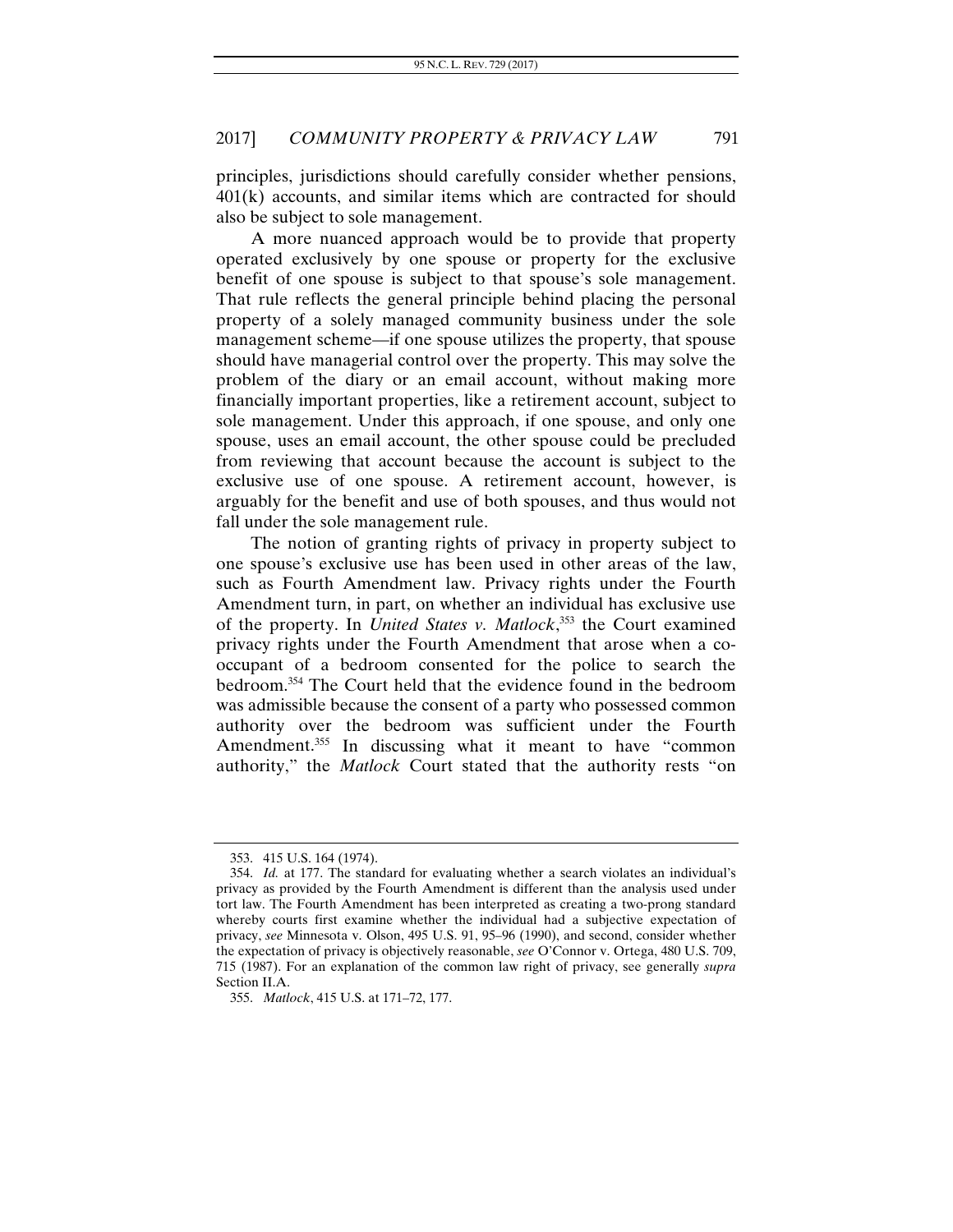principles, jurisdictions should carefully consider whether pensions, 401(k) accounts, and similar items which are contracted for should also be subject to sole management.

A more nuanced approach would be to provide that property operated exclusively by one spouse or property for the exclusive benefit of one spouse is subject to that spouse's sole management. That rule reflects the general principle behind placing the personal property of a solely managed community business under the sole management scheme—if one spouse utilizes the property, that spouse should have managerial control over the property. This may solve the problem of the diary or an email account, without making more financially important properties, like a retirement account, subject to sole management. Under this approach, if one spouse, and only one spouse, uses an email account, the other spouse could be precluded from reviewing that account because the account is subject to the exclusive use of one spouse. A retirement account, however, is arguably for the benefit and use of both spouses, and thus would not fall under the sole management rule.

The notion of granting rights of privacy in property subject to one spouse's exclusive use has been used in other areas of the law, such as Fourth Amendment law. Privacy rights under the Fourth Amendment turn, in part, on whether an individual has exclusive use of the property. In *United States v. Matlock*,[353] the Court examined privacy rights under the Fourth Amendment that arose when a co-occupant of a bedroom consented for the police to search the bedroom.[354] The Court held that the evidence found in the bedroom was admissible because the consent of a party who possessed common authority over the bedroom was sufficient under the Fourth Amendment.[355] In discussing what it meant to have "common authority," the *Matlock* Court stated that the authority rests "on

---

353. 415 U.S. 164 (1974).

354. *Id.* at 177. The standard for evaluating whether a search violates an individual's privacy as provided by the Fourth Amendment is different than the analysis used under tort law. The Fourth Amendment has been interpreted as creating a two-prong standard whereby courts first examine whether the individual had a subjective expectation of privacy, *see* Minnesota v. Olson, 495 U.S. 91, 95–96 (1990), and second, consider whether the expectation of privacy is objectively reasonable, *see* O'Connor v. Ortega, 480 U.S. 709, 715 (1987). For an explanation of the common law right of privacy, see generally *supra* Section II.A.

355. *Matlock*, 415 U.S. at 171–72, 177.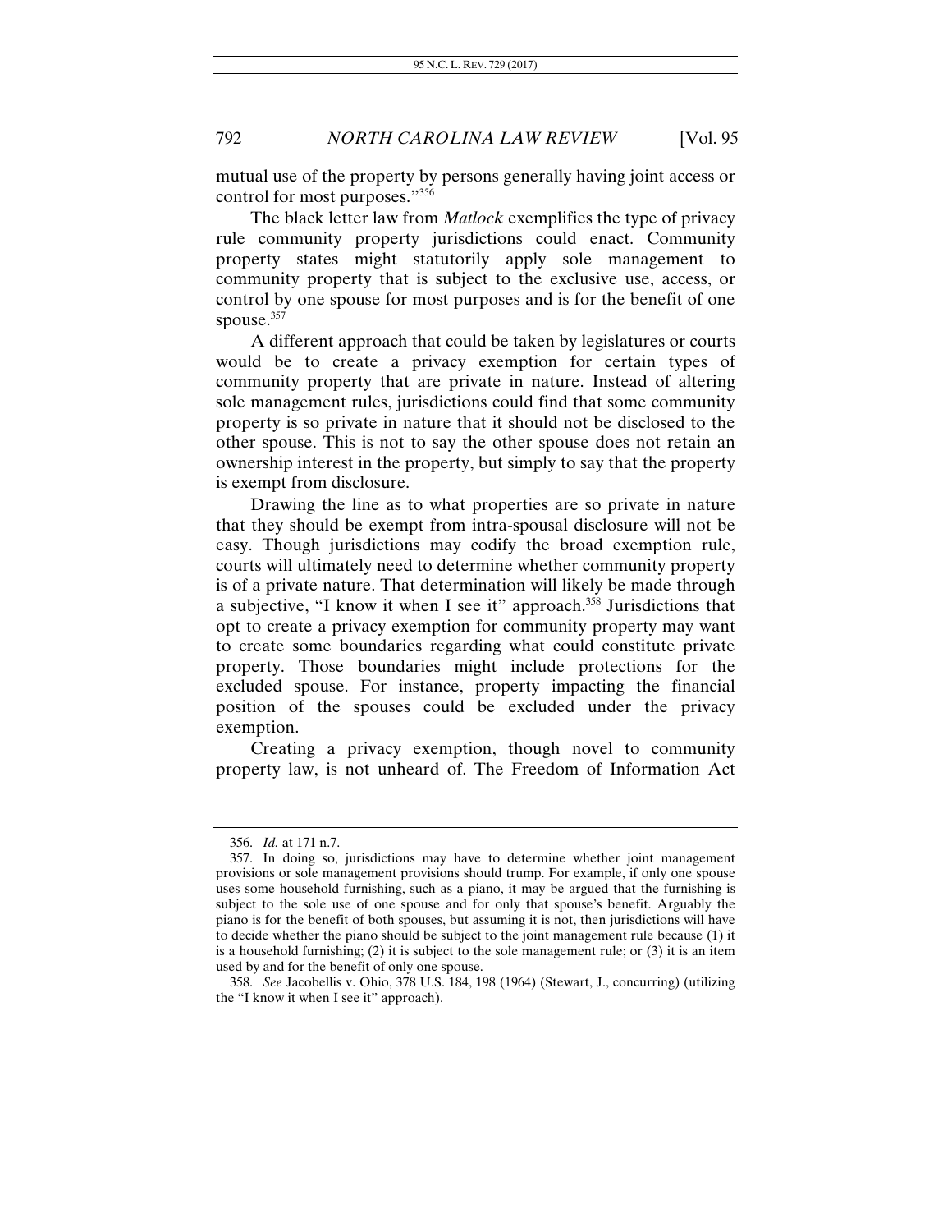mutual use of the property by persons generally having joint access or control for most purposes."[356]

The black letter law from *Matlock* exemplifies the type of privacy rule community property jurisdictions could enact. Community property states might statutorily apply sole management to community property that is subject to the exclusive use, access, or control by one spouse for most purposes and is for the benefit of one spouse.[357]

A different approach that could be taken by legislatures or courts would be to create a privacy exemption for certain types of community property that are private in nature. Instead of altering sole management rules, jurisdictions could find that some community property is so private in nature that it should not be disclosed to the other spouse. This is not to say the other spouse does not retain an ownership interest in the property, but simply to say that the property is exempt from disclosure.

Drawing the line as to what properties are so private in nature that they should be exempt from intra-spousal disclosure will not be easy. Though jurisdictions may codify the broad exemption rule, courts will ultimately need to determine whether community property is of a private nature. That determination will likely be made through a subjective, "I know it when I see it" approach.[358] Jurisdictions that opt to create a privacy exemption for community property may want to create some boundaries regarding what could constitute private property. Those boundaries might include protections for the excluded spouse. For instance, property impacting the financial position of the spouses could be excluded under the privacy exemption.

Creating a privacy exemption, though novel to community property law, is not unheard of. The Freedom of Information Act

---

356. *Id.* at 171 n.7.

357. In doing so, jurisdictions may have to determine whether joint management provisions or sole management provisions should trump. For example, if only one spouse uses some household furnishing, such as a piano, it may be argued that the furnishing is subject to the sole use of one spouse and for only that spouse's benefit. Arguably the piano is for the benefit of both spouses, but assuming it is not, then jurisdictions will have to decide whether the piano should be subject to the joint management rule because (1) it is a household furnishing; (2) it is subject to the sole management rule; or (3) it is an item used by and for the benefit of only one spouse.

358. *See* Jacobellis v. Ohio, 378 U.S. 184, 198 (1964) (Stewart, J., concurring) (utilizing the "I know it when I see it" approach).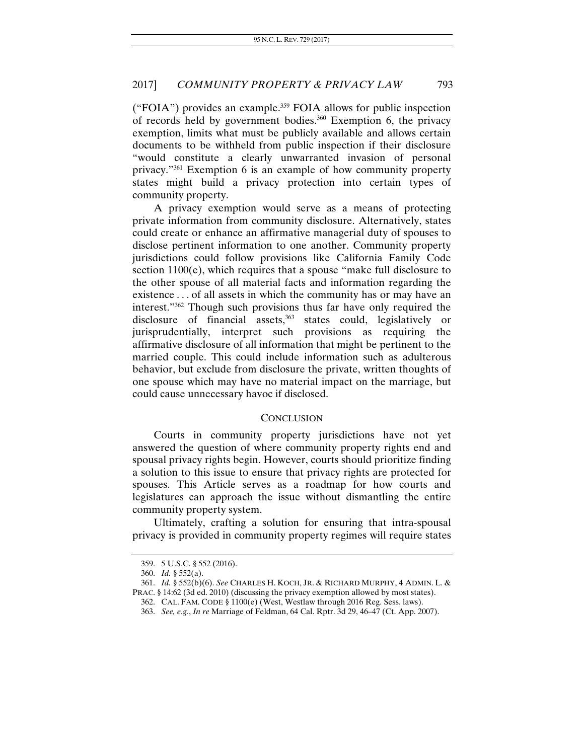("FOIA") provides an example.[359] FOIA allows for public inspection of records held by government bodies.[360] Exemption 6, the privacy exemption, limits what must be publicly available and allows certain documents to be withheld from public inspection if their disclosure "would constitute a clearly unwarranted invasion of personal privacy."[361] Exemption 6 is an example of how community property states might build a privacy protection into certain types of community property.

A privacy exemption would serve as a means of protecting private information from community disclosure. Alternatively, states could create or enhance an affirmative managerial duty of spouses to disclose pertinent information to one another. Community property jurisdictions could follow provisions like California Family Code section 1100(e), which requires that a spouse "make full disclosure to the other spouse of all material facts and information regarding the existence . . . of all assets in which the community has or may have an interest."[362] Though such provisions thus far have only required the disclosure of financial assets,[363] states could, legislatively or jurisprudentially, interpret such provisions as requiring the affirmative disclosure of all information that might be pertinent to the married couple. This could include information such as adulterous behavior, but exclude from disclosure the private, written thoughts of one spouse which may have no material impact on the marriage, but could cause unnecessary havoc if disclosed.

## CONCLUSION

Courts in community property jurisdictions have not yet answered the question of where community property rights end and spousal privacy rights begin. However, courts should prioritize finding a solution to this issue to ensure that privacy rights are protected for spouses. This Article serves as a roadmap for how courts and legislatures can approach the issue without dismantling the entire community property system.

Ultimately, crafting a solution for ensuring that intra-spousal privacy is provided in community property regimes will require states

---

359. 5 U.S.C. § 552 (2016).

360. *Id.* § 552(a).

361. *Id.* § 552(b)(6). *See* CHARLES H. KOCH, JR. & RICHARD MURPHY, 4 ADMIN. L. & PRAC. § 14:62 (3d ed. 2010) (discussing the privacy exemption allowed by most states).

362. CAL. FAM. CODE § 1100(e) (West, Westlaw through 2016 Reg. Sess. laws).

363. *See, e.g.*, *In re* Marriage of Feldman, 64 Cal. Rptr. 3d 29, 46–47 (Ct. App. 2007).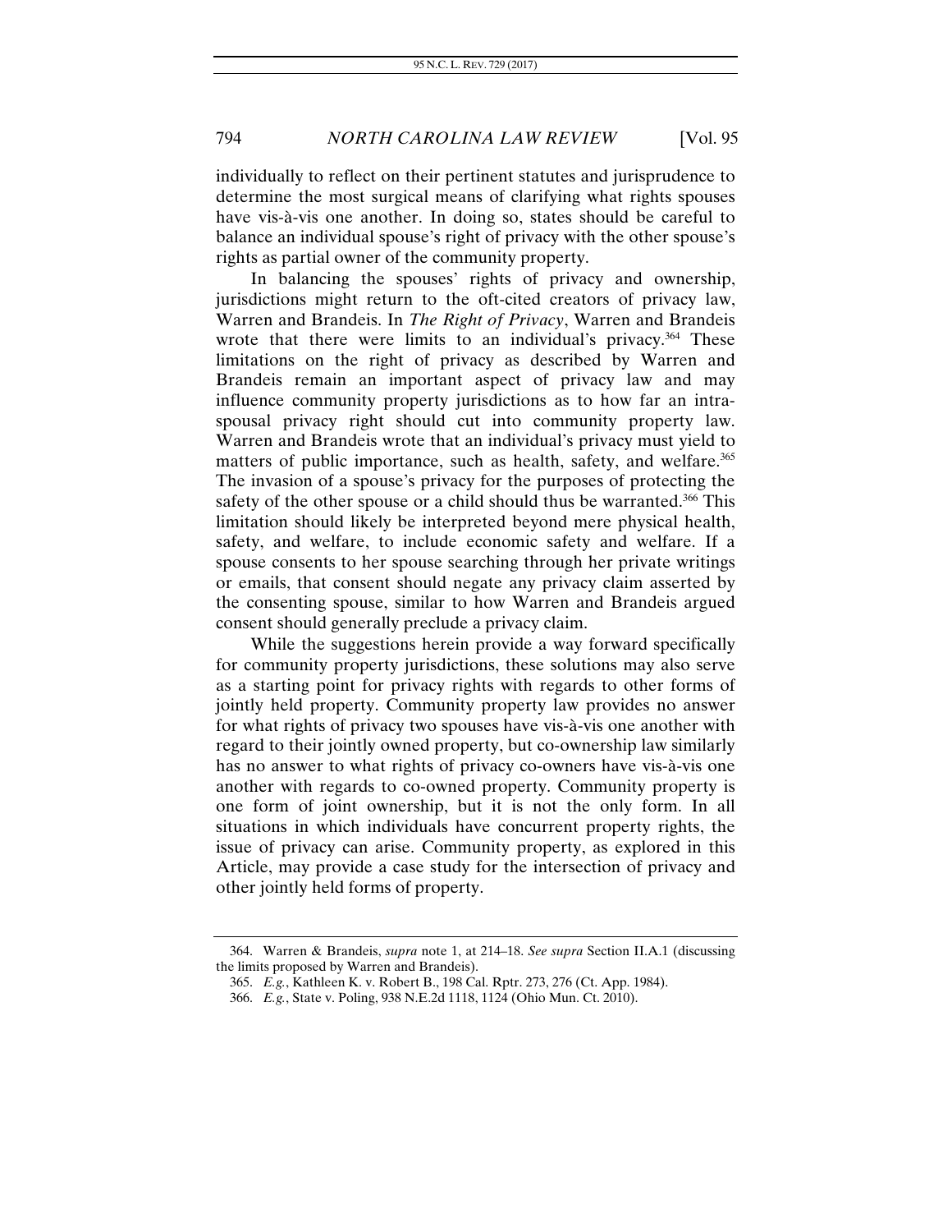individually to reflect on their pertinent statutes and jurisprudence to determine the most surgical means of clarifying what rights spouses have vis-à-vis one another. In doing so, states should be careful to balance an individual spouse's right of privacy with the other spouse's rights as partial owner of the community property.

In balancing the spouses' rights of privacy and ownership, jurisdictions might return to the oft-cited creators of privacy law, Warren and Brandeis. In *The Right of Privacy*, Warren and Brandeis wrote that there were limits to an individual's privacy.[364] These limitations on the right of privacy as described by Warren and Brandeis remain an important aspect of privacy law and may influence community property jurisdictions as to how far an intra-spousal privacy right should cut into community property law. Warren and Brandeis wrote that an individual's privacy must yield to matters of public importance, such as health, safety, and welfare.[365] The invasion of a spouse's privacy for the purposes of protecting the safety of the other spouse or a child should thus be warranted.[366] This limitation should likely be interpreted beyond mere physical health, safety, and welfare, to include economic safety and welfare. If a spouse consents to her spouse searching through her private writings or emails, that consent should negate any privacy claim asserted by the consenting spouse, similar to how Warren and Brandeis argued consent should generally preclude a privacy claim.

While the suggestions herein provide a way forward specifically for community property jurisdictions, these solutions may also serve as a starting point for privacy rights with regards to other forms of jointly held property. Community property law provides no answer for what rights of privacy two spouses have vis-à-vis one another with regard to their jointly owned property, but co-ownership law similarly has no answer to what rights of privacy co-owners have vis-à-vis one another with regards to co-owned property. Community property is one form of joint ownership, but it is not the only form. In all situations in which individuals have concurrent property rights, the issue of privacy can arise. Community property, as explored in this Article, may provide a case study for the intersection of privacy and other jointly held forms of property.

---

364. Warren & Brandeis, *supra* note 1, at 214–18. *See supra* Section II.A.1 (discussing the limits proposed by Warren and Brandeis).

365. *E.g.*, Kathleen K. v. Robert B., 198 Cal. Rptr. 273, 276 (Ct. App. 1984).

366. *E.g.*, State v. Poling, 938 N.E.2d 1118, 1124 (Ohio Mun. Ct. 2010).